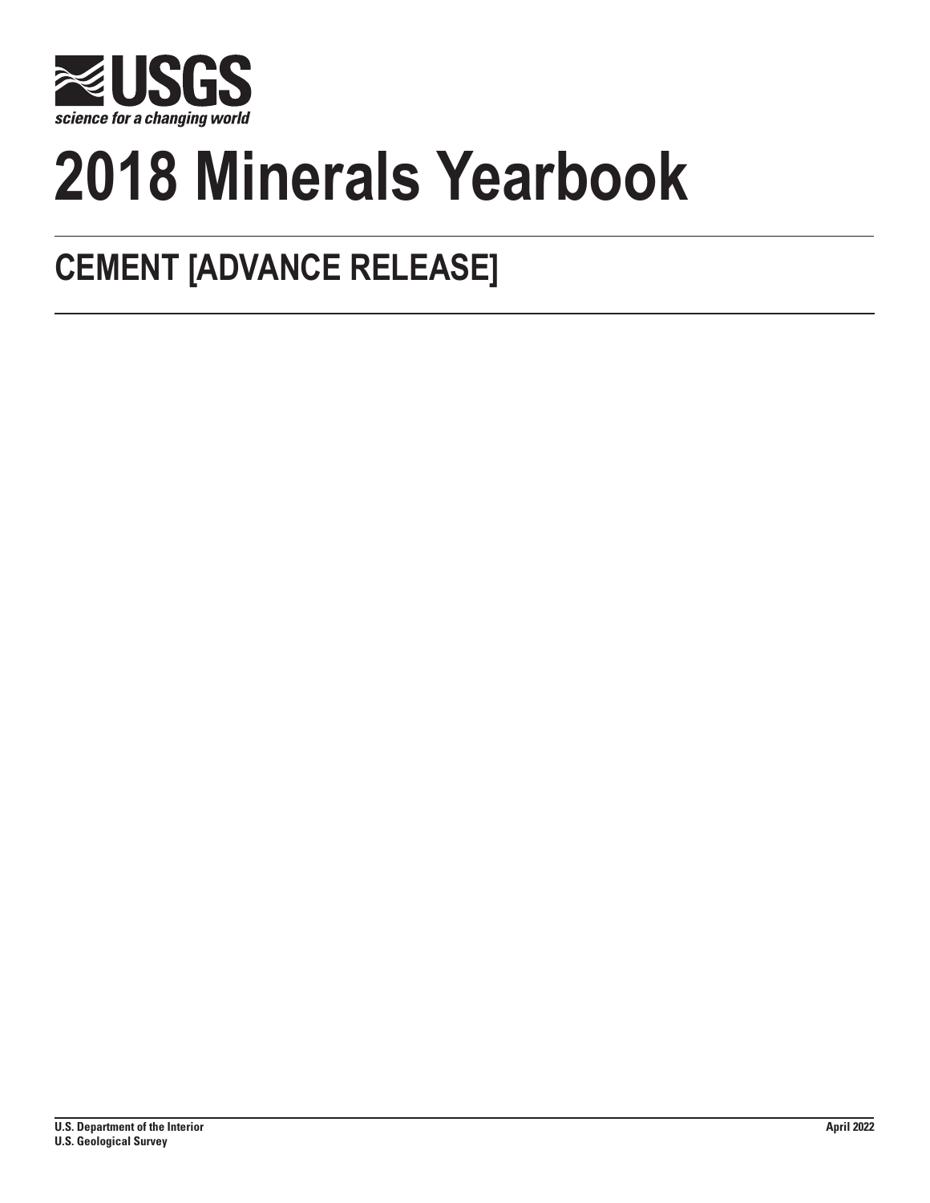# USGS

*science for a changing world*

# 2018 Minerals Yearbook

## CEMENT [ADVANCE RELEASE]

**U.S. Department of the Interior**
**U.S. Geological Survey**

**April 2022**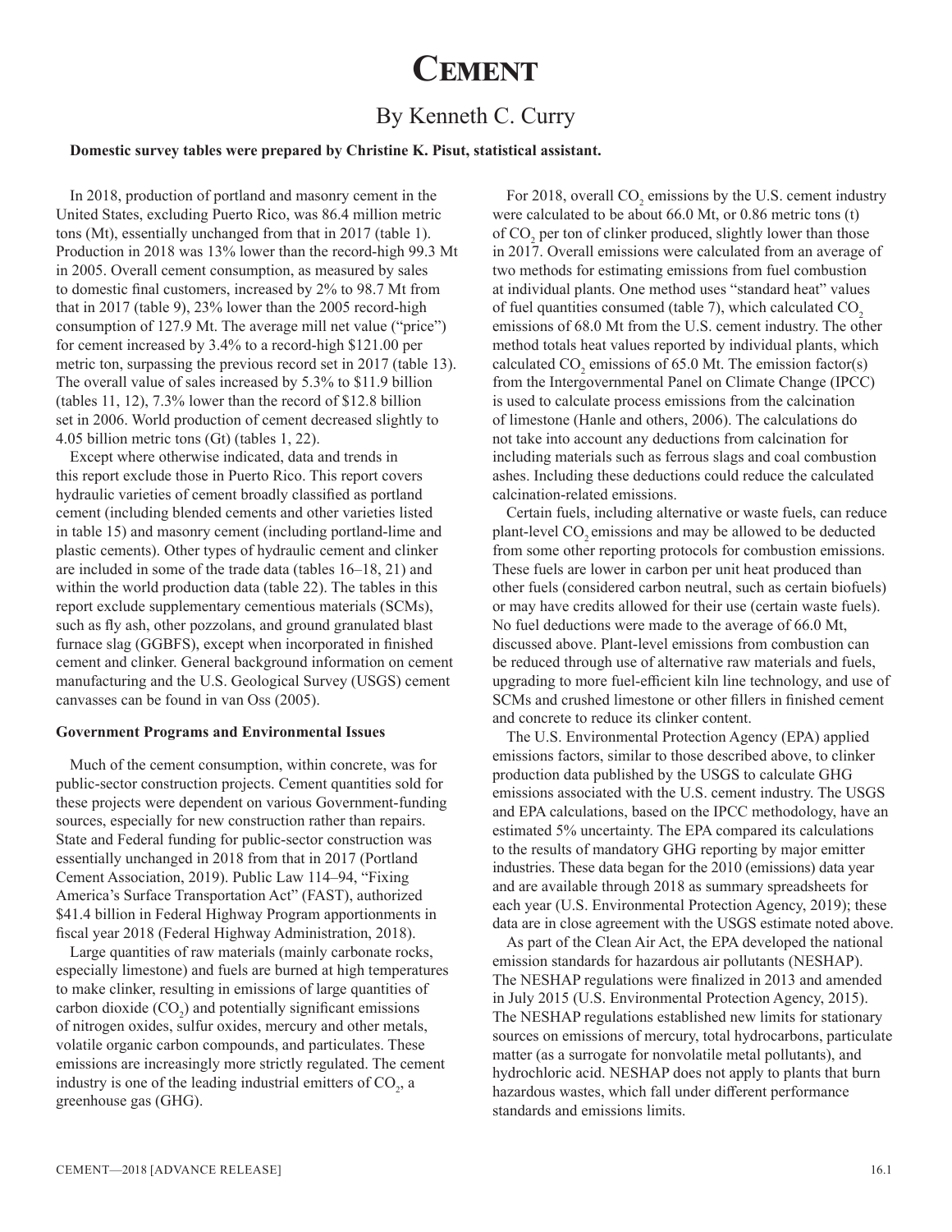# Cement

## By Kenneth C. Curry

**Domestic survey tables were prepared by Christine K. Pisut, statistical assistant.**

In 2018, production of portland and masonry cement in the United States, excluding Puerto Rico, was 86.4 million metric tons (Mt), essentially unchanged from that in 2017 (table 1). Production in 2018 was 13% lower than the record-high 99.3 Mt in 2005. Overall cement consumption, as measured by sales to domestic final customers, increased by 2% to 98.7 Mt from that in 2017 (table 9), 23% lower than the 2005 record-high consumption of 127.9 Mt. The average mill net value ("price") for cement increased by 3.4% to a record-high $121.00 per metric ton, surpassing the previous record set in 2017 (table 13). The overall value of sales increased by 5.3% to $11.9 billion (tables 11, 12), 7.3% lower than the record of $12.8 billion set in 2006. World production of cement decreased slightly to 4.05 billion metric tons (Gt) (tables 1, 22).

Except where otherwise indicated, data and trends in this report exclude those in Puerto Rico. This report covers hydraulic varieties of cement broadly classified as portland cement (including blended cements and other varieties listed in table 15) and masonry cement (including portland-lime and plastic cements). Other types of hydraulic cement and clinker are included in some of the trade data (tables 16–18, 21) and within the world production data (table 22). The tables in this report exclude supplementary cementious materials (SCMs), such as fly ash, other pozzolans, and ground granulated blast furnace slag (GGBFS), except when incorporated in finished cement and clinker. General background information on cement manufacturing and the U.S. Geological Survey (USGS) cement canvasses can be found in van Oss (2005).

### Government Programs and Environmental Issues

Much of the cement consumption, within concrete, was for public-sector construction projects. Cement quantities sold for these projects were dependent on various Government-funding sources, especially for new construction rather than repairs. State and Federal funding for public-sector construction was essentially unchanged in 2018 from that in 2017 (Portland Cement Association, 2019). Public Law 114–94, "Fixing America's Surface Transportation Act" (FAST), authorized $41.4 billion in Federal Highway Program apportionments in fiscal year 2018 (Federal Highway Administration, 2018).

Large quantities of raw materials (mainly carbonate rocks, especially limestone) and fuels are burned at high temperatures to make clinker, resulting in emissions of large quantities of carbon dioxide ($CO_2$) and potentially significant emissions of nitrogen oxides, sulfur oxides, mercury and other metals, volatile organic carbon compounds, and particulates. These emissions are increasingly more strictly regulated. The cement industry is one of the leading industrial emitters of $CO_2$, a greenhouse gas (GHG).

For 2018, overall $CO_2$ emissions by the U.S. cement industry were calculated to be about 66.0 Mt, or 0.86 metric tons (t) of $CO_2$ per ton of clinker produced, slightly lower than those in 2017. Overall emissions were calculated from an average of two methods for estimating emissions from fuel combustion at individual plants. One method uses "standard heat" values of fuel quantities consumed (table 7), which calculated $CO_2$ emissions of 68.0 Mt from the U.S. cement industry. The other method totals heat values reported by individual plants, which calculated $CO_2$ emissions of 65.0 Mt. The emission factor(s) from the Intergovernmental Panel on Climate Change (IPCC) is used to calculate process emissions from the calcination of limestone (Hanle and others, 2006). The calculations do not take into account any deductions from calcination for including materials such as ferrous slags and coal combustion ashes. Including these deductions could reduce the calculated calcination-related emissions.

Certain fuels, including alternative or waste fuels, can reduce plant-level $CO_2$ emissions and may be allowed to be deducted from some other reporting protocols for combustion emissions. These fuels are lower in carbon per unit heat produced than other fuels (considered carbon neutral, such as certain biofuels) or may have credits allowed for their use (certain waste fuels). No fuel deductions were made to the average of 66.0 Mt, discussed above. Plant-level emissions from combustion can be reduced through use of alternative raw materials and fuels, upgrading to more fuel-efficient kiln line technology, and use of SCMs and crushed limestone or other fillers in finished cement and concrete to reduce its clinker content.

The U.S. Environmental Protection Agency (EPA) applied emissions factors, similar to those described above, to clinker production data published by the USGS to calculate GHG emissions associated with the U.S. cement industry. The USGS and EPA calculations, based on the IPCC methodology, have an estimated 5% uncertainty. The EPA compared its calculations to the results of mandatory GHG reporting by major emitter industries. These data began for the 2010 (emissions) data year and are available through 2018 as summary spreadsheets for each year (U.S. Environmental Protection Agency, 2019); these data are in close agreement with the USGS estimate noted above.

As part of the Clean Air Act, the EPA developed the national emission standards for hazardous air pollutants (NESHAP). The NESHAP regulations were finalized in 2013 and amended in July 2015 (U.S. Environmental Protection Agency, 2015). The NESHAP regulations established new limits for stationary sources on emissions of mercury, total hydrocarbons, particulate matter (as a surrogate for nonvolatile metal pollutants), and hydrochloric acid. NESHAP does not apply to plants that burn hazardous wastes, which fall under different performance standards and emissions limits.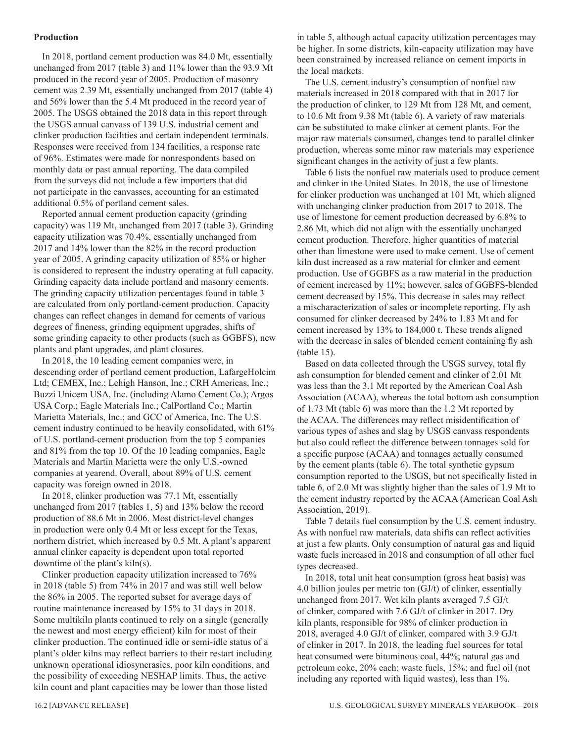### Production

In 2018, portland cement production was 84.0 Mt, essentially unchanged from 2017 (table 3) and 11% lower than the 93.9 Mt produced in the record year of 2005. Production of masonry cement was 2.39 Mt, essentially unchanged from 2017 (table 4) and 56% lower than the 5.4 Mt produced in the record year of 2005. The USGS obtained the 2018 data in this report through the USGS annual canvass of 139 U.S. industrial cement and clinker production facilities and certain independent terminals. Responses were received from 134 facilities, a response rate of 96%. Estimates were made for nonrespondents based on monthly data or past annual reporting. The data compiled from the surveys did not include a few importers that did not participate in the canvasses, accounting for an estimated additional 0.5% of portland cement sales.

Reported annual cement production capacity (grinding capacity) was 119 Mt, unchanged from 2017 (table 3). Grinding capacity utilization was 70.4%, essentially unchanged from 2017 and 14% lower than the 82% in the record production year of 2005. A grinding capacity utilization of 85% or higher is considered to represent the industry operating at full capacity. Grinding capacity data include portland and masonry cements. The grinding capacity utilization percentages found in table 3 are calculated from only portland-cement production. Capacity changes can reflect changes in demand for cements of various degrees of fineness, grinding equipment upgrades, shifts of some grinding capacity to other products (such as GGBFS), new plants and plant upgrades, and plant closures.

In 2018, the 10 leading cement companies were, in descending order of portland cement production, LafargeHolcim Ltd; CEMEX, Inc.; Lehigh Hanson, Inc.; CRH Americas, Inc.; Buzzi Unicem USA, Inc. (including Alamo Cement Co.); Argos USA Corp.; Eagle Materials Inc.; CalPortland Co.; Martin Marietta Materials, Inc.; and GCC of America, Inc. The U.S. cement industry continued to be heavily consolidated, with 61% of U.S. portland-cement production from the top 5 companies and 81% from the top 10. Of the 10 leading companies, Eagle Materials and Martin Marietta were the only U.S.-owned companies at yearend. Overall, about 89% of U.S. cement capacity was foreign owned in 2018.

In 2018, clinker production was 77.1 Mt, essentially unchanged from 2017 (tables 1, 5) and 13% below the record production of 88.6 Mt in 2006. Most district-level changes in production were only 0.4 Mt or less except for the Texas, northern district, which increased by 0.5 Mt. A plant's apparent annual clinker capacity is dependent upon total reported downtime of the plant's kiln(s).

Clinker production capacity utilization increased to 76% in 2018 (table 5) from 74% in 2017 and was still well below the 86% in 2005. The reported subset for average days of routine maintenance increased by 15% to 31 days in 2018. Some multikiln plants continued to rely on a single (generally the newest and most energy efficient) kiln for most of their clinker production. The continued idle or semi-idle status of a plant's older kilns may reflect barriers to their restart including unknown operational idiosyncrasies, poor kiln conditions, and the possibility of exceeding NESHAP limits. Thus, the active kiln count and plant capacities may be lower than those listed in table 5, although actual capacity utilization percentages may be higher. In some districts, kiln-capacity utilization may have been constrained by increased reliance on cement imports in the local markets.

The U.S. cement industry's consumption of nonfuel raw materials increased in 2018 compared with that in 2017 for the production of clinker, to 129 Mt from 128 Mt, and cement, to 10.6 Mt from 9.38 Mt (table 6). A variety of raw materials can be substituted to make clinker at cement plants. For the major raw materials consumed, changes tend to parallel clinker production, whereas some minor raw materials may experience significant changes in the activity of just a few plants.

Table 6 lists the nonfuel raw materials used to produce cement and clinker in the United States. In 2018, the use of limestone for clinker production was unchanged at 101 Mt, which aligned with unchanging clinker production from 2017 to 2018. The use of limestone for cement production decreased by 6.8% to 2.86 Mt, which did not align with the essentially unchanged cement production. Therefore, higher quantities of material other than limestone were used to make cement. Use of cement kiln dust increased as a raw material for clinker and cement production. Use of GGBFS as a raw material in the production of cement increased by 11%; however, sales of GGBFS-blended cement decreased by 15%. This decrease in sales may reflect a mischaracterization of sales or incomplete reporting. Fly ash consumed for clinker decreased by 24% to 1.83 Mt and for cement increased by 13% to 184,000 t. These trends aligned with the decrease in sales of blended cement containing fly ash (table 15).

Based on data collected through the USGS survey, total fly ash consumption for blended cement and clinker of 2.01 Mt was less than the 3.1 Mt reported by the American Coal Ash Association (ACAA), whereas the total bottom ash consumption of 1.73 Mt (table 6) was more than the 1.2 Mt reported by the ACAA. The differences may reflect misidentification of various types of ashes and slag by USGS canvass respondents but also could reflect the difference between tonnages sold for a specific purpose (ACAA) and tonnages actually consumed by the cement plants (table 6). The total synthetic gypsum consumption reported to the USGS, but not specifically listed in table 6, of 2.0 Mt was slightly higher than the sales of 1.9 Mt to the cement industry reported by the ACAA (American Coal Ash Association, 2019).

Table 7 details fuel consumption by the U.S. cement industry. As with nonfuel raw materials, data shifts can reflect activities at just a few plants. Only consumption of natural gas and liquid waste fuels increased in 2018 and consumption of all other fuel types decreased.

In 2018, total unit heat consumption (gross heat basis) was 4.0 billion joules per metric ton (GJ/t) of clinker, essentially unchanged from 2017. Wet kiln plants averaged 7.5 GJ/t of clinker, compared with 7.6 GJ/t of clinker in 2017. Dry kiln plants, responsible for 98% of clinker production in 2018, averaged 4.0 GJ/t of clinker, compared with 3.9 GJ/t of clinker in 2017. In 2018, the leading fuel sources for total heat consumed were bituminous coal, 44%; natural gas and petroleum coke, 20% each; waste fuels, 15%; and fuel oil (not including any reported with liquid wastes), less than 1%.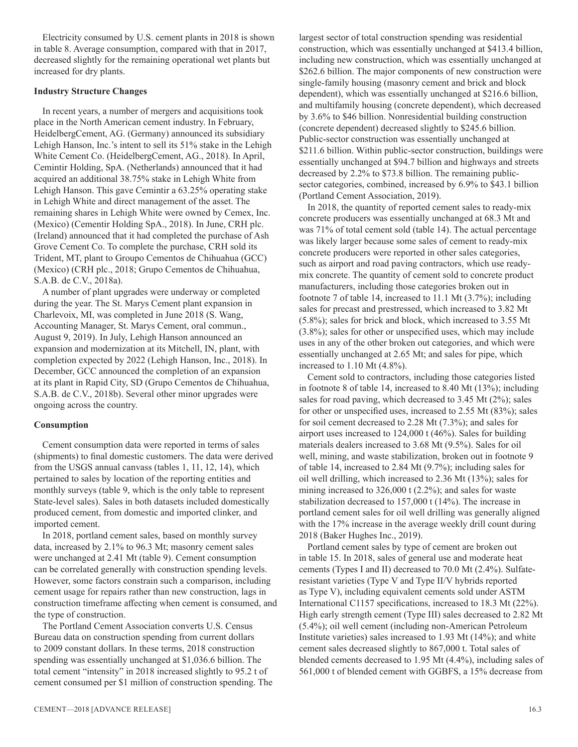Electricity consumed by U.S. cement plants in 2018 is shown in table 8. Average consumption, compared with that in 2017, decreased slightly for the remaining operational wet plants but increased for dry plants.

### Industry Structure Changes

In recent years, a number of mergers and acquisitions took place in the North American cement industry. In February, HeidelbergCement, AG. (Germany) announced its subsidiary Lehigh Hanson, Inc.'s intent to sell its 51% stake in the Lehigh White Cement Co. (HeidelbergCement, AG., 2018). In April, Cemintir Holding, SpA. (Netherlands) announced that it had acquired an additional 38.75% stake in Lehigh White from Lehigh Hanson. This gave Cemintir a 63.25% operating stake in Lehigh White and direct management of the asset. The remaining shares in Lehigh White were owned by Cemex, Inc. (Mexico) (Cementir Holding SpA., 2018). In June, CRH plc. (Ireland) announced that it had completed the purchase of Ash Grove Cement Co. To complete the purchase, CRH sold its Trident, MT, plant to Groupo Cementos de Chihuahua (GCC) (Mexico) (CRH plc., 2018; Grupo Cementos de Chihuahua, S.A.B. de C.V., 2018a).

A number of plant upgrades were underway or completed during the year. The St. Marys Cement plant expansion in Charlevoix, MI, was completed in June 2018 (S. Wang, Accounting Manager, St. Marys Cement, oral commun., August 9, 2019). In July, Lehigh Hanson announced an expansion and modernization at its Mitchell, IN, plant, with completion expected by 2022 (Lehigh Hanson, Inc., 2018). In December, GCC announced the completion of an expansion at its plant in Rapid City, SD (Grupo Cementos de Chihuahua, S.A.B. de C.V., 2018b). Several other minor upgrades were ongoing across the country.

### Consumption

Cement consumption data were reported in terms of sales (shipments) to final domestic customers. The data were derived from the USGS annual canvass (tables 1, 11, 12, 14), which pertained to sales by location of the reporting entities and monthly surveys (table 9, which is the only table to represent State-level sales). Sales in both datasets included domestically produced cement, from domestic and imported clinker, and imported cement.

In 2018, portland cement sales, based on monthly survey data, increased by 2.1% to 96.3 Mt; masonry cement sales were unchanged at 2.41 Mt (table 9). Cement consumption can be correlated generally with construction spending levels. However, some factors constrain such a comparison, including cement usage for repairs rather than new construction, lags in construction timeframe affecting when cement is consumed, and the type of construction.

The Portland Cement Association converts U.S. Census Bureau data on construction spending from current dollars to 2009 constant dollars. In these terms, 2018 construction spending was essentially unchanged at $1,036.6 billion. The total cement "intensity" in 2018 increased slightly to 95.2 t of cement consumed per $1 million of construction spending. The largest sector of total construction spending was residential construction, which was essentially unchanged at $413.4 billion, including new construction, which was essentially unchanged at $262.6 billion. The major components of new construction were single-family housing (masonry cement and brick and block dependent), which was essentially unchanged at $216.6 billion, and multifamily housing (concrete dependent), which decreased by 3.6% to $46 billion. Nonresidential building construction (concrete dependent) decreased slightly to $245.6 billion. Public-sector construction was essentially unchanged at $211.6 billion. Within public-sector construction, buildings were essentially unchanged at $94.7 billion and highways and streets decreased by 2.2% to $73.8 billion. The remaining public-sector categories, combined, increased by 6.9% to $43.1 billion (Portland Cement Association, 2019).

In 2018, the quantity of reported cement sales to ready-mix concrete producers was essentially unchanged at 68.3 Mt and was 71% of total cement sold (table 14). The actual percentage was likely larger because some sales of cement to ready-mix concrete producers were reported in other sales categories, such as airport and road paving contractors, which use ready-mix concrete. The quantity of cement sold to concrete product manufacturers, including those categories broken out in footnote 7 of table 14, increased to 11.1 Mt (3.7%); including sales for precast and prestressed, which increased to 3.82 Mt (5.8%); sales for brick and block, which increased to 3.55 Mt (3.8%); sales for other or unspecified uses, which may include uses in any of the other broken out categories, and which were essentially unchanged at 2.65 Mt; and sales for pipe, which increased to 1.10 Mt (4.8%).

Cement sold to contractors, including those categories listed in footnote 8 of table 14, increased to 8.40 Mt (13%); including sales for road paving, which decreased to 3.45 Mt (2%); sales for other or unspecified uses, increased to 2.55 Mt (83%); sales for soil cement decreased to 2.28 Mt (7.3%); and sales for airport uses increased to 124,000 t (46%). Sales for building materials dealers increased to 3.68 Mt (9.5%). Sales for oil well, mining, and waste stabilization, broken out in footnote 9 of table 14, increased to 2.84 Mt (9.7%); including sales for oil well drilling, which increased to 2.36 Mt (13%); sales for mining increased to 326,000 t (2.2%); and sales for waste stabilization decreased to 157,000 t (14%). The increase in portland cement sales for oil well drilling was generally aligned with the 17% increase in the average weekly drill count during 2018 (Baker Hughes Inc., 2019).

Portland cement sales by type of cement are broken out in table 15. In 2018, sales of general use and moderate heat cements (Types I and II) decreased to 70.0 Mt (2.4%). Sulfate-resistant varieties (Type V and Type II/V hybrids reported as Type V), including equivalent cements sold under ASTM International C1157 specifications, increased to 18.3 Mt (22%). High early strength cement (Type III) sales decreased to 2.82 Mt (5.4%); oil well cement (including non-American Petroleum Institute varieties) sales increased to 1.93 Mt (14%); and white cement sales decreased slightly to 867,000 t. Total sales of blended cements decreased to 1.95 Mt (4.4%), including sales of 561,000 t of blended cement with GGBFS, a 15% decrease from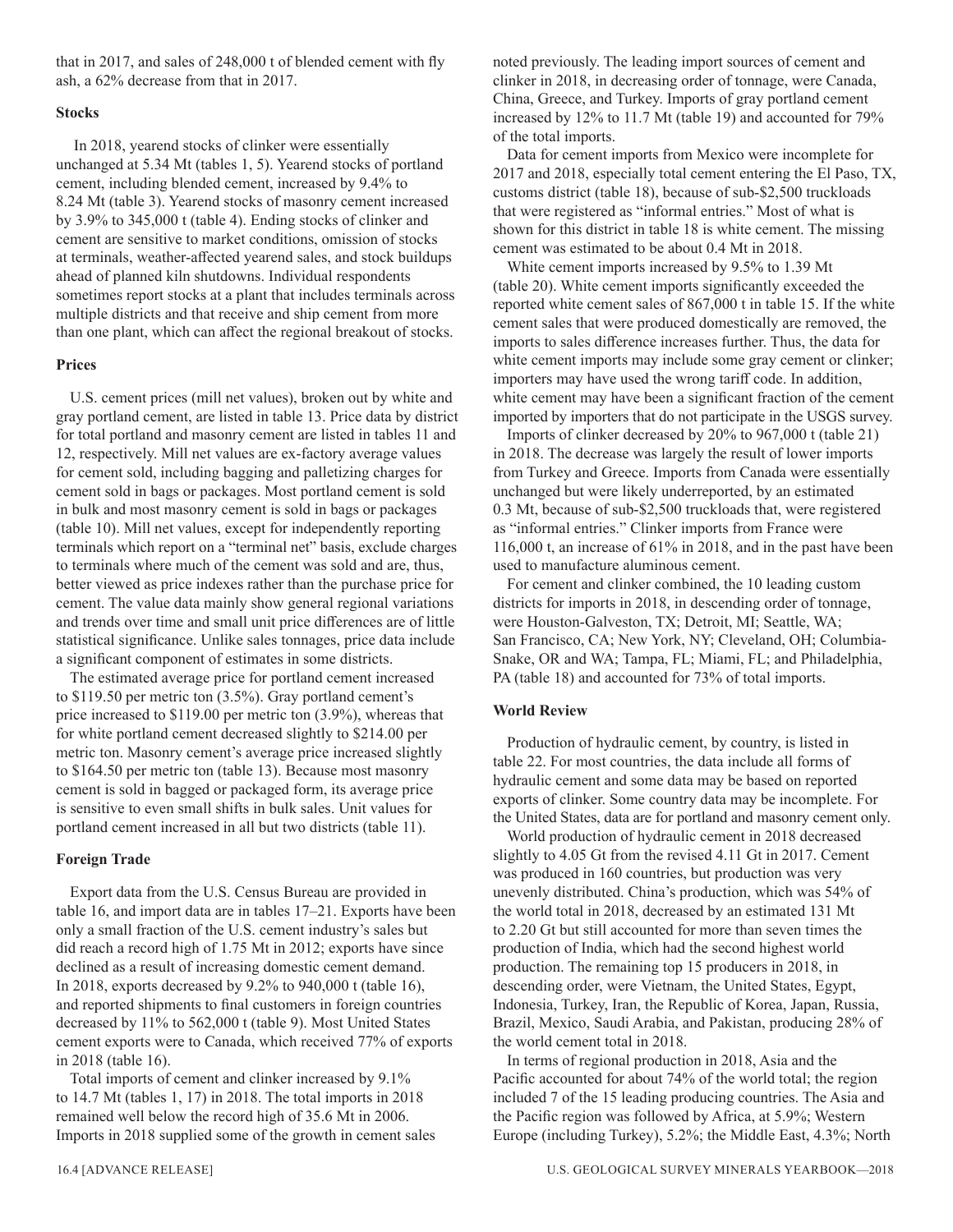that in 2017, and sales of 248,000 t of blended cement with fly ash, a 62% decrease from that in 2017.

### Stocks

In 2018, yearend stocks of clinker were essentially unchanged at 5.34 Mt (tables 1, 5). Yearend stocks of portland cement, including blended cement, increased by 9.4% to 8.24 Mt (table 3). Yearend stocks of masonry cement increased by 3.9% to 345,000 t (table 4). Ending stocks of clinker and cement are sensitive to market conditions, omission of stocks at terminals, weather-affected yearend sales, and stock buildups ahead of planned kiln shutdowns. Individual respondents sometimes report stocks at a plant that includes terminals across multiple districts and that receive and ship cement from more than one plant, which can affect the regional breakout of stocks.

### Prices

U.S. cement prices (mill net values), broken out by white and gray portland cement, are listed in table 13. Price data by district for total portland and masonry cement are listed in tables 11 and 12, respectively. Mill net values are ex-factory average values for cement sold, including bagging and palletizing charges for cement sold in bags or packages. Most portland cement is sold in bulk and most masonry cement is sold in bags or packages (table 10). Mill net values, except for independently reporting terminals which report on a "terminal net" basis, exclude charges to terminals where much of the cement was sold and are, thus, better viewed as price indexes rather than the purchase price for cement. The value data mainly show general regional variations and trends over time and small unit price differences are of little statistical significance. Unlike sales tonnages, price data include a significant component of estimates in some districts.

The estimated average price for portland cement increased to \$119.50 per metric ton (3.5%). Gray portland cement's price increased to \$119.00 per metric ton (3.9%), whereas that for white portland cement decreased slightly to \$214.00 per metric ton. Masonry cement's average price increased slightly to \$164.50 per metric ton (table 13). Because most masonry cement is sold in bagged or packaged form, its average price is sensitive to even small shifts in bulk sales. Unit values for portland cement increased in all but two districts (table 11).

### Foreign Trade

Export data from the U.S. Census Bureau are provided in table 16, and import data are in tables 17–21. Exports have been only a small fraction of the U.S. cement industry's sales but did reach a record high of 1.75 Mt in 2012; exports have since declined as a result of increasing domestic cement demand. In 2018, exports decreased by 9.2% to 940,000 t (table 16), and reported shipments to final customers in foreign countries decreased by 11% to 562,000 t (table 9). Most United States cement exports were to Canada, which received 77% of exports in 2018 (table 16).

Total imports of cement and clinker increased by 9.1% to 14.7 Mt (tables 1, 17) in 2018. The total imports in 2018 remained well below the record high of 35.6 Mt in 2006. Imports in 2018 supplied some of the growth in cement sales noted previously. The leading import sources of cement and clinker in 2018, in decreasing order of tonnage, were Canada, China, Greece, and Turkey. Imports of gray portland cement increased by 12% to 11.7 Mt (table 19) and accounted for 79% of the total imports.

Data for cement imports from Mexico were incomplete for 2017 and 2018, especially total cement entering the El Paso, TX, customs district (table 18), because of sub-\$2,500 truckloads that were registered as "informal entries." Most of what is shown for this district in table 18 is white cement. The missing cement was estimated to be about 0.4 Mt in 2018.

White cement imports increased by 9.5% to 1.39 Mt (table 20). White cement imports significantly exceeded the reported white cement sales of 867,000 t in table 15. If the white cement sales that were produced domestically are removed, the imports to sales difference increases further. Thus, the data for white cement imports may include some gray cement or clinker; importers may have used the wrong tariff code. In addition, white cement may have been a significant fraction of the cement imported by importers that do not participate in the USGS survey.

Imports of clinker decreased by 20% to 967,000 t (table 21) in 2018. The decrease was largely the result of lower imports from Turkey and Greece. Imports from Canada were essentially unchanged but were likely underreported, by an estimated 0.3 Mt, because of sub-\$2,500 truckloads that, were registered as "informal entries." Clinker imports from France were 116,000 t, an increase of 61% in 2018, and in the past have been used to manufacture aluminous cement.

For cement and clinker combined, the 10 leading custom districts for imports in 2018, in descending order of tonnage, were Houston-Galveston, TX; Detroit, MI; Seattle, WA; San Francisco, CA; New York, NY; Cleveland, OH; Columbia-Snake, OR and WA; Tampa, FL; Miami, FL; and Philadelphia, PA (table 18) and accounted for 73% of total imports.

### World Review

Production of hydraulic cement, by country, is listed in table 22. For most countries, the data include all forms of hydraulic cement and some data may be based on reported exports of clinker. Some country data may be incomplete. For the United States, data are for portland and masonry cement only.

World production of hydraulic cement in 2018 decreased slightly to 4.05 Gt from the revised 4.11 Gt in 2017. Cement was produced in 160 countries, but production was very unevenly distributed. China's production, which was 54% of the world total in 2018, decreased by an estimated 131 Mt to 2.20 Gt but still accounted for more than seven times the production of India, which had the second highest world production. The remaining top 15 producers in 2018, in descending order, were Vietnam, the United States, Egypt, Indonesia, Turkey, Iran, the Republic of Korea, Japan, Russia, Brazil, Mexico, Saudi Arabia, and Pakistan, producing 28% of the world cement total in 2018.

In terms of regional production in 2018, Asia and the Pacific accounted for about 74% of the world total; the region included 7 of the 15 leading producing countries. The Asia and the Pacific region was followed by Africa, at 5.9%; Western Europe (including Turkey), 5.2%; the Middle East, 4.3%; North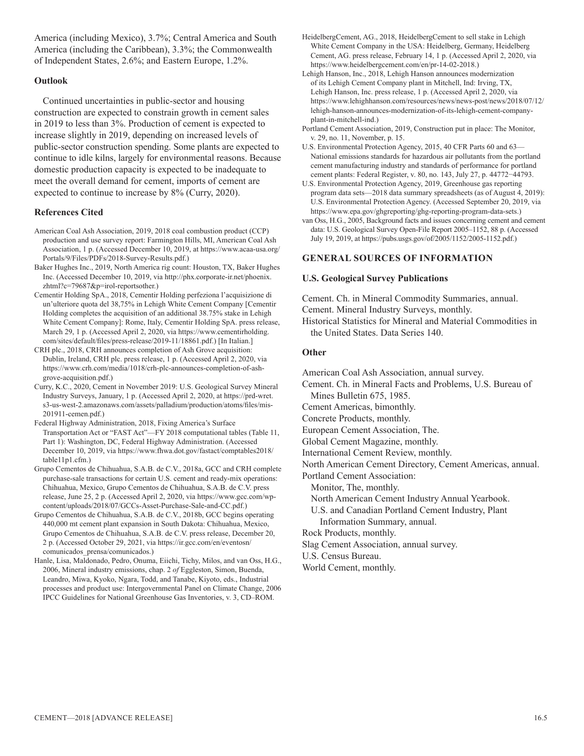America (including Mexico), 3.7%; Central America and South America (including the Caribbean), 3.3%; the Commonwealth of Independent States, 2.6%; and Eastern Europe, 1.2%.

### Outlook

Continued uncertainties in public-sector and housing construction are expected to constrain growth in cement sales in 2019 to less than 3%. Production of cement is expected to increase slightly in 2019, depending on increased levels of public-sector construction spending. Some plants are expected to continue to idle kilns, largely for environmental reasons. Because domestic production capacity is expected to be inadequate to meet the overall demand for cement, imports of cement are expected to continue to increase by 8% (Curry, 2020).

### References Cited

American Coal Ash Association, 2019, 2018 coal combustion product (CCP) production and use survey report: Farmington Hills, MI, American Coal Ash Association, 1 p. (Accessed December 10, 2019, at https://www.acaa-usa.org/Portals/9/Files/PDFs/2018-Survey-Results.pdf.)

Baker Hughes Inc., 2019, North America rig count: Houston, TX, Baker Hughes Inc. (Accessed December 10, 2019, via http://phx.corporate-ir.net/phoenix.zhtml?c=79687&p=irol-reportsother.)

Cementir Holding SpA., 2018, Cementir Holding perfeziona l'acquisizione di un'ulteriore quota del 38,75% in Lehigh White Cement Company [Cementir Holding completes the acquisition of an additional 38.75% stake in Lehigh White Cement Company]: Rome, Italy, Cementir Holding SpA. press release, March 29, 1 p. (Accessed April 2, 2020, via https://www.cementirholding.com/sites/default/files/press-release/2019-11/18861.pdf.) [In Italian.]

CRH plc., 2018, CRH announces completion of Ash Grove acquisition: Dublin, Ireland, CRH plc. press release, 1 p. (Accessed April 2, 2020, via https://www.crh.com/media/1018/crh-plc-announces-completion-of-ash-grove-acquisition.pdf.)

Curry, K.C., 2020, Cement in November 2019: U.S. Geological Survey Mineral Industry Surveys, January, 1 p. (Accessed April 2, 2020, at https://prd-wret.s3-us-west-2.amazonaws.com/assets/palladium/production/atoms/files/mis-201911-cemen.pdf.)

Federal Highway Administration, 2018, Fixing America's Surface Transportation Act or "FAST Act"—FY 2018 computational tables (Table 11, Part 1): Washington, DC, Federal Highway Administration. (Accessed December 10, 2019, via https://www.fhwa.dot.gov/fastact/comptables2018/table11p1.cfm.)

Grupo Cementos de Chihuahua, S.A.B. de C.V., 2018a, GCC and CRH complete purchase-sale transactions for certain U.S. cement and ready-mix operations: Chihuahua, Mexico, Grupo Cementos de Chihuahua, S.A.B. de C.V. press release, June 25, 2 p. (Accessed April 2, 2020, via https://www.gcc.com/wp-content/uploads/2018/07/GCCs-Asset-Purchase-Sale-and-CC.pdf.)

Grupo Cementos de Chihuahua, S.A.B. de C.V., 2018b, GCC begins operating 440,000 mt cement plant expansion in South Dakota: Chihuahua, Mexico, Grupo Cementos de Chihuahua, S.A.B. de C.V. press release, December 20, 2 p. (Accessed October 29, 2021, via https://ir.gcc.com/en/eventosn/comunicados_prensa/comunicados.)

Hanle, Lisa, Maldonado, Pedro, Onuma, Eiichi, Tichy, Milos, and van Oss, H.G., 2006, Mineral industry emissions, chap. 2 *of* Eggleston, Simon, Buenda, Leandro, Miwa, Kyoko, Ngara, Todd, and Tanabe, Kiyoto, eds., Industrial processes and product use: Intergovernmental Panel on Climate Change, 2006 IPCC Guidelines for National Greenhouse Gas Inventories, v. 3, CD–ROM.

HeidelbergCement, AG., 2018, HeidelbergCement to sell stake in Lehigh White Cement Company in the USA: Heidelberg, Germany, Heidelberg Cement, AG. press release, February 14, 1 p. (Accessed April 2, 2020, via https://www.heidelbergcement.com/en/pr-14-02-2018.)

Lehigh Hanson, Inc., 2018, Lehigh Hanson announces modernization of its Lehigh Cement Company plant in Mitchell, Ind: Irving, TX, Lehigh Hanson, Inc. press release, 1 p. (Accessed April 2, 2020, via https://www.lehighhanson.com/resources/news/news-post/news/2018/07/12/lehigh-hanson-announces-modernization-of-its-lehigh-cement-company-plant-in-mitchell-ind.)

Portland Cement Association, 2019, Construction put in place: The Monitor, v. 29, no. 11, November, p. 15.

U.S. Environmental Protection Agency, 2015, 40 CFR Parts 60 and 63—National emissions standards for hazardous air pollutants from the portland cement manufacturing industry and standards of performance for portland cement plants: Federal Register, v. 80, no. 143, July 27, p. 44772−44793.

U.S. Environmental Protection Agency, 2019, Greenhouse gas reporting program data sets—2018 data summary spreadsheets (as of August 4, 2019): U.S. Environmental Protection Agency. (Accessed September 20, 2019, via https://www.epa.gov/ghgreporting/ghg-reporting-program-data-sets.)

van Oss, H.G., 2005, Background facts and issues concerning cement and cement data: U.S. Geological Survey Open-File Report 2005–1152, 88 p. (Accessed July 19, 2019, at https://pubs.usgs.gov/of/2005/1152/2005-1152.pdf.)

## GENERAL SOURCES OF INFORMATION

### U.S. Geological Survey Publications

Cement. Ch. in Mineral Commodity Summaries, annual.
Cement. Mineral Industry Surveys, monthly.
Historical Statistics for Mineral and Material Commodities in the United States. Data Series 140.

### Other

American Coal Ash Association, annual survey.
Cement. Ch. in Mineral Facts and Problems, U.S. Bureau of Mines Bulletin 675, 1985.
Cement Americas, bimonthly.
Concrete Products, monthly.
European Cement Association, The.
Global Cement Magazine, monthly.
International Cement Review, monthly.
North American Cement Directory, Cement Americas, annual.
Portland Cement Association:
- Monitor, The, monthly.
- North American Cement Industry Annual Yearbook.
- U.S. and Canadian Portland Cement Industry, Plant Information Summary, annual.

Rock Products, monthly.
Slag Cement Association, annual survey.
U.S. Census Bureau.
World Cement, monthly.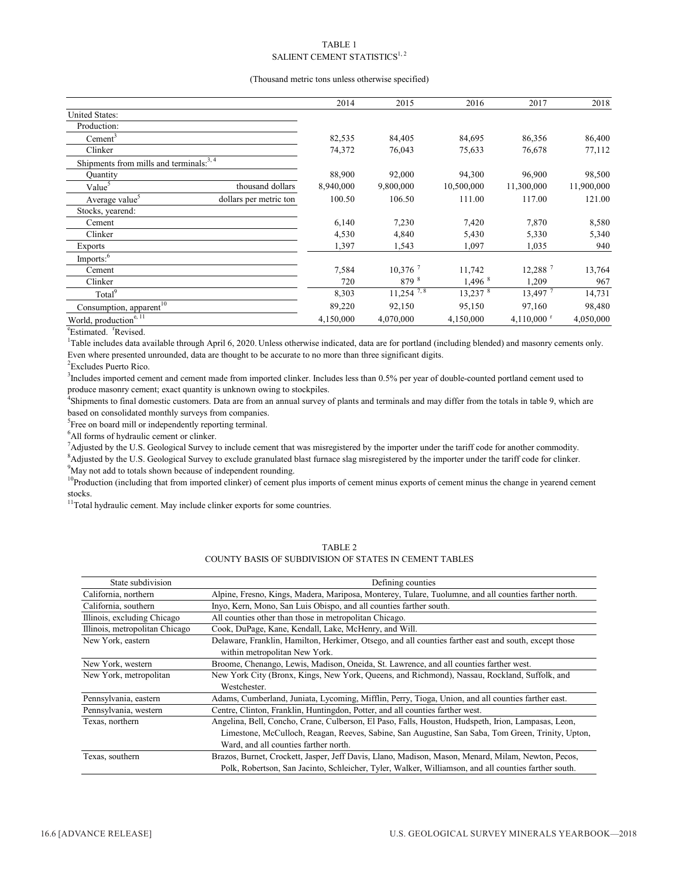TABLE 1
SALIENT CEMENT STATISTICS[1, 2]

(Thousand metric tons unless otherwise specified)

| | | 2014 | 2015 | 2016 | 2017 | 2018 |
|---|---|---|---|---|---|---|
| United States: | | | | | | |
| Production: | | | | | | |
| Cement[3] | | 82,535 | 84,405 | 84,695 | 86,356 | 86,400 |
| Clinker | | 74,372 | 76,043 | 75,633 | 76,678 | 77,112 |
| Shipments from mills and terminals:[3, 4] | | | | | | |
| Quantity | | 88,900 | 92,000 | 94,300 | 96,900 | 98,500 |
| Value[5] | thousand dollars | 8,940,000 | 9,800,000 | 10,500,000 | 11,300,000 | 11,900,000 |
| Average value[5] | dollars per metric ton | 100.50 | 106.50 | 111.00 | 117.00 | 121.00 |
| Stocks, yearend: | | | | | | |
| Cement | | 6,140 | 7,230 | 7,420 | 7,870 | 8,580 |
| Clinker | | 4,530 | 4,840 | 5,430 | 5,330 | 5,340 |
| Exports | | 1,397 | 1,543 | 1,097 | 1,035 | 940 |
| Imports:[6] | | | | | | |
| Cement | | 7,584 | 10,376 [7] | 11,742 | 12,288 [7] | 13,764 |
| Clinker | | 720 | 879 [8] | 1,496 [8] | 1,209 | 967 |
| Total[9] | | 8,303 | 11,254 [7, 8] | 13,237 [8] | 13,497 [7] | 14,731 |
| Consumption, apparent[10] | | 89,220 | 92,150 | 95,150 | 97,160 | 98,480 |
| World, production[e, 11] | | 4,150,000 | 4,070,000 | 4,150,000 | 4,110,000 [r] | 4,050,000 |

[e]Estimated. [r]Revised.

[1]Table includes data available through April 6, 2020. Unless otherwise indicated, data are for portland (including blended) and masonry cements only. Even where presented unrounded, data are thought to be accurate to no more than three significant digits.

[2]Excludes Puerto Rico.

[3]Includes imported cement and cement made from imported clinker. Includes less than 0.5% per year of double-counted portland cement used to produce masonry cement; exact quantity is unknown owing to stockpiles.

[4]Shipments to final domestic customers. Data are from an annual survey of plants and terminals and may differ from the totals in table 9, which are based on consolidated monthly surveys from companies.

[5]Free on board mill or independently reporting terminal.

[6]All forms of hydraulic cement or clinker.

[7]Adjusted by the U.S. Geological Survey to include cement that was misregistered by the importer under the tariff code for another commodity.

[8]Adjusted by the U.S. Geological Survey to exclude granulated blast furnace slag misregistered by the importer under the tariff code for clinker.

[9]May not add to totals shown because of independent rounding.

[10]Production (including that from imported clinker) of cement plus imports of cement minus exports of cement minus the change in yearend cement stocks.

[11]Total hydraulic cement. May include clinker exports for some countries.

TABLE 2
COUNTY BASIS OF SUBDIVISION OF STATES IN CEMENT TABLES

| State subdivision | Defining counties |
|---|---|
| California, northern | Alpine, Fresno, Kings, Madera, Mariposa, Monterey, Tulare, Tuolumne, and all counties farther north. |
| California, southern | Inyo, Kern, Mono, San Luis Obispo, and all counties farther south. |
| Illinois, excluding Chicago | All counties other than those in metropolitan Chicago. |
| Illinois, metropolitan Chicago | Cook, DuPage, Kane, Kendall, Lake, McHenry, and Will. |
| New York, eastern | Delaware, Franklin, Hamilton, Herkimer, Otsego, and all counties farther east and south, except those within metropolitan New York. |
| New York, western | Broome, Chenango, Lewis, Madison, Oneida, St. Lawrence, and all counties farther west. |
| New York, metropolitan | New York City (Bronx, Kings, New York, Queens, and Richmond), Nassau, Rockland, Suffolk, and Westchester. |
| Pennsylvania, eastern | Adams, Cumberland, Juniata, Lycoming, Mifflin, Perry, Tioga, Union, and all counties farther east. |
| Pennsylvania, western | Centre, Clinton, Franklin, Huntingdon, Potter, and all counties farther west. |
| Texas, northern | Angelina, Bell, Concho, Crane, Culberson, El Paso, Falls, Houston, Hudspeth, Irion, Lampasas, Leon, Limestone, McCulloch, Reagan, Reeves, Sabine, San Augustine, San Saba, Tom Green, Trinity, Upton, Ward, and all counties farther north. |
| Texas, southern | Brazos, Burnet, Crockett, Jasper, Jeff Davis, Llano, Madison, Mason, Menard, Milam, Newton, Pecos, Polk, Robertson, San Jacinto, Schleicher, Tyler, Walker, Williamson, and all counties farther south. |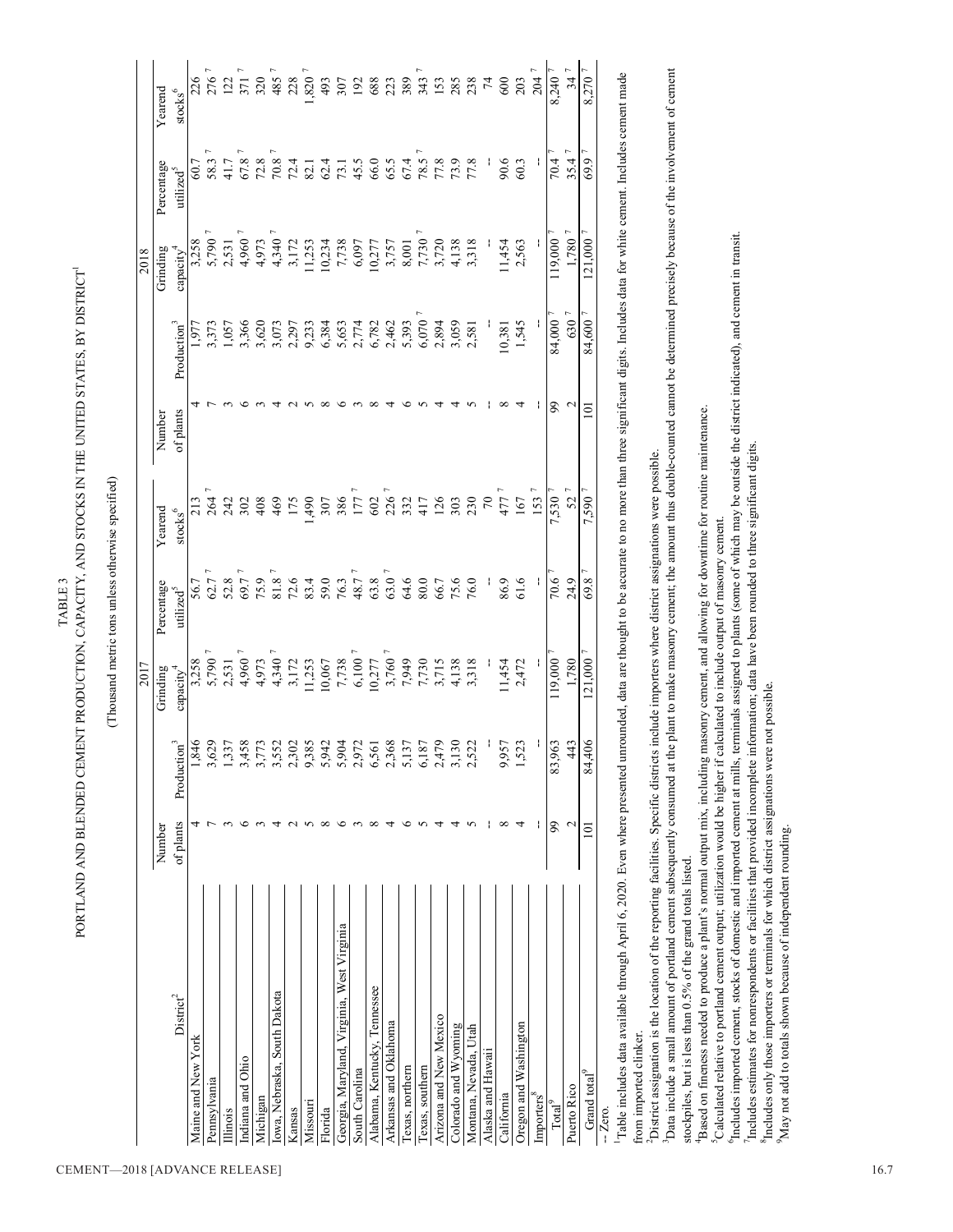TABLE 3

PORTLAND AND BLENDED CEMENT PRODUCTION, CAPACITY, AND STOCKS IN THE UNITED STATES, BY DISTRICT[1]

(Thousand metric tons unless otherwise specified)

| | 2017 | | | | | 2018 | | | | |
|---|---|---|---|---|---|---|---|---|---|---|
| District[2] | Number of plants | Production[3] | Grinding capacity[4] | Percentage utilized[5] | Yearend stocks[6] | Number of plants | Production[3] | Grinding capacity[4] | Percentage utilized[5] | Yearend stocks[6] |
| Maine and New York | 4 | 1,846 | 3,258 | 56.7 | 213 | 4 | 1,977 | 3,258 | 60.7 | 226 |
| Pennsylvania | 7 | 3,629 | 5,790 [7] | 62.7 [7] | 264 [7] | 7 | 3,373 | 5,790 [7] | 58.3 [7] | 276 [7] |
| Illinois | 3 | 1,337 | 2,531 | 52.8 | 242 | 3 | 1,057 | 2,531 | 41.7 | 122 |
| Indiana and Ohio | 6 | 3,458 | 4,960 [7] | 69.7 [7] | 302 | 6 | 3,366 | 4,960 [7] | 67.8 [7] | 371 [7] |
| Michigan | 3 | 3,773 | 4,973 | 75.9 | 408 | 3 | 3,620 | 4,973 | 72.8 | 320 |
| Iowa, Nebraska, South Dakota | 4 | 3,552 | 4,340 [7] | 81.8 [7] | 469 | 4 | 3,073 | 4,340 [7] | 70.8 [7] | 485 [7] |
| Kansas | 2 | 2,302 | 3,172 | 72.6 | 175 | 2 | 2,297 | 3,172 | 72.4 | 228 |
| Missouri | 5 | 9,385 | 11,253 | 83.4 | 1,490 | 5 | 9,233 | 11,253 | 82.1 | 1,820 [7] |
| Florida | 8 | 5,942 | 10,067 | 59.0 | 307 | 8 | 6,384 | 10,234 | 62.4 | 493 |
| Georgia, Maryland, Virginia, West Virginia | 6 | 5,904 | 7,738 | 76.3 | 386 | 6 | 5,653 | 7,738 | 73.1 | 307 |
| South Carolina | 3 | 2,972 | 6,100 [7] | 48.7 [7] | 177 [7] | 3 | 2,774 | 6,097 | 45.5 | 192 |
| Alabama, Kentucky, Tennessee | 8 | 6,561 | 10,277 | 63.8 | 602 | 8 | 6,782 | 10,277 | 66.0 | 688 |
| Arkansas and Oklahoma | 4 | 2,368 | 3,760 [7] | 63.0 [7] | 226 [7] | 4 | 2,462 | 3,757 | 65.5 | 223 |
| Texas, northern | 6 | 5,137 | 7,949 | 64.6 | 332 | 6 | 5,393 | 8,001 | 67.4 | 389 |
| Texas, southern | 5 | 6,187 | 7,730 | 80.0 | 417 | 5 | 6,070 [7] | 7,730 [7] | 78.5 [7] | 343 [7] |
| Arizona and New Mexico | 4 | 2,479 | 3,715 | 66.7 | 126 | 4 | 2,894 | 3,720 | 77.8 | 153 |
| Colorado and Wyoming | 4 | 3,130 | 4,138 | 75.6 | 303 | 4 | 3,059 | 4,138 | 73.9 | 285 |
| Montana, Nevada, Utah | 5 | 2,522 | 3,318 | 76.0 | 230 | 5 | 2,581 | 3,318 | 77.8 | 238 |
| Alaska and Hawaii | -- | -- | -- | -- | 70 | -- | -- | -- | -- | 74 |
| California | 8 | 9,957 | 11,454 | 86.9 | 477 [7] | 8 | 10,381 | 11,454 | 90.6 | 600 |
| Oregon and Washington | 4 | 1,523 | 2,472 | 61.6 | 167 | 4 | 1,545 | 2,563 | 60.3 | 203 |
| Importers[8] | -- | -- | -- | -- | 153 [7] | -- | -- | -- | -- | 204 [7] |
| Total[9] | 99 | 83,963 | 119,000 [7] | 70.6 [7] | 7,530 [7] | 99 | 84,000 [7] | 119,000 [7] | 70.4 [7] | 8,240 [7] |
| Puerto Rico | 2 | 443 | 1,780 | 24.9 | 52 [7] | 2 | 630 [7] | 1,780 [7] | 35.4 [7] | 34 [7] |
| Grand total[9] | 101 | 84,406 | 121,000 [7] | 69.8 [7] | 7,590 [7] | 101 | 84,600 [7] | 121,000 [7] | 69.9 [7] | 8,270 [7] |

-- Zero.

[1]Table includes data available through April 6, 2020. Even where presented unrounded, data are thought to be accurate to no more than three significant digits. Includes data for white cement. Includes cement made from imported clinker.

[2]District assignation is the location of the reporting facilities. Specific districts include importers where district assignations were possible.

[3]Data include a small amount of portland cement subsequently consumed at the plant to make masonry cement; the amount thus double-counted cannot be determined precisely because of the involvement of cement stockpiles, but is less than 0.5% of the grand totals listed.

[4]Based on fineness needed to produce a plant's normal output mix, including masonry cement, and allowing for downtime for routine maintenance.

[5]Calculated relative to portland cement output; utilization would be higher if calculated to include output of masonry cement.

[6]Includes imported cement, stocks of domestic and imported cement at mills, terminals assigned to plants (some of which may be outside the district indicated), and cement in transit.

[7]Includes estimates for nonrespondents or facilities that provided incomplete information; data have been rounded to three significant digits.

[8]Includes only those importers or terminals for which district assignations were not possible.

[9]May not add to totals shown because of independent rounding.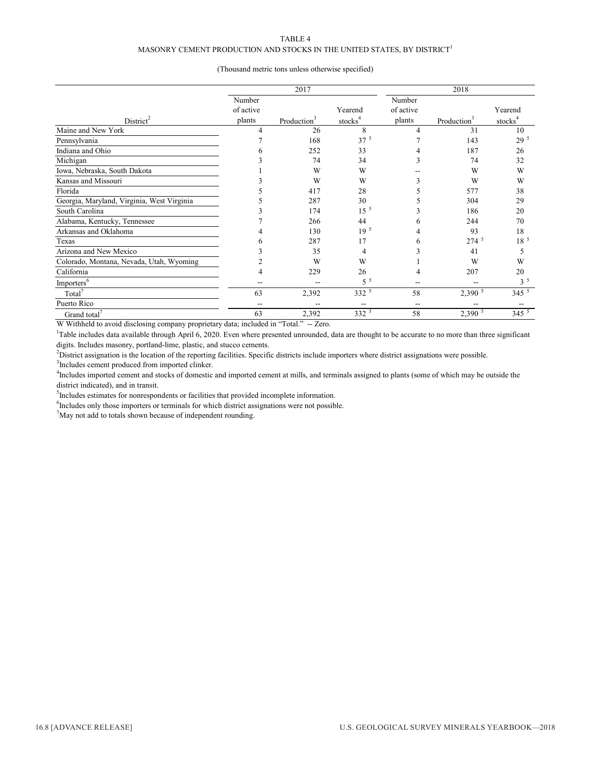TABLE 4

MASONRY CEMENT PRODUCTION AND STOCKS IN THE UNITED STATES, BY DISTRICT[1]

(Thousand metric tons unless otherwise specified)

| District[2] | 2017 | | | 2018 | | |
|---|---|---|---|---|---|---|
| | Number of active plants | Production[3] | Yearend stocks[4] | Number of active plants | Production[3] | Yearend stocks[4] |
| Maine and New York | 4 | 26 | 8 | 4 | 31 | 10 |
| Pennsylvania | 7 | 168 | 37 [5] | 7 | 143 | 29 [5] |
| Indiana and Ohio | 6 | 252 | 33 | 4 | 187 | 26 |
| Michigan | 3 | 74 | 34 | 3 | 74 | 32 |
| Iowa, Nebraska, South Dakota | 1 | W | W | -- | W | W |
| Kansas and Missouri | 3 | W | W | 3 | W | W |
| Florida | 5 | 417 | 28 | 5 | 577 | 38 |
| Georgia, Maryland, Virginia, West Virginia | 5 | 287 | 30 | 5 | 304 | 29 |
| South Carolina | 3 | 174 | 15 [5] | 3 | 186 | 20 |
| Alabama, Kentucky, Tennessee | 7 | 266 | 44 | 6 | 244 | 70 |
| Arkansas and Oklahoma | 4 | 130 | 19 [5] | 4 | 93 | 18 |
| Texas | 6 | 287 | 17 | 6 | 274 [5] | 18 [5] |
| Arizona and New Mexico | 3 | 35 | 4 | 3 | 41 | 5 |
| Colorado, Montana, Nevada, Utah, Wyoming | 2 | W | W | 1 | W | W |
| California | 4 | 229 | 26 | 4 | 207 | 20 |
| Importers[6] | -- | -- | 5 [5] | -- | -- | 3 [5] |
| Total[7] | 63 | 2,392 | 332 [5] | 58 | 2,390 [5] | 345 [5] |
| Puerto Rico | -- | -- | -- | -- | -- | -- |
| Grand total[7] | 63 | 2,392 | 332 [5] | 58 | 2,390 [5] | 345 [5] |

W Withheld to avoid disclosing company proprietary data; included in "Total." -- Zero.

[1]Table includes data available through April 6, 2020. Even where presented unrounded, data are thought to be accurate to no more than three significant digits. Includes masonry, portland-lime, plastic, and stucco cements.

[2]District assignation is the location of the reporting facilities. Specific districts include importers where district assignations were possible.

[3]Includes cement produced from imported clinker.

[4]Includes imported cement and stocks of domestic and imported cement at mills, and terminals assigned to plants (some of which may be outside the district indicated), and in transit.

[5]Includes estimates for nonrespondents or facilities that provided incomplete information.

[6]Includes only those importers or terminals for which district assignations were not possible.

[7]May not add to totals shown because of independent rounding.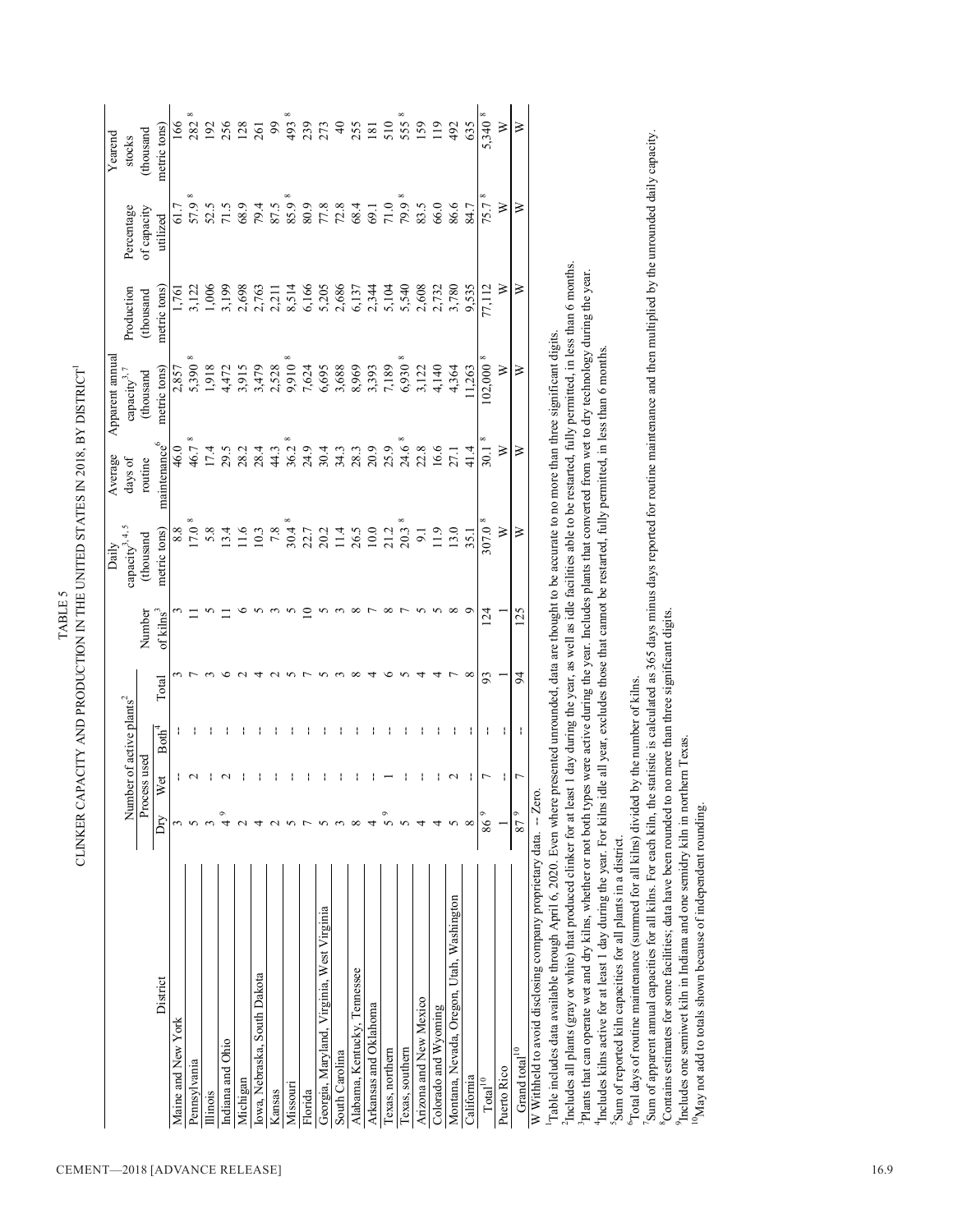# TABLE 5

## CLINKER CAPACITY AND PRODUCTION IN THE UNITED STATES IN 2018, BY DISTRICT[1]

| District | Number of active plants[2] | | | | Number of kilns[3] | Daily capacity[3, 4, 5] (thousand metric tons) | Average days of routine maintenance[6] | Apparent annual capacity[3, 7] (thousand metric tons) | Production (thousand metric tons) | Percentage of capacity utilized | Yearend stocks (thousand metric tons) |
|---|---|---|---|---|---|---|---|---|---|---|---|
| | Process used | | | | | | | | | | |
| | Dry | Wet | Both[4] | Total | | | | | | | |
| Maine and New York | 3 | -- | -- | 3 | 3 | 8.8 | 46.0 | 2,857 | 1,761 | 61.7 | 166 |
| Pennsylvania | 5 | 2 | -- | 7 | 11 | 17.0 [8] | 46.7 [8] | 5,390 [8] | 3,122 | 57.9 [8] | 282 [8] |
| Illinois | 3 | -- | -- | 3 | 5 | 5.8 | 17.4 | 1,918 | 1,006 | 52.5 | 192 |
| Indiana and Ohio | 4 [9] | 2 | -- | 6 | 11 | 13.4 | 29.5 | 4,472 | 3,199 | 71.5 | 256 |
| Michigan | 2 | -- | -- | 2 | 6 | 11.6 | 28.2 | 3,915 | 2,698 | 68.9 | 128 |
| Iowa, Nebraska, South Dakota | 4 | -- | -- | 4 | 5 | 10.3 | 28.4 | 3,479 | 2,763 | 79.4 | 261 |
| Kansas | 2 | -- | -- | 2 | 3 | 7.8 | 44.3 | 2,528 | 2,211 | 87.5 | 99 |
| Missouri | 5 | -- | -- | 5 | 5 | 30.4 [8] | 36.2 [8] | 9,910 [8] | 8,514 | 85.9 [8] | 493 [8] |
| Florida | 7 | -- | -- | 7 | 10 | 22.7 | 24.9 | 7,624 | 6,166 | 80.9 | 239 |
| Georgia, Maryland, Virginia, West Virginia | 5 | -- | -- | 5 | 5 | 20.2 | 30.4 | 6,695 | 5,205 | 77.8 | 273 |
| South Carolina | 3 | -- | -- | 3 | 3 | 11.4 | 34.3 | 3,688 | 2,686 | 72.8 | 40 |
| Alabama, Kentucky, Tennessee | 8 | -- | -- | 8 | 8 | 26.5 | 28.3 | 8,969 | 6,137 | 68.4 | 255 |
| Arkansas and Oklahoma | 4 | -- | -- | 4 | 7 | 10.0 | 20.9 | 3,393 | 2,344 | 69.1 | 181 |
| Texas, northern | 5 [9] | 1 | -- | 6 | 8 | 21.2 | 25.9 | 7,189 | 5,104 | 71.0 | 510 |
| Texas, southern | 5 | -- | -- | 5 | 7 | 20.3 [8] | 24.6 [8] | 6,930 [8] | 5,540 | 79.9 [8] | 555 [8] |
| Arizona and New Mexico | 4 | -- | -- | 4 | 5 | 9.1 | 22.8 | 3,122 | 2,608 | 83.5 | 159 |
| Colorado and Wyoming | 4 | -- | -- | 4 | 5 | 11.9 | 16.6 | 4,140 | 2,732 | 66.0 | 119 |
| Montana, Nevada, Oregon, Utah, Washington | 5 | 2 | -- | 7 | 8 | 13.0 | 27.1 | 4,364 | 3,780 | 86.6 | 492 |
| California | 8 | -- | -- | 8 | 9 | 35.1 | 41.4 | 11,263 | 9,535 | 84.7 | 635 |
| Total[10] | 86 [9] | 7 | -- | 93 | 124 | 307.0 [8] | 30.1 [8] | 102,000 [8] | 77,112 | 75.7 [8] | 5,340 [8] |
| Puerto Rico | 1 | -- | -- | 1 | 1 | W | W | W | W | W | W |
| Grand total[10] | 87 [9] | 7 | -- | 94 | 125 | W | W | W | W | W | W |

W Withheld to avoid disclosing company proprietary data. -- Zero.

[1]Table includes data available through April 6, 2020. Even where presented unrounded, data are thought to be accurate to no more than three significant digits.

[2]Includes all plants (gray or white) that produced clinker for at least 1 day during the year, as well as idle facilities able to be restarted, fully permitted, in less than 6 months.

[3]Plants that can operate wet and dry kilns, whether or not both types were active during the year. Includes plants that converted from wet to dry technology during the year.

[4]Includes kilns active for at least 1 day during the year. For kilns idle all year, excludes those that cannot be restarted, fully permitted, in less than 6 months.

[5]Sum of reported kiln capacities for all plants in a district.

[6]Total days of routine maintenance (summed for all kilns) divided by the number of kilns.

[7]Sum of apparent annual capacities for all kilns. For each kiln, the statistic is calculated as 365 days minus days reported for routine maintenance and then multiplied by the unrounded daily capacity.

[8]Contains estimates for some facilities; data have been rounded to no more than three significant digits.

[9]Includes one semiwet kiln in Indiana and one semidry kiln in northern Texas.

[10]May not add to totals shown because of independent rounding.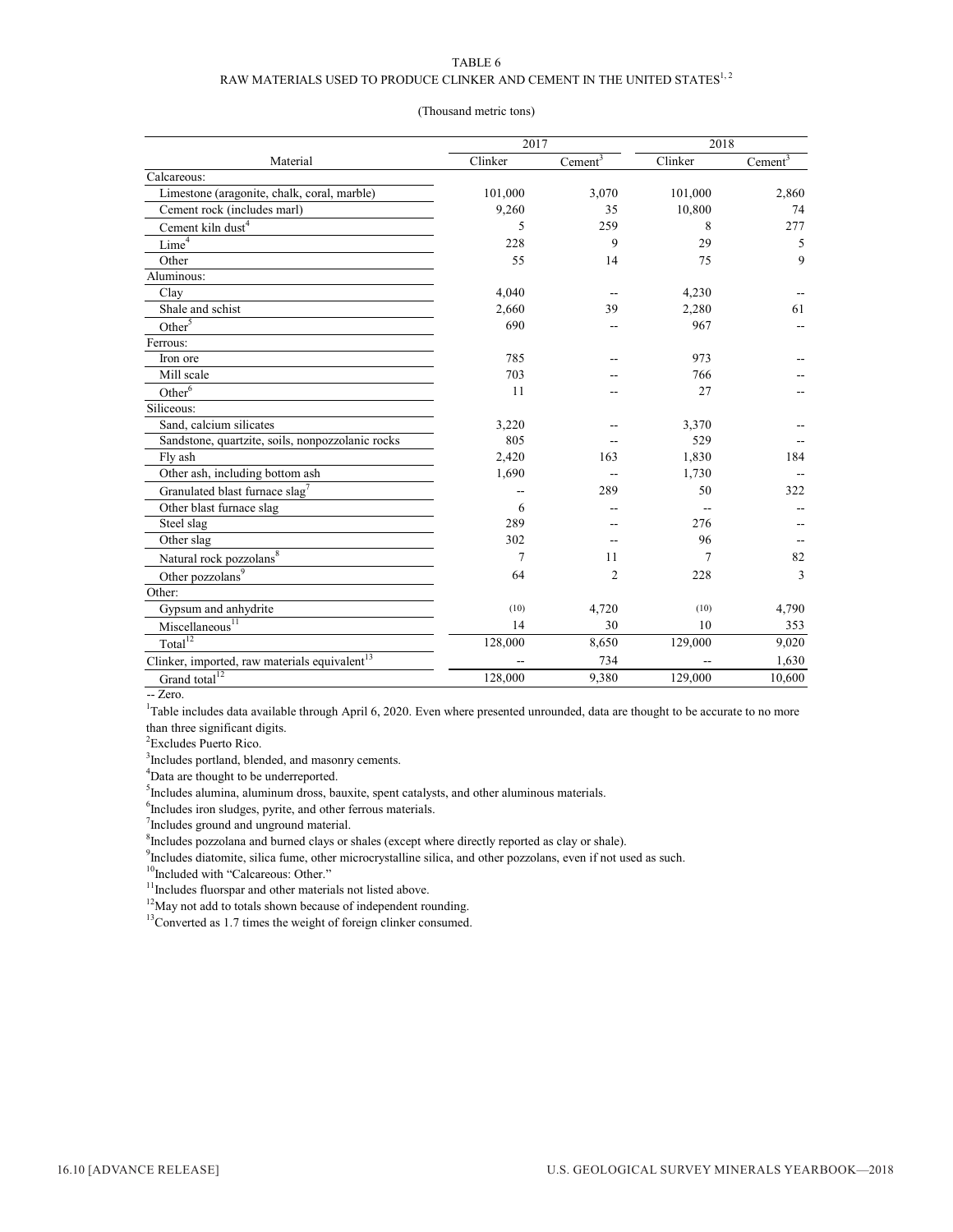TABLE 6

RAW MATERIALS USED TO PRODUCE CLINKER AND CEMENT IN THE UNITED STATES[1, 2]

(Thousand metric tons)

| Material | 2017 | | 2018 | |
|---|---|---|---|---|
| | Clinker | Cement[3] | Clinker | Cement[3] |
| Calcareous: | | | | |
| Limestone (aragonite, chalk, coral, marble) | 101,000 | 3,070 | 101,000 | 2,860 |
| Cement rock (includes marl) | 9,260 | 35 | 10,800 | 74 |
| Cement kiln dust[4] | 5 | 259 | 8 | 277 |
| Lime[4] | 228 | 9 | 29 | 5 |
| Other | 55 | 14 | 75 | 9 |
| Aluminous: | | | | |
| Clay | 4,040 | -- | 4,230 | -- |
| Shale and schist | 2,660 | 39 | 2,280 | 61 |
| Other[5] | 690 | -- | 967 | -- |
| Ferrous: | | | | |
| Iron ore | 785 | -- | 973 | -- |
| Mill scale | 703 | -- | 766 | -- |
| Other[6] | 11 | -- | 27 | -- |
| Siliceous: | | | | |
| Sand, calcium silicates | 3,220 | -- | 3,370 | -- |
| Sandstone, quartzite, soils, nonpozzolanic rocks | 805 | -- | 529 | -- |
| Fly ash | 2,420 | 163 | 1,830 | 184 |
| Other ash, including bottom ash | 1,690 | -- | 1,730 | -- |
| Granulated blast furnace slag[7] | -- | 289 | 50 | 322 |
| Other blast furnace slag | 6 | -- | -- | -- |
| Steel slag | 289 | -- | 276 | -- |
| Other slag | 302 | -- | 96 | -- |
| Natural rock pozzolans[8] | 7 | 11 | 7 | 82 |
| Other pozzolans[9] | 64 | 2 | 228 | 3 |
| Other: | | | | |
| Gypsum and anhydrite | (10) | 4,720 | (10) | 4,790 |
| Miscellaneous[11] | 14 | 30 | 10 | 353 |
| Total[12] | 128,000 | 8,650 | 129,000 | 9,020 |
| Clinker, imported, raw materials equivalent[13] | -- | 734 | -- | 1,630 |
| Grand total[12] | 128,000 | 9,380 | 129,000 | 10,600 |

-- Zero.

[1]Table includes data available through April 6, 2020. Even where presented unrounded, data are thought to be accurate to no more than three significant digits.

[2]Excludes Puerto Rico.

[3]Includes portland, blended, and masonry cements.

[4]Data are thought to be underreported.

[5]Includes alumina, aluminum dross, bauxite, spent catalysts, and other aluminous materials.

[6]Includes iron sludges, pyrite, and other ferrous materials.

[7]Includes ground and unground material.

[8]Includes pozzolana and burned clays or shales (except where directly reported as clay or shale).

[9]Includes diatomite, silica fume, other microcrystalline silica, and other pozzolans, even if not used as such.

[10]Included with "Calcareous: Other."

[11]Includes fluorspar and other materials not listed above.

[12]May not add to totals shown because of independent rounding.

[13]Converted as 1.7 times the weight of foreign clinker consumed.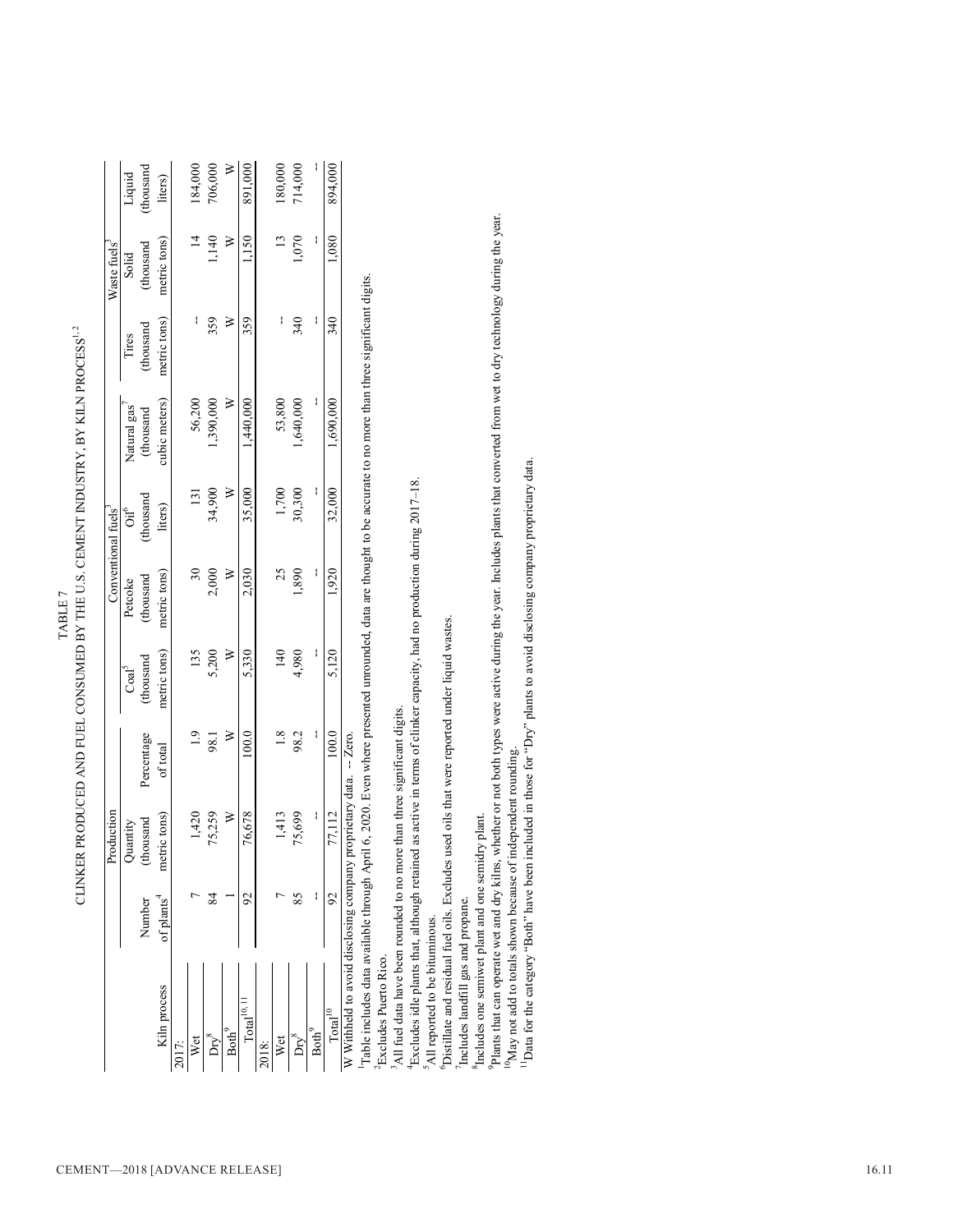TABLE 7

CLINKER PRODUCED AND FUEL CONSUMED BY THE U.S. CEMENT INDUSTRY, BY KILN PROCESS[1, 2]

| Kiln process | Production | | | Conventional fuels[3] | | | | Tires | Waste fuels[3] | |
|---|---|---|---|---|---|---|---|---|---|---|
| | Number of plants[4] | Quantity (thousand metric tons) | Percentage of total | Coal[5] (thousand metric tons) | Petcoke (thousand metric tons) | Oil[6] (thousand liters) | Natural gas[7] (thousand cubic meters) | (thousand metric tons) | Solid (thousand metric tons) | Liquid (thousand liters) |
| 2017: | | | | | | | | | | |
| Wet | 7 | 1,420 | 1.9 | 135 | 30 | 131 | 56,200 | -- | 14 | 184,000 |
| Dry[8] | 84 | 75,259 | 98.1 | 5,200 | 2,000 | 34,900 | 1,390,000 | 359 | 1,140 | 706,000 |
| Both[9] | 1 | W | W | W | W | W | W | W | W | W |
| Total[10, 11] | 92 | 76,678 | 100.0 | 5,330 | 2,030 | 35,000 | 1,440,000 | 359 | 1,150 | 891,000 |
| 2018: | | | | | | | | | | |
| Wet | 7 | 1,413 | 1.8 | 140 | 25 | 1,700 | 53,800 | -- | 13 | 180,000 |
| Dry[8] | 85 | 75,699 | 98.2 | 4,980 | 1,890 | 30,300 | 1,640,000 | 340 | 1,070 | 714,000 |
| Both[9] | -- | -- | -- | -- | -- | -- | -- | -- | -- | -- |
| Total[10] | 92 | 77,112 | 100.0 | 5,120 | 1,920 | 32,000 | 1,690,000 | 340 | 1,080 | 894,000 |

W Withheld to avoid disclosing company proprietary data. -- Zero.

[1]Table includes data available through April 6, 2020. Even where presented unrounded, data are thought to be accurate to no more than three significant digits.

[2]Excludes Puerto Rico.

[3]All fuel data have been rounded to no more than three significant digits.

[4]Excludes idle plants that, although retained as active in terms of clinker capacity, had no production during 2017–18.

[5]All reported to be bituminous.

[6]Distillate and residual fuel oils. Excludes used oils that were reported under liquid wastes.

[7]Includes landfill gas and propane.

[8]Includes one semiwet plant and one semidry plant.

[9]Plants that can operate wet and dry kilns, whether or not both types were active during the year. Includes plants that converted from wet to dry technology during the year.

[10]May not add to totals shown because of independent rounding.

[11]Data for the category "Both" have been included in those for "Dry" plants to avoid disclosing company proprietary data.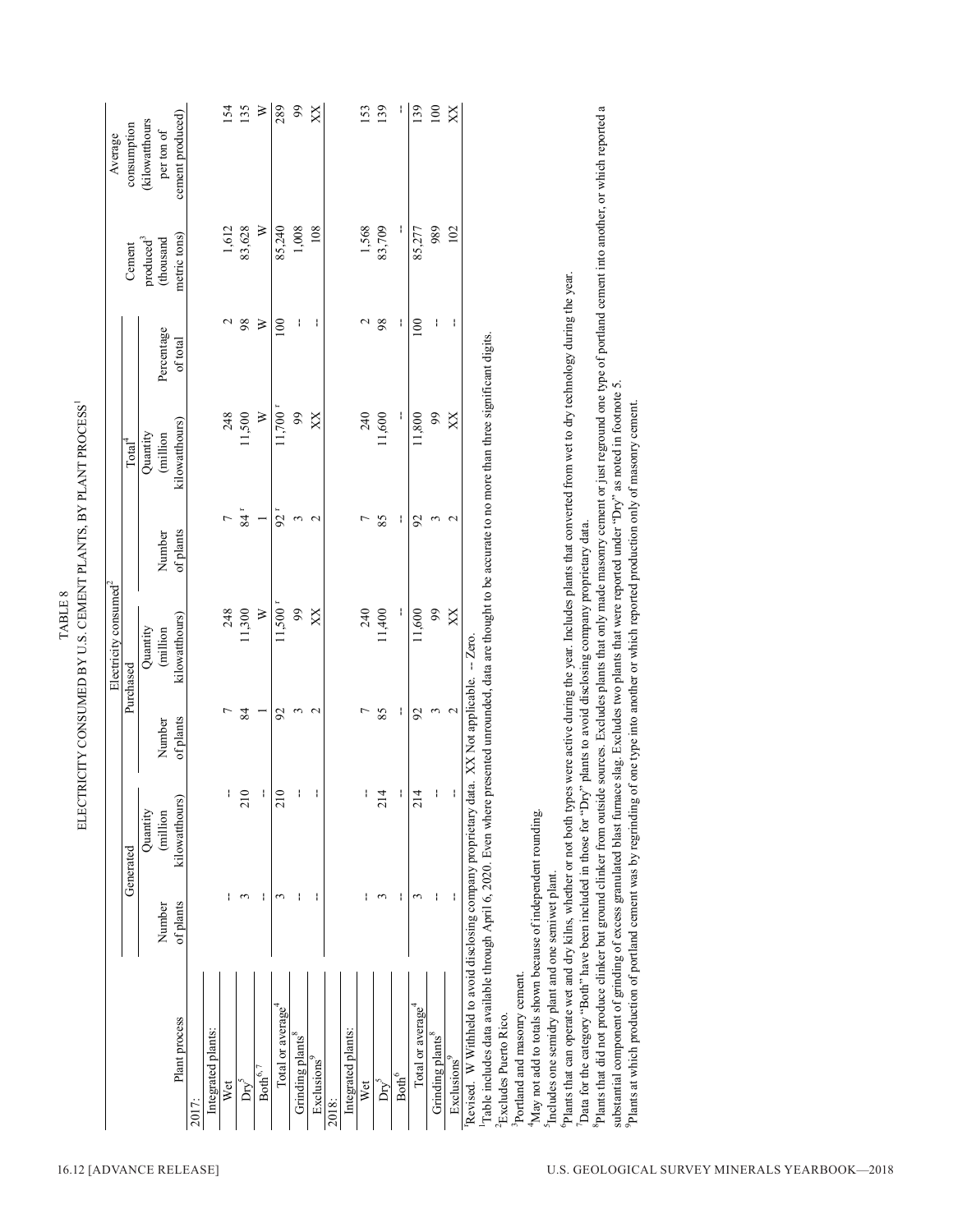# TABLE 8

## ELECTRICITY CONSUMED BY U.S. CEMENT PLANTS, BY PLANT PROCESS[1]

| Plant process | Electricity consumed[2] | | | | | | | Cement produced[3] (thousand metric tons) | Average consumption (kilowatthours per ton of cement produced) |
|---|---|---|---|---|---|---|---|---|---|
| | Generated | | Purchased | | Total[4] | | | | |
| | Number of plants | Quantity (million kilowatthours) | Number of plants | Quantity (million kilowatthours) | Number of plants | Quantity (million kilowatthours) | Percentage of total | | |
| 2017: | | | | | | | | | |
| Integrated plants: | | | | | | | | | |
| Wet | -- | -- | 7 | 248 | 7 | 248 | 2 | 1,612 | 154 |
| Dry[5] | 3 | 210 | 84 | 11,300 | 84 r | 11,500 | 98 | 83,628 | 135 |
| Both[6, 7] | -- | -- | 1 | W | 1 | W | W | W | W |
| Total or average[4] | 3 | 210 | 92 | 11,500 r | 92 r | 11,700 r | 100 | 85,240 | 289 |
| Grinding plants[8] | -- | -- | 3 | 99 | 3 | 99 | -- | 1,008 | 99 |
| Exclusions[9] | -- | -- | 2 | XX | 2 | XX | -- | 108 | XX |
| 2018: | | | | | | | | | |
| Integrated plants: | | | | | | | | | |
| Wet | -- | -- | 7 | 240 | 7 | 240 | 2 | 1,568 | 153 |
| Dry[5] | 3 | 214 | 85 | 11,400 | 85 | 11,600 | 98 | 83,709 | 139 |
| Both[6] | -- | -- | -- | -- | -- | -- | -- | -- | -- |
| Total or average[4] | 3 | 214 | 92 | 11,600 | 92 | 11,800 | 100 | 85,277 | 139 |
| Grinding plants[8] | -- | -- | 3 | 99 | 3 | 99 | -- | 989 | 100 |
| Exclusions[9] | -- | -- | 2 | XX | 2 | XX | -- | 102 | XX |

r Revised. W Withheld to avoid disclosing company proprietary data. XX Not applicable. -- Zero.

[1] Table includes data available through April 6, 2020. Even where presented unrounded, data are thought to be accurate to no more than three significant digits.

[2] Excludes Puerto Rico.

[3] Portland and masonry cement.

[4] May not add to totals shown because of independent rounding.

[5] Includes one semidry plant and one semiwet plant.

[6] Plants that can operate wet and dry kilns, whether or not both types were active during the year. Includes plants that converted from wet to dry technology during the year.

[7] Data for the category "Both" have been included in those for "Dry" plants to avoid disclosing company proprietary data.

[8] Plants that did not produce clinker but ground clinker from outside sources. Excludes plants that only made masonry cement or just reground one type of portland cement into another, or which reported a substantial component of grinding of excess granulated blast furnace slag. Excludes two plants that were reported under "Dry" as noted in footnote 5.

[9] Plants at which production of portland cement was by regrinding of one type into another or which reported production only of masonry cement.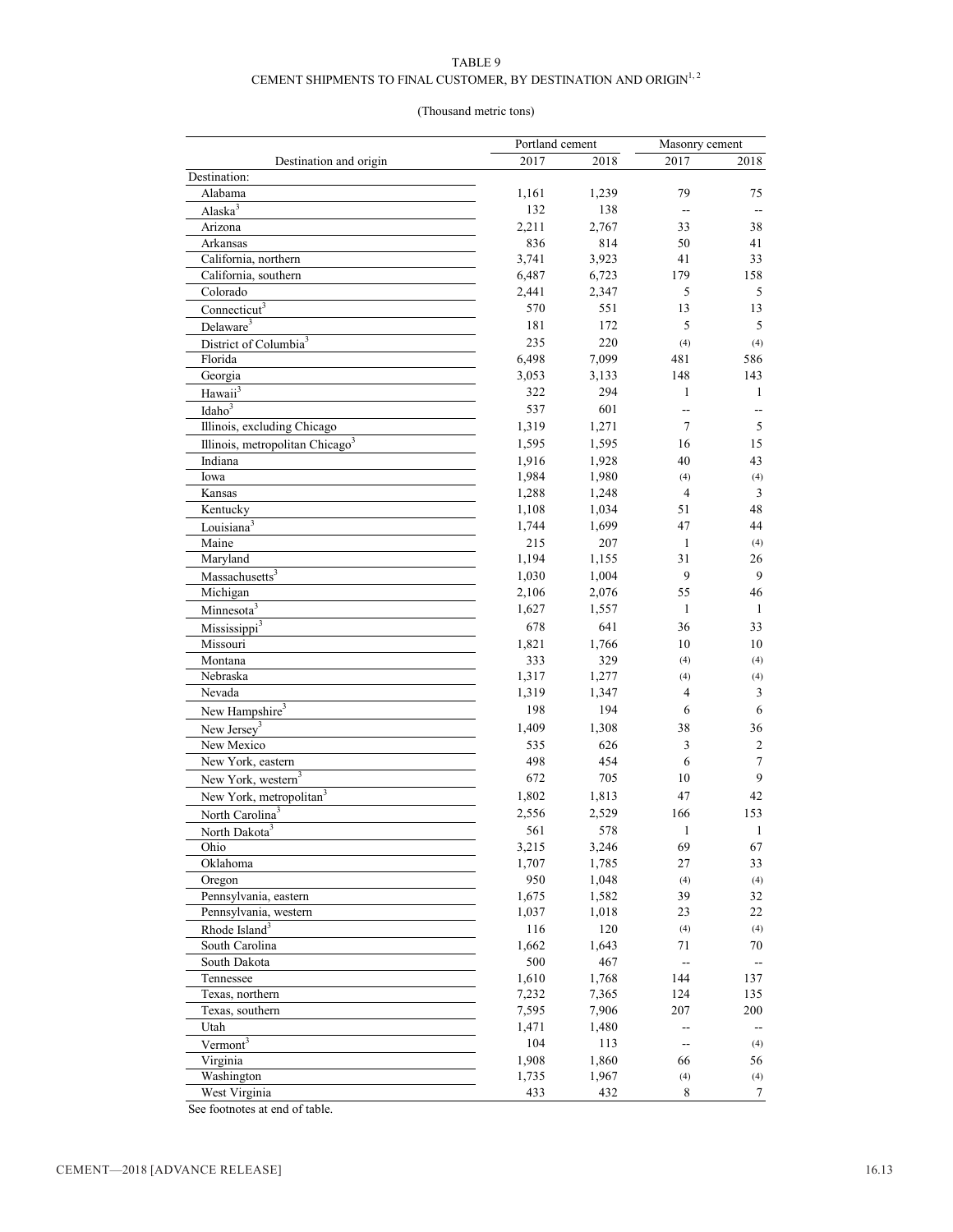TABLE 9

CEMENT SHIPMENTS TO FINAL CUSTOMER, BY DESTINATION AND ORIGIN[1, 2]

(Thousand metric tons)

| Destination and origin | Portland cement | | Masonry cement | |
|---|---|---|---|---|
| | 2017 | 2018 | 2017 | 2018 |
| Destination: | | | | |
| Alabama | 1,161 | 1,239 | 79 | 75 |
| Alaska[3] | 132 | 138 | -- | -- |
| Arizona | 2,211 | 2,767 | 33 | 38 |
| Arkansas | 836 | 814 | 50 | 41 |
| California, northern | 3,741 | 3,923 | 41 | 33 |
| California, southern | 6,487 | 6,723 | 179 | 158 |
| Colorado | 2,441 | 2,347 | 5 | 5 |
| Connecticut[3] | 570 | 551 | 13 | 13 |
| Delaware[3] | 181 | 172 | 5 | 5 |
| District of Columbia[3] | 235 | 220 | (4) | (4) |
| Florida | 6,498 | 7,099 | 481 | 586 |
| Georgia | 3,053 | 3,133 | 148 | 143 |
| Hawaii[3] | 322 | 294 | 1 | 1 |
| Idaho[3] | 537 | 601 | -- | -- |
| Illinois, excluding Chicago | 1,319 | 1,271 | 7 | 5 |
| Illinois, metropolitan Chicago[3] | 1,595 | 1,595 | 16 | 15 |
| Indiana | 1,916 | 1,928 | 40 | 43 |
| Iowa | 1,984 | 1,980 | (4) | (4) |
| Kansas | 1,288 | 1,248 | 4 | 3 |
| Kentucky | 1,108 | 1,034 | 51 | 48 |
| Louisiana[3] | 1,744 | 1,699 | 47 | 44 |
| Maine | 215 | 207 | 1 | (4) |
| Maryland | 1,194 | 1,155 | 31 | 26 |
| Massachusetts[3] | 1,030 | 1,004 | 9 | 9 |
| Michigan | 2,106 | 2,076 | 55 | 46 |
| Minnesota[3] | 1,627 | 1,557 | 1 | 1 |
| Mississippi[3] | 678 | 641 | 36 | 33 |
| Missouri | 1,821 | 1,766 | 10 | 10 |
| Montana | 333 | 329 | (4) | (4) |
| Nebraska | 1,317 | 1,277 | (4) | (4) |
| Nevada | 1,319 | 1,347 | 4 | 3 |
| New Hampshire[3] | 198 | 194 | 6 | 6 |
| New Jersey[3] | 1,409 | 1,308 | 38 | 36 |
| New Mexico | 535 | 626 | 3 | 2 |
| New York, eastern | 498 | 454 | 6 | 7 |
| New York, western[3] | 672 | 705 | 10 | 9 |
| New York, metropolitan[3] | 1,802 | 1,813 | 47 | 42 |
| North Carolina[3] | 2,556 | 2,529 | 166 | 153 |
| North Dakota[3] | 561 | 578 | 1 | 1 |
| Ohio | 3,215 | 3,246 | 69 | 67 |
| Oklahoma | 1,707 | 1,785 | 27 | 33 |
| Oregon | 950 | 1,048 | (4) | (4) |
| Pennsylvania, eastern | 1,675 | 1,582 | 39 | 32 |
| Pennsylvania, western | 1,037 | 1,018 | 23 | 22 |
| Rhode Island[3] | 116 | 120 | (4) | (4) |
| South Carolina | 1,662 | 1,643 | 71 | 70 |
| South Dakota | 500 | 467 | -- | -- |
| Tennessee | 1,610 | 1,768 | 144 | 137 |
| Texas, northern | 7,232 | 7,365 | 124 | 135 |
| Texas, southern | 7,595 | 7,906 | 207 | 200 |
| Utah | 1,471 | 1,480 | -- | -- |
| Vermont[3] | 104 | 113 | -- | (4) |
| Virginia | 1,908 | 1,860 | 66 | 56 |
| Washington | 1,735 | 1,967 | (4) | (4) |
| West Virginia | 433 | 432 | 8 | 7 |

See footnotes at end of table.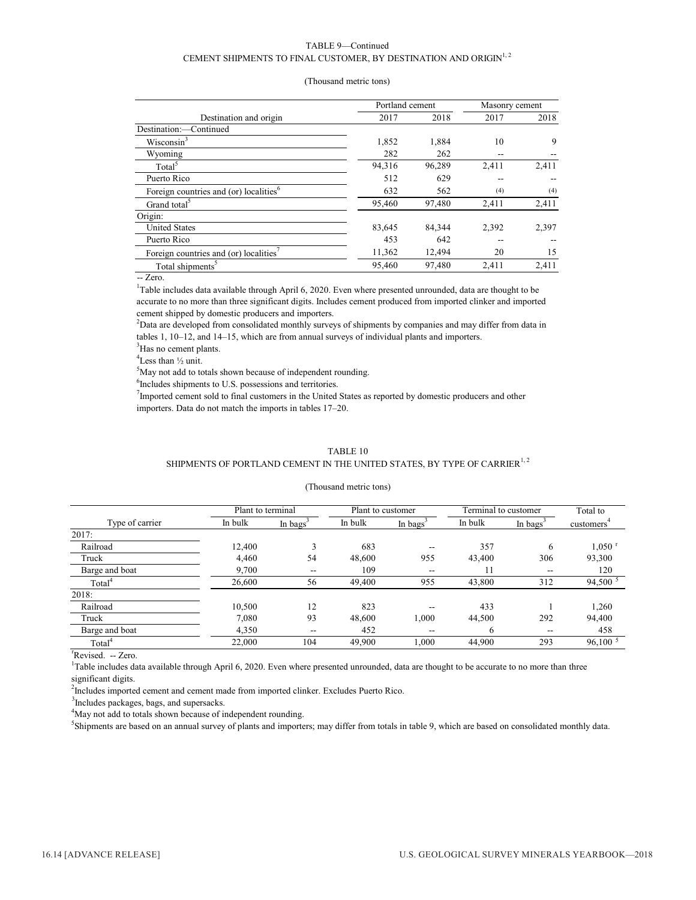TABLE 9—Continued
CEMENT SHIPMENTS TO FINAL CUSTOMER, BY DESTINATION AND ORIGIN[1, 2]

(Thousand metric tons)

| Destination and origin | Portland cement 2017 | Portland cement 2018 | Masonry cement 2017 | Masonry cement 2018 |
|---|---|---|---|---|
| Destination:—Continued | | | | |
| Wisconsin[3] | 1,852 | 1,884 | 10 | 9 |
| Wyoming | 282 | 262 | -- | -- |
| Total[5] | 94,316 | 96,289 | 2,411 | 2,411 |
| Puerto Rico | 512 | 629 | -- | -- |
| Foreign countries and (or) localities[6] | 632 | 562 | (4) | (4) |
| Grand total[5] | 95,460 | 97,480 | 2,411 | 2,411 |
| Origin: | | | | |
| United States | 83,645 | 84,344 | 2,392 | 2,397 |
| Puerto Rico | 453 | 642 | -- | -- |
| Foreign countries and (or) localities[7] | 11,362 | 12,494 | 20 | 15 |
| Total shipments[5] | 95,460 | 97,480 | 2,411 | 2,411 |

-- Zero.

[1]Table includes data available through April 6, 2020. Even where presented unrounded, data are thought to be accurate to no more than three significant digits. Includes cement produced from imported clinker and imported cement shipped by domestic producers and importers.

[2]Data are developed from consolidated monthly surveys of shipments by companies and may differ from data in tables 1, 10–12, and 14–15, which are from annual surveys of individual plants and importers.

[3]Has no cement plants.

[4]Less than ½ unit.

[5]May not add to totals shown because of independent rounding.

[6]Includes shipments to U.S. possessions and territories.

[7]Imported cement sold to final customers in the United States as reported by domestic producers and other importers. Data do not match the imports in tables 17–20.

TABLE 10
SHIPMENTS OF PORTLAND CEMENT IN THE UNITED STATES, BY TYPE OF CARRIER[1, 2]

(Thousand metric tons)

| Type of carrier | Plant to terminal: In bulk | Plant to terminal: In bags[3] | Plant to customer: In bulk | Plant to customer: In bags[3] | Terminal to customer: In bulk | Terminal to customer: In bags[3] | Total to customers[4] |
|---|---|---|---|---|---|---|---|
| 2017: | | | | | | | |
| Railroad | 12,400 | 3 | 683 | -- | 357 | 6 | 1,050 [r] |
| Truck | 4,460 | 54 | 48,600 | 955 | 43,400 | 306 | 93,300 |
| Barge and boat | 9,700 | -- | 109 | -- | 11 | -- | 120 |
| Total[4] | 26,600 | 56 | 49,400 | 955 | 43,800 | 312 | 94,500 [5] |
| 2018: | | | | | | | |
| Railroad | 10,500 | 12 | 823 | -- | 433 | 1 | 1,260 |
| Truck | 7,080 | 93 | 48,600 | 1,000 | 44,500 | 292 | 94,400 |
| Barge and boat | 4,350 | -- | 452 | -- | 6 | -- | 458 |
| Total[4] | 22,000 | 104 | 49,900 | 1,000 | 44,900 | 293 | 96,100 [5] |

[r]Revised. -- Zero.

[1]Table includes data available through April 6, 2020. Even where presented unrounded, data are thought to be accurate to no more than three significant digits.

[2]Includes imported cement and cement made from imported clinker. Excludes Puerto Rico.

[3]Includes packages, bags, and supersacks.

[4]May not add to totals shown because of independent rounding.

[5]Shipments are based on an annual survey of plants and importers; may differ from totals in table 9, which are based on consolidated monthly data.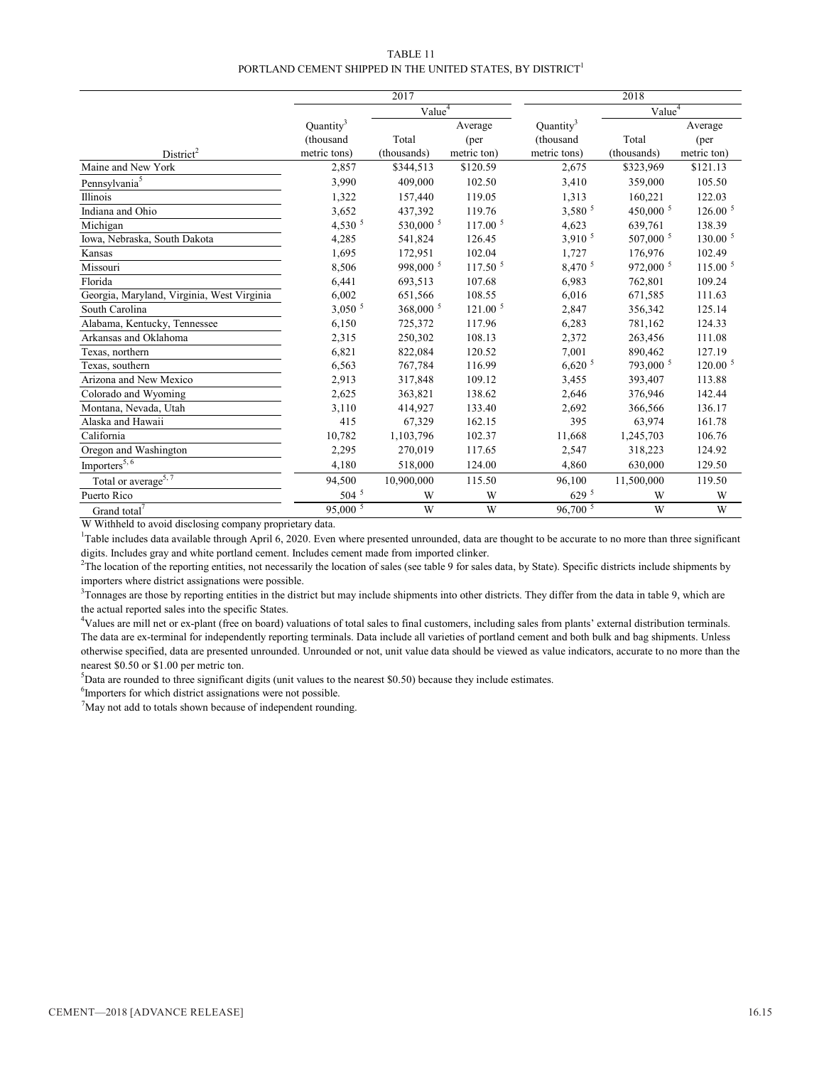TABLE 11
PORTLAND CEMENT SHIPPED IN THE UNITED STATES, BY DISTRICT[1]

| | 2017 | | | 2018 | | |
|---|---|---|---|---|---|---|
| | | Value[4] | | | Value[4] | |
| District[2] | Quantity[3] (thousand metric tons) | Total (thousands) | Average (per metric ton) | Quantity[3] (thousand metric tons) | Total (thousands) | Average (per metric ton) |
| Maine and New York | 2,857 | $344,513 | $120.59 | 2,675 | $323,969 | $121.13 |
| Pennsylvania[5] | 3,990 | 409,000 | 102.50 | 3,410 | 359,000 | 105.50 |
| Illinois | 1,322 | 157,440 | 119.05 | 1,313 | 160,221 | 122.03 |
| Indiana and Ohio | 3,652 | 437,392 | 119.76 | 3,580 [5] | 450,000 [5] | 126.00 [5] |
| Michigan | 4,530 [5] | 530,000 [5] | 117.00 [5] | 4,623 | 639,761 | 138.39 |
| Iowa, Nebraska, South Dakota | 4,285 | 541,824 | 126.45 | 3,910 [5] | 507,000 [5] | 130.00 [5] |
| Kansas | 1,695 | 172,951 | 102.04 | 1,727 | 176,976 | 102.49 |
| Missouri | 8,506 | 998,000 [5] | 117.50 [5] | 8,470 [5] | 972,000 [5] | 115.00 [5] |
| Florida | 6,441 | 693,513 | 107.68 | 6,983 | 762,801 | 109.24 |
| Georgia, Maryland, Virginia, West Virginia | 6,002 | 651,566 | 108.55 | 6,016 | 671,585 | 111.63 |
| South Carolina | 3,050 [5] | 368,000 [5] | 121.00 [5] | 2,847 | 356,342 | 125.14 |
| Alabama, Kentucky, Tennessee | 6,150 | 725,372 | 117.96 | 6,283 | 781,162 | 124.33 |
| Arkansas and Oklahoma | 2,315 | 250,302 | 108.13 | 2,372 | 263,456 | 111.08 |
| Texas, northern | 6,821 | 822,084 | 120.52 | 7,001 | 890,462 | 127.19 |
| Texas, southern | 6,563 | 767,784 | 116.99 | 6,620 [5] | 793,000 [5] | 120.00 [5] |
| Arizona and New Mexico | 2,913 | 317,848 | 109.12 | 3,455 | 393,407 | 113.88 |
| Colorado and Wyoming | 2,625 | 363,821 | 138.62 | 2,646 | 376,946 | 142.44 |
| Montana, Nevada, Utah | 3,110 | 414,927 | 133.40 | 2,692 | 366,566 | 136.17 |
| Alaska and Hawaii | 415 | 67,329 | 162.15 | 395 | 63,974 | 161.78 |
| California | 10,782 | 1,103,796 | 102.37 | 11,668 | 1,245,703 | 106.76 |
| Oregon and Washington | 2,295 | 270,019 | 117.65 | 2,547 | 318,223 | 124.92 |
| Importers[5, 6] | 4,180 | 518,000 | 124.00 | 4,860 | 630,000 | 129.50 |
| Total or average[5, 7] | 94,500 | 10,900,000 | 115.50 | 96,100 | 11,500,000 | 119.50 |
| Puerto Rico | 504 [5] | W | W | 629 [5] | W | W |
| Grand total[7] | 95,000 [5] | W | W | 96,700 [5] | W | W |

W Withheld to avoid disclosing company proprietary data.

[1]Table includes data available through April 6, 2020. Even where presented unrounded, data are thought to be accurate to no more than three significant digits. Includes gray and white portland cement. Includes cement made from imported clinker.

[2]The location of the reporting entities, not necessarily the location of sales (see table 9 for sales data, by State). Specific districts include shipments by importers where district assignations were possible.

[3]Tonnages are those by reporting entities in the district but may include shipments into other districts. They differ from the data in table 9, which are the actual reported sales into the specific States.

[4]Values are mill net or ex-plant (free on board) valuations of total sales to final customers, including sales from plants' external distribution terminals. The data are ex-terminal for independently reporting terminals. Data include all varieties of portland cement and both bulk and bag shipments. Unless otherwise specified, data are presented unrounded. Unrounded or not, unit value data should be viewed as value indicators, accurate to no more than the nearest $0.50 or $1.00 per metric ton.

[5]Data are rounded to three significant digits (unit values to the nearest $0.50) because they include estimates.

[6]Importers for which district assignations were not possible.

[7]May not add to totals shown because of independent rounding.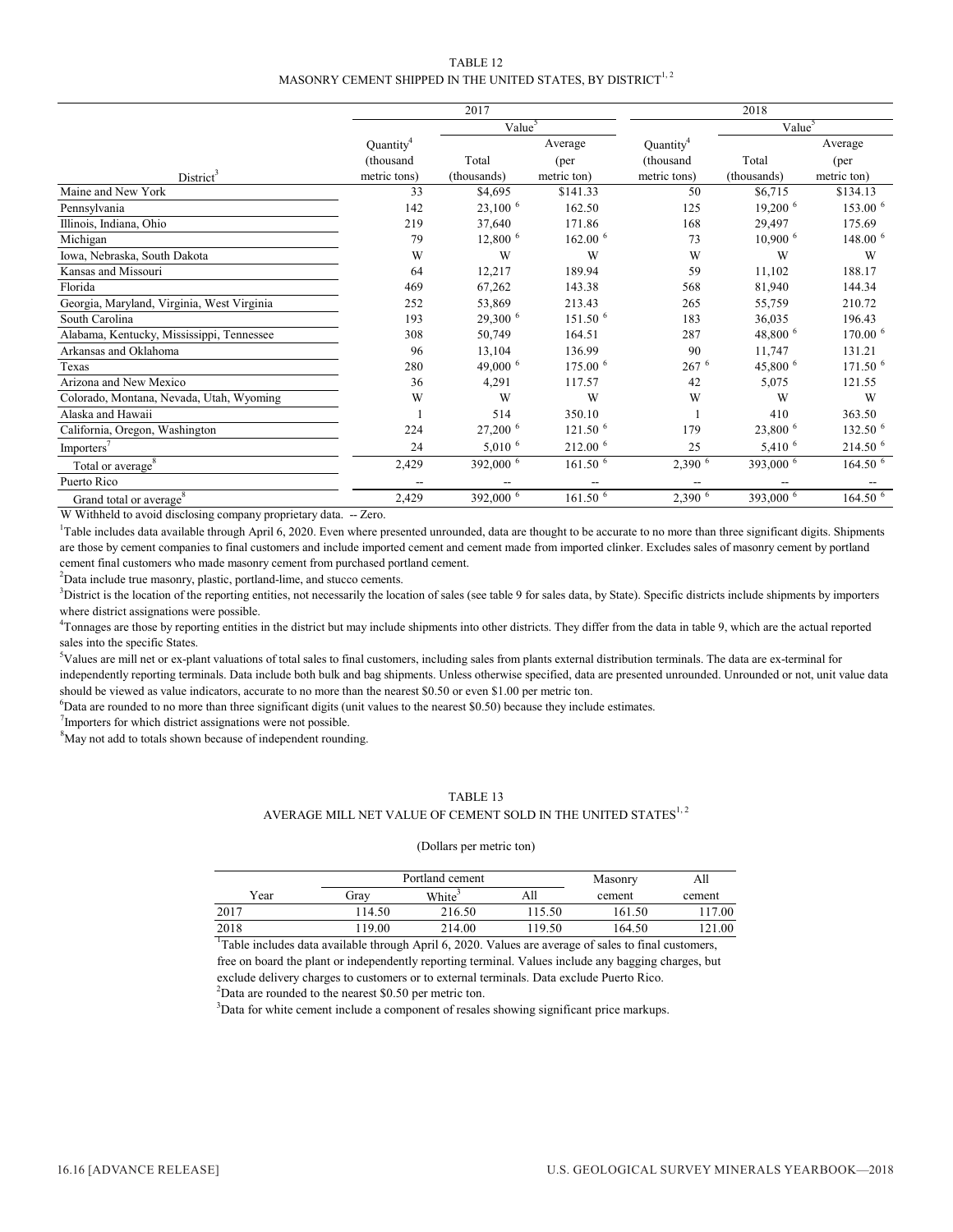TABLE 12

MASONRY CEMENT SHIPPED IN THE UNITED STATES, BY DISTRICT[1, 2]

| | 2017 | | | 2018 | | |
|---|---|---|---|---|---|---|
| | | Value[5] | | | Value[5] | |
| District[3] | Quantity[4] (thousand metric tons) | Total (thousands) | Average (per metric ton) | Quantity[4] (thousand metric tons) | Total (thousands) | Average (per metric ton) |
| Maine and New York | 33 | $4,695 | $141.33 | 50 | $6,715 | $134.13 |
| Pennsylvania | 142 | 23,100 [6] | 162.50 | 125 | 19,200 [6] | 153.00 [6] |
| Illinois, Indiana, Ohio | 219 | 37,640 | 171.86 | 168 | 29,497 | 175.69 |
| Michigan | 79 | 12,800 [6] | 162.00 [6] | 73 | 10,900 [6] | 148.00 [6] |
| Iowa, Nebraska, South Dakota | W | W | W | W | W | W |
| Kansas and Missouri | 64 | 12,217 | 189.94 | 59 | 11,102 | 188.17 |
| Florida | 469 | 67,262 | 143.38 | 568 | 81,940 | 144.34 |
| Georgia, Maryland, Virginia, West Virginia | 252 | 53,869 | 213.43 | 265 | 55,759 | 210.72 |
| South Carolina | 193 | 29,300 [6] | 151.50 [6] | 183 | 36,035 | 196.43 |
| Alabama, Kentucky, Mississippi, Tennessee | 308 | 50,749 | 164.51 | 287 | 48,800 [6] | 170.00 [6] |
| Arkansas and Oklahoma | 96 | 13,104 | 136.99 | 90 | 11,747 | 131.21 |
| Texas | 280 | 49,000 [6] | 175.00 [6] | 267 [6] | 45,800 [6] | 171.50 [6] |
| Arizona and New Mexico | 36 | 4,291 | 117.57 | 42 | 5,075 | 121.55 |
| Colorado, Montana, Nevada, Utah, Wyoming | W | W | W | W | W | W |
| Alaska and Hawaii | 1 | 514 | 350.10 | 1 | 410 | 363.50 |
| California, Oregon, Washington | 224 | 27,200 [6] | 121.50 [6] | 179 | 23,800 [6] | 132.50 [6] |
| Importers[7] | 24 | 5,010 [6] | 212.00 [6] | 25 | 5,410 [6] | 214.50 [6] |
| Total or average[8] | 2,429 | 392,000 [6] | 161.50 [6] | 2,390 [6] | 393,000 [6] | 164.50 [6] |
| Puerto Rico | -- | -- | -- | -- | -- | -- |
| Grand total or average[8] | 2,429 | 392,000 [6] | 161.50 [6] | 2,390 [6] | 393,000 [6] | 164.50 [6] |

W Withheld to avoid disclosing company proprietary data. -- Zero.

[1]Table includes data available through April 6, 2020. Even where presented unrounded, data are thought to be accurate to no more than three significant digits. Shipments are those by cement companies to final customers and include imported cement and cement made from imported clinker. Excludes sales of masonry cement by portland cement final customers who made masonry cement from purchased portland cement.

[2]Data include true masonry, plastic, portland-lime, and stucco cements.

[3]District is the location of the reporting entities, not necessarily the location of sales (see table 9 for sales data, by State). Specific districts include shipments by importers where district assignations were possible.

[4]Tonnages are those by reporting entities in the district but may include shipments into other districts. They differ from the data in table 9, which are the actual reported sales into the specific States.

[5]Values are mill net or ex-plant valuations of total sales to final customers, including sales from plants external distribution terminals. The data are ex-terminal for independently reporting terminals. Data include both bulk and bag shipments. Unless otherwise specified, data are presented unrounded. Unrounded or not, unit value data should be viewed as value indicators, accurate to no more than the nearest $0.50 or even $1.00 per metric ton.

[6]Data are rounded to no more than three significant digits (unit values to the nearest $0.50) because they include estimates.

[7]Importers for which district assignations were not possible.

[8]May not add to totals shown because of independent rounding.

TABLE 13

AVERAGE MILL NET VALUE OF CEMENT SOLD IN THE UNITED STATES[1, 2]

(Dollars per metric ton)

| | Portland cement | | | Masonry | All |
|---|---|---|---|---|---|
| Year | Gray | White[3] | All | cement | cement |
| 2017 | 114.50 | 216.50 | 115.50 | 161.50 | 117.00 |
| 2018 | 119.00 | 214.00 | 119.50 | 164.50 | 121.00 |

[1]Table includes data available through April 6, 2020. Values are average of sales to final customers, free on board the plant or independently reporting terminal. Values include any bagging charges, but exclude delivery charges to customers or to external terminals. Data exclude Puerto Rico.

[2]Data are rounded to the nearest $0.50 per metric ton.

[3]Data for white cement include a component of resales showing significant price markups.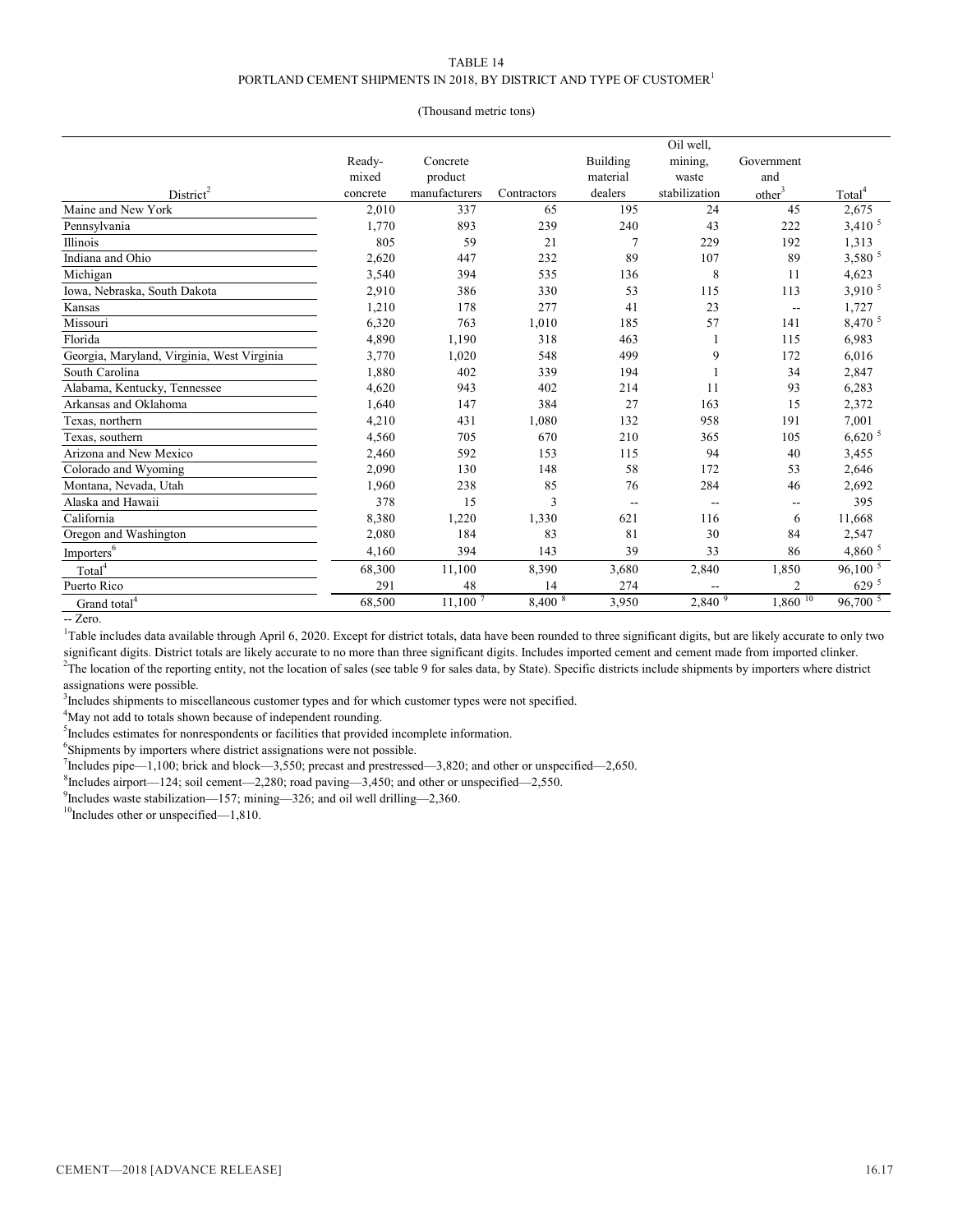TABLE 14
PORTLAND CEMENT SHIPMENTS IN 2018, BY DISTRICT AND TYPE OF CUSTOMER[1]

(Thousand metric tons)

| District[2] | Ready-mixed concrete | Concrete product manufacturers | Contractors | Building material dealers | Oil well, mining, waste stabilization | Government and other[3] | Total[4] |
|---|---|---|---|---|---|---|---|
| Maine and New York | 2,010 | 337 | 65 | 195 | 24 | 45 | 2,675 |
| Pennsylvania | 1,770 | 893 | 239 | 240 | 43 | 222 | 3,410 [5] |
| Illinois | 805 | 59 | 21 | 7 | 229 | 192 | 1,313 |
| Indiana and Ohio | 2,620 | 447 | 232 | 89 | 107 | 89 | 3,580 [5] |
| Michigan | 3,540 | 394 | 535 | 136 | 8 | 11 | 4,623 |
| Iowa, Nebraska, South Dakota | 2,910 | 386 | 330 | 53 | 115 | 113 | 3,910 [5] |
| Kansas | 1,210 | 178 | 277 | 41 | 23 | -- | 1,727 |
| Missouri | 6,320 | 763 | 1,010 | 185 | 57 | 141 | 8,470 [5] |
| Florida | 4,890 | 1,190 | 318 | 463 | 1 | 115 | 6,983 |
| Georgia, Maryland, Virginia, West Virginia | 3,770 | 1,020 | 548 | 499 | 9 | 172 | 6,016 |
| South Carolina | 1,880 | 402 | 339 | 194 | 1 | 34 | 2,847 |
| Alabama, Kentucky, Tennessee | 4,620 | 943 | 402 | 214 | 11 | 93 | 6,283 |
| Arkansas and Oklahoma | 1,640 | 147 | 384 | 27 | 163 | 15 | 2,372 |
| Texas, northern | 4,210 | 431 | 1,080 | 132 | 958 | 191 | 7,001 |
| Texas, southern | 4,560 | 705 | 670 | 210 | 365 | 105 | 6,620 [5] |
| Arizona and New Mexico | 2,460 | 592 | 153 | 115 | 94 | 40 | 3,455 |
| Colorado and Wyoming | 2,090 | 130 | 148 | 58 | 172 | 53 | 2,646 |
| Montana, Nevada, Utah | 1,960 | 238 | 85 | 76 | 284 | 46 | 2,692 |
| Alaska and Hawaii | 378 | 15 | 3 | -- | -- | -- | 395 |
| California | 8,380 | 1,220 | 1,330 | 621 | 116 | 6 | 11,668 |
| Oregon and Washington | 2,080 | 184 | 83 | 81 | 30 | 84 | 2,547 |
| Importers[6] | 4,160 | 394 | 143 | 39 | 33 | 86 | 4,860 [5] |
| Total[4] | 68,300 | 11,100 | 8,390 | 3,680 | 2,840 | 1,850 | 96,100 [5] |
| Puerto Rico | 291 | 48 | 14 | 274 | -- | 2 | 629 [5] |
| Grand total[4] | 68,500 | 11,100 [7] | 8,400 [8] | 3,950 | 2,840 [9] | 1,860 [10] | 96,700 [5] |

-- Zero.

[1]Table includes data available through April 6, 2020. Except for district totals, data have been rounded to three significant digits, but are likely accurate to only two significant digits. District totals are likely accurate to no more than three significant digits. Includes imported cement and cement made from imported clinker.

[2]The location of the reporting entity, not the location of sales (see table 9 for sales data, by State). Specific districts include shipments by importers where district assignations were possible.

[3]Includes shipments to miscellaneous customer types and for which customer types were not specified.

[4]May not add to totals shown because of independent rounding.

[5]Includes estimates for nonrespondents or facilities that provided incomplete information.

[6]Shipments by importers where district assignations were not possible.

[7]Includes pipe—1,100; brick and block—3,550; precast and prestressed—3,820; and other or unspecified—2,650.

[8]Includes airport—124; soil cement—2,280; road paving—3,450; and other or unspecified—2,550.

[9]Includes waste stabilization—157; mining—326; and oil well drilling—2,360.

[10]Includes other or unspecified—1,810.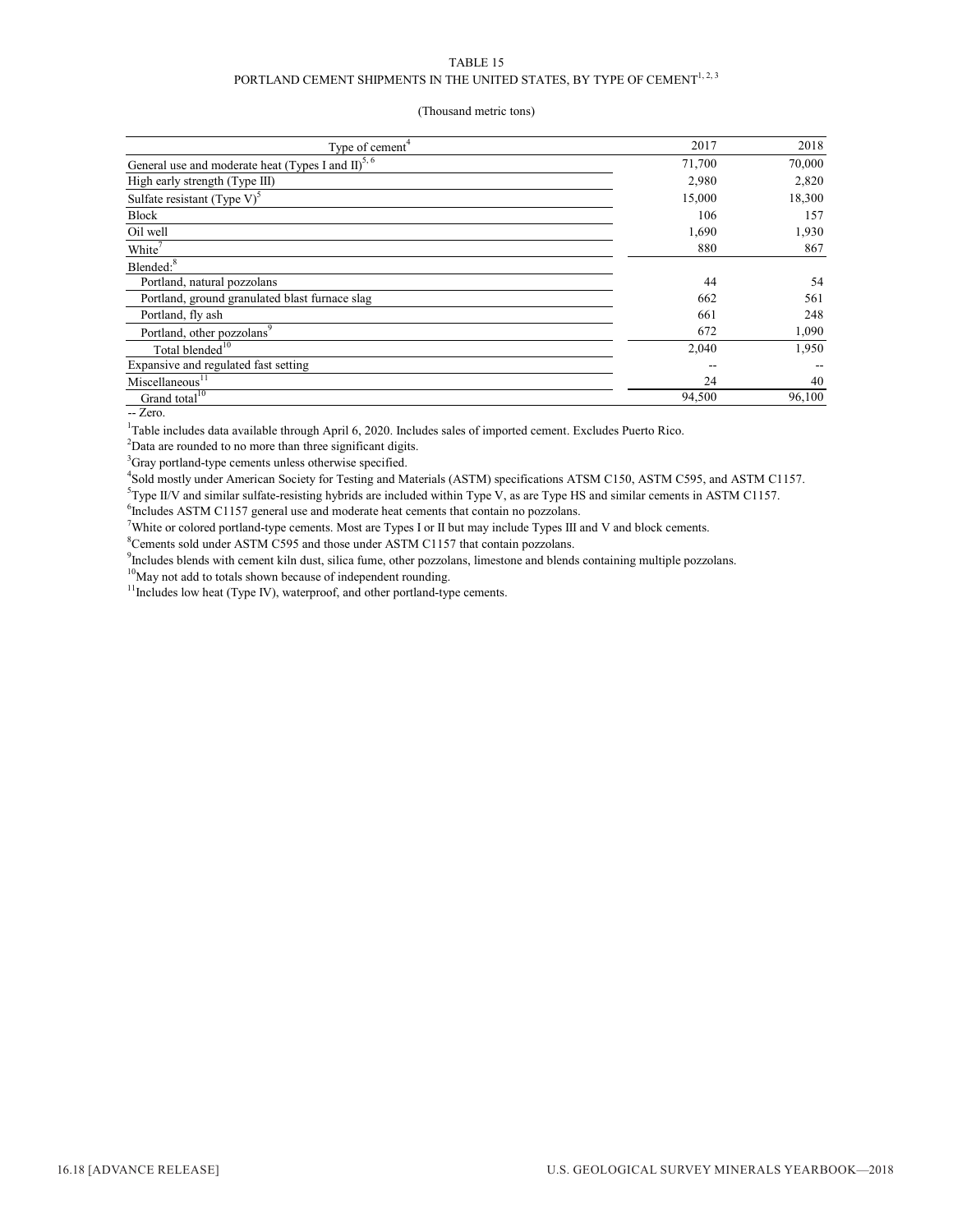TABLE 15

PORTLAND CEMENT SHIPMENTS IN THE UNITED STATES, BY TYPE OF CEMENT[1, 2, 3]

(Thousand metric tons)

| Type of cement[4] | 2017 | 2018 |
|---|---|---|
| General use and moderate heat (Types I and II)[5, 6] | 71,700 | 70,000 |
| High early strength (Type III) | 2,980 | 2,820 |
| Sulfate resistant (Type V)[5] | 15,000 | 18,300 |
| Block | 106 | 157 |
| Oil well | 1,690 | 1,930 |
| White[7] | 880 | 867 |
| Blended:[8] | | |
| Portland, natural pozzolans | 44 | 54 |
| Portland, ground granulated blast furnace slag | 662 | 561 |
| Portland, fly ash | 661 | 248 |
| Portland, other pozzolans[9] | 672 | 1,090 |
| Total blended[10] | 2,040 | 1,950 |
| Expansive and regulated fast setting | -- | -- |
| Miscellaneous[11] | 24 | 40 |
| Grand total[10] | 94,500 | 96,100 |

-- Zero.

[1]Table includes data available through April 6, 2020. Includes sales of imported cement. Excludes Puerto Rico.

[2]Data are rounded to no more than three significant digits.

[3]Gray portland-type cements unless otherwise specified.

[4]Sold mostly under American Society for Testing and Materials (ASTM) specifications ATSM C150, ASTM C595, and ASTM C1157.

[5]Type II/V and similar sulfate-resisting hybrids are included within Type V, as are Type HS and similar cements in ASTM C1157.

[6]Includes ASTM C1157 general use and moderate heat cements that contain no pozzolans.

[7]White or colored portland-type cements. Most are Types I or II but may include Types III and V and block cements.

[8]Cements sold under ASTM C595 and those under ASTM C1157 that contain pozzolans.

[9]Includes blends with cement kiln dust, silica fume, other pozzolans, limestone and blends containing multiple pozzolans.

[10]May not add to totals shown because of independent rounding.

[11]Includes low heat (Type IV), waterproof, and other portland-type cements.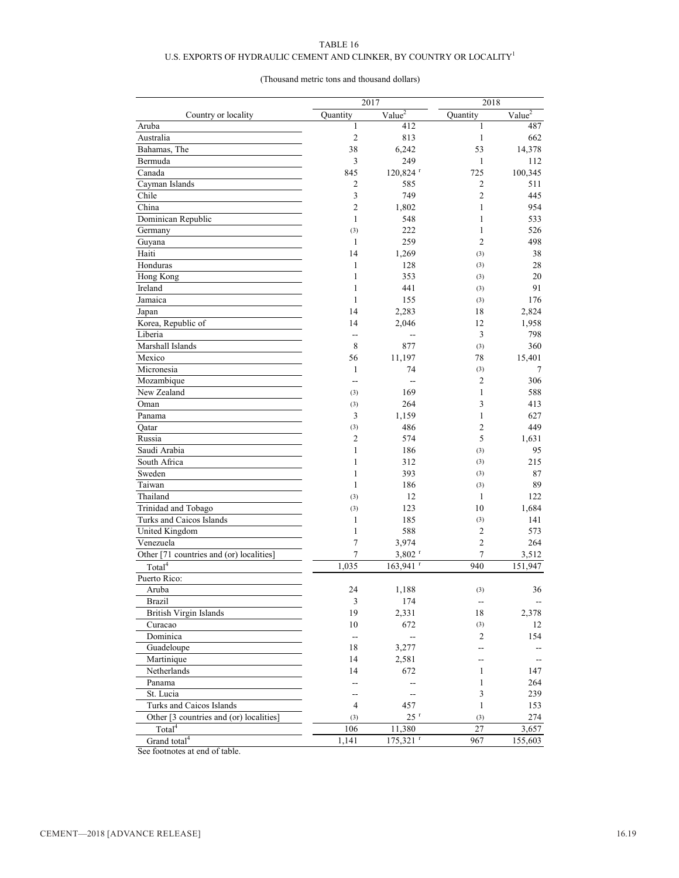TABLE 16

U.S. EXPORTS OF HYDRAULIC CEMENT AND CLINKER, BY COUNTRY OR LOCALITY[1]

(Thousand metric tons and thousand dollars)

| Country or locality | 2017 | | 2018 | |
|---|---|---|---|---|
| | Quantity | Value[2] | Quantity | Value[2] |
| Aruba | 1 | 412 | 1 | 487 |
| Australia | 2 | 813 | 1 | 662 |
| Bahamas, The | 38 | 6,242 | 53 | 14,378 |
| Bermuda | 3 | 249 | 1 | 112 |
| Canada | 845 | 120,824 r | 725 | 100,345 |
| Cayman Islands | 2 | 585 | 2 | 511 |
| Chile | 3 | 749 | 2 | 445 |
| China | 2 | 1,802 | 1 | 954 |
| Dominican Republic | 1 | 548 | 1 | 533 |
| Germany | (3) | 222 | 1 | 526 |
| Guyana | 1 | 259 | 2 | 498 |
| Haiti | 14 | 1,269 | (3) | 38 |
| Honduras | 1 | 128 | (3) | 28 |
| Hong Kong | 1 | 353 | (3) | 20 |
| Ireland | 1 | 441 | (3) | 91 |
| Jamaica | 1 | 155 | (3) | 176 |
| Japan | 14 | 2,283 | 18 | 2,824 |
| Korea, Republic of | 14 | 2,046 | 12 | 1,958 |
| Liberia | -- | -- | 3 | 798 |
| Marshall Islands | 8 | 877 | (3) | 360 |
| Mexico | 56 | 11,197 | 78 | 15,401 |
| Micronesia | 1 | 74 | (3) | 7 |
| Mozambique | -- | -- | 2 | 306 |
| New Zealand | (3) | 169 | 1 | 588 |
| Oman | (3) | 264 | 3 | 413 |
| Panama | 3 | 1,159 | 1 | 627 |
| Qatar | (3) | 486 | 2 | 449 |
| Russia | 2 | 574 | 5 | 1,631 |
| Saudi Arabia | 1 | 186 | (3) | 95 |
| South Africa | 1 | 312 | (3) | 215 |
| Sweden | 1 | 393 | (3) | 87 |
| Taiwan | 1 | 186 | (3) | 89 |
| Thailand | (3) | 12 | 1 | 122 |
| Trinidad and Tobago | (3) | 123 | 10 | 1,684 |
| Turks and Caicos Islands | 1 | 185 | (3) | 141 |
| United Kingdom | 1 | 588 | 2 | 573 |
| Venezuela | 7 | 3,974 | 2 | 264 |
| Other [71 countries and (or) localities] | 7 | 3,802 r | 7 | 3,512 |
| Total[4] | 1,035 | 163,941 r | 940 | 151,947 |
| Puerto Rico: | | | | |
| Aruba | 24 | 1,188 | (3) | 36 |
| Brazil | 3 | 174 | -- | -- |
| British Virgin Islands | 19 | 2,331 | 18 | 2,378 |
| Curacao | 10 | 672 | (3) | 12 |
| Dominica | -- | -- | 2 | 154 |
| Guadeloupe | 18 | 3,277 | -- | -- |
| Martinique | 14 | 2,581 | -- | -- |
| Netherlands | 14 | 672 | 1 | 147 |
| Panama | -- | -- | 1 | 264 |
| St. Lucia | -- | -- | 3 | 239 |
| Turks and Caicos Islands | 4 | 457 | 1 | 153 |
| Other [3 countries and (or) localities] | (3) | 25 r | (3) | 274 |
| Total[4] | 106 | 11,380 | 27 | 3,657 |
| Grand total[4] | 1,141 | 175,321 r | 967 | 155,603 |

See footnotes at end of table.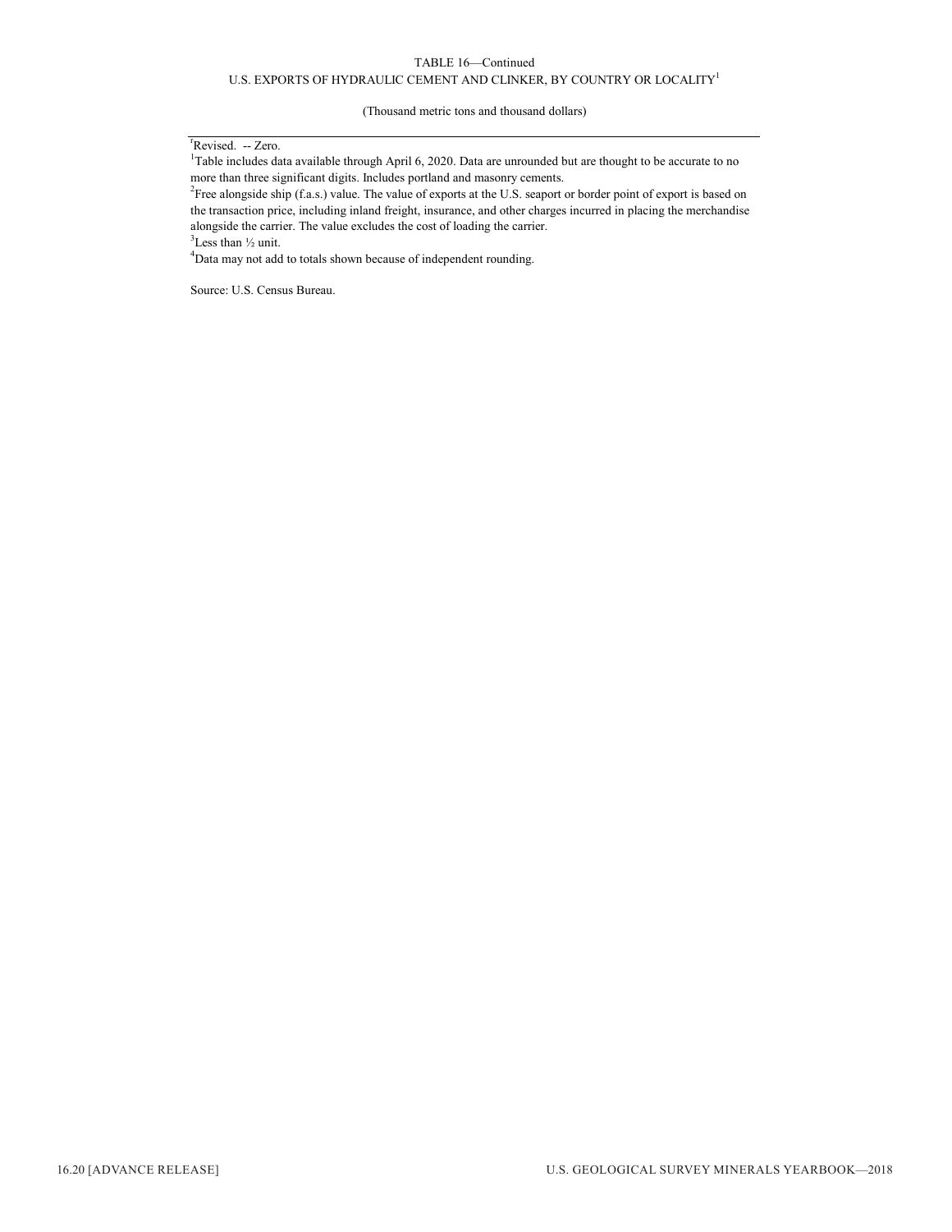TABLE 16—Continued

U.S. EXPORTS OF HYDRAULIC CEMENT AND CLINKER, BY COUNTRY OR LOCALITY[1]

(Thousand metric tons and thousand dollars)

[r]Revised. -- Zero.

[1]Table includes data available through April 6, 2020. Data are unrounded but are thought to be accurate to no more than three significant digits. Includes portland and masonry cements.

[2]Free alongside ship (f.a.s.) value. The value of exports at the U.S. seaport or border point of export is based on the transaction price, including inland freight, insurance, and other charges incurred in placing the merchandise alongside the carrier. The value excludes the cost of loading the carrier.

[3]Less than ½ unit.

[4]Data may not add to totals shown because of independent rounding.

Source: U.S. Census Bureau.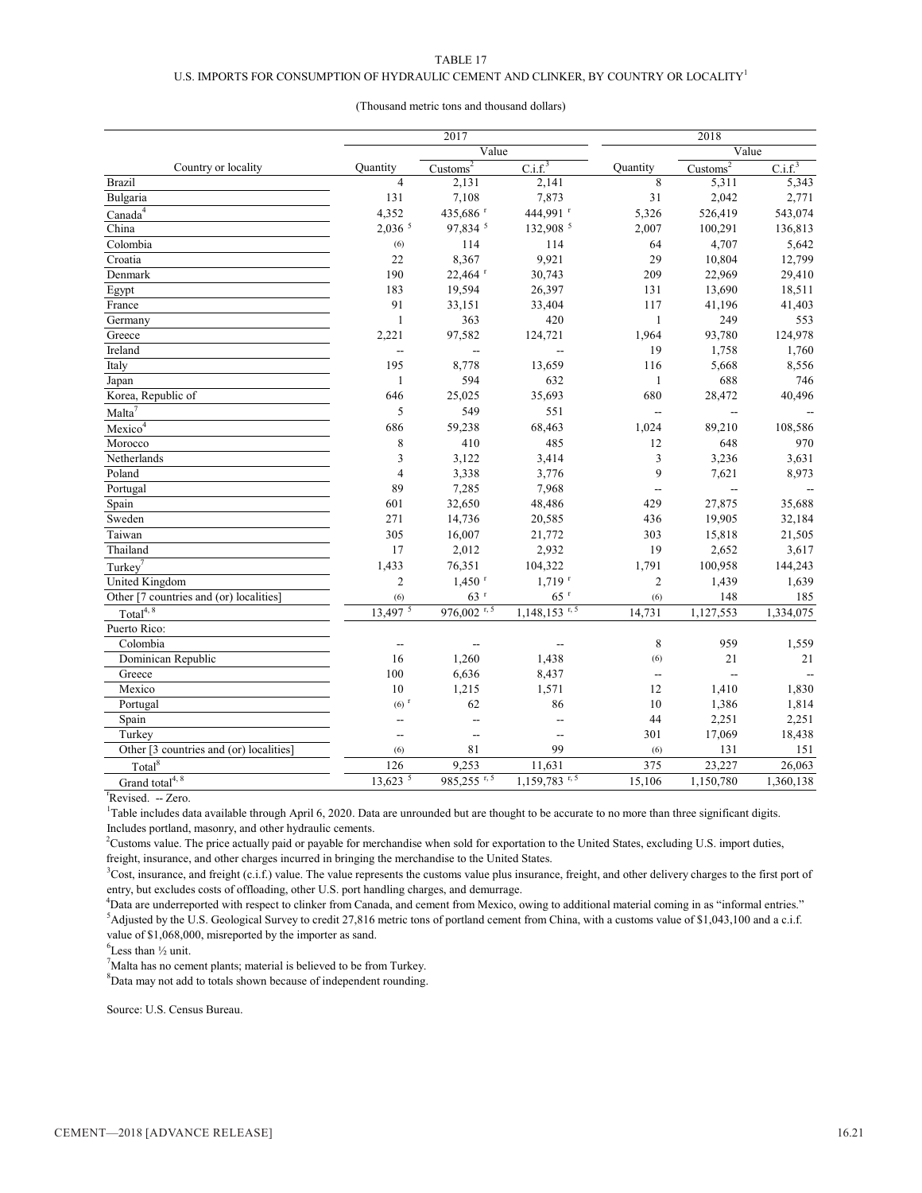TABLE 17

U.S. IMPORTS FOR CONSUMPTION OF HYDRAULIC CEMENT AND CLINKER, BY COUNTRY OR LOCALITY[1]

(Thousand metric tons and thousand dollars)

| Country or locality | 2017 Quantity | 2017 Value Customs[2] | 2017 Value C.i.f.[3] | 2018 Quantity | 2018 Value Customs[2] | 2018 Value C.i.f.[3] |
|---|---|---|---|---|---|---|
| Brazil | 4 | 2,131 | 2,141 | 8 | 5,311 | 5,343 |
| Bulgaria | 131 | 7,108 | 7,873 | 31 | 2,042 | 2,771 |
| Canada[4] | 4,352 | 435,686 r | 444,991 r | 5,326 | 526,419 | 543,074 |
| China | 2,036 [5] | 97,834 [5] | 132,908 [5] | 2,007 | 100,291 | 136,813 |
| Colombia | (6) | 114 | 114 | 64 | 4,707 | 5,642 |
| Croatia | 22 | 8,367 | 9,921 | 29 | 10,804 | 12,799 |
| Denmark | 190 | 22,464 r | 30,743 | 209 | 22,969 | 29,410 |
| Egypt | 183 | 19,594 | 26,397 | 131 | 13,690 | 18,511 |
| France | 91 | 33,151 | 33,404 | 117 | 41,196 | 41,403 |
| Germany | 1 | 363 | 420 | 1 | 249 | 553 |
| Greece | 2,221 | 97,582 | 124,721 | 1,964 | 93,780 | 124,978 |
| Ireland | -- | -- | -- | 19 | 1,758 | 1,760 |
| Italy | 195 | 8,778 | 13,659 | 116 | 5,668 | 8,556 |
| Japan | 1 | 594 | 632 | 1 | 688 | 746 |
| Korea, Republic of | 646 | 25,025 | 35,693 | 680 | 28,472 | 40,496 |
| Malta[7] | 5 | 549 | 551 | -- | -- | -- |
| Mexico[4] | 686 | 59,238 | 68,463 | 1,024 | 89,210 | 108,586 |
| Morocco | 8 | 410 | 485 | 12 | 648 | 970 |
| Netherlands | 3 | 3,122 | 3,414 | 3 | 3,236 | 3,631 |
| Poland | 4 | 3,338 | 3,776 | 9 | 7,621 | 8,973 |
| Portugal | 89 | 7,285 | 7,968 | -- | -- | -- |
| Spain | 601 | 32,650 | 48,486 | 429 | 27,875 | 35,688 |
| Sweden | 271 | 14,736 | 20,585 | 436 | 19,905 | 32,184 |
| Taiwan | 305 | 16,007 | 21,772 | 303 | 15,818 | 21,505 |
| Thailand | 17 | 2,012 | 2,932 | 19 | 2,652 | 3,617 |
| Turkey[7] | 1,433 | 76,351 | 104,322 | 1,791 | 100,958 | 144,243 |
| United Kingdom | 2 | 1,450 r | 1,719 r | 2 | 1,439 | 1,639 |
| Other [7 countries and (or) localities] | (6) | 63 r | 65 r | (6) | 148 | 185 |
| Total[4, 8] | 13,497 [5] | 976,002 r, 5 | 1,148,153 r, 5 | 14,731 | 1,127,553 | 1,334,075 |
| Puerto Rico: | | | | | | |
| Colombia | -- | -- | -- | 8 | 959 | 1,559 |
| Dominican Republic | 16 | 1,260 | 1,438 | (6) | 21 | 21 |
| Greece | 100 | 6,636 | 8,437 | -- | -- | -- |
| Mexico | 10 | 1,215 | 1,571 | 12 | 1,410 | 1,830 |
| Portugal | (6) r | 62 | 86 | 10 | 1,386 | 1,814 |
| Spain | -- | -- | -- | 44 | 2,251 | 2,251 |
| Turkey | -- | -- | -- | 301 | 17,069 | 18,438 |
| Other [3 countries and (or) localities] | (6) | 81 | 99 | (6) | 131 | 151 |
| Total[8] | 126 | 9,253 | 11,631 | 375 | 23,227 | 26,063 |
| Grand total[4, 8] | 13,623 [5] | 985,255 r, 5 | 1,159,783 r, 5 | 15,106 | 1,150,780 | 1,360,138 |

r Revised. -- Zero.

[1] Table includes data available through April 6, 2020. Data are unrounded but are thought to be accurate to no more than three significant digits. Includes portland, masonry, and other hydraulic cements.

[2] Customs value. The price actually paid or payable for merchandise when sold for exportation to the United States, excluding U.S. import duties, freight, insurance, and other charges incurred in bringing the merchandise to the United States.

[3] Cost, insurance, and freight (c.i.f.) value. The value represents the customs value plus insurance, freight, and other delivery charges to the first port of entry, but excludes costs of offloading, other U.S. port handling charges, and demurrage.

[4] Data are underreported with respect to clinker from Canada, and cement from Mexico, owing to additional material coming in as "informal entries."

[5] Adjusted by the U.S. Geological Survey to credit 27,816 metric tons of portland cement from China, with a customs value of $1,043,100 and a c.i.f. value of $1,068,000, misreported by the importer as sand.

[6] Less than ½ unit.

[7] Malta has no cement plants; material is believed to be from Turkey.

[8] Data may not add to totals shown because of independent rounding.

Source: U.S. Census Bureau.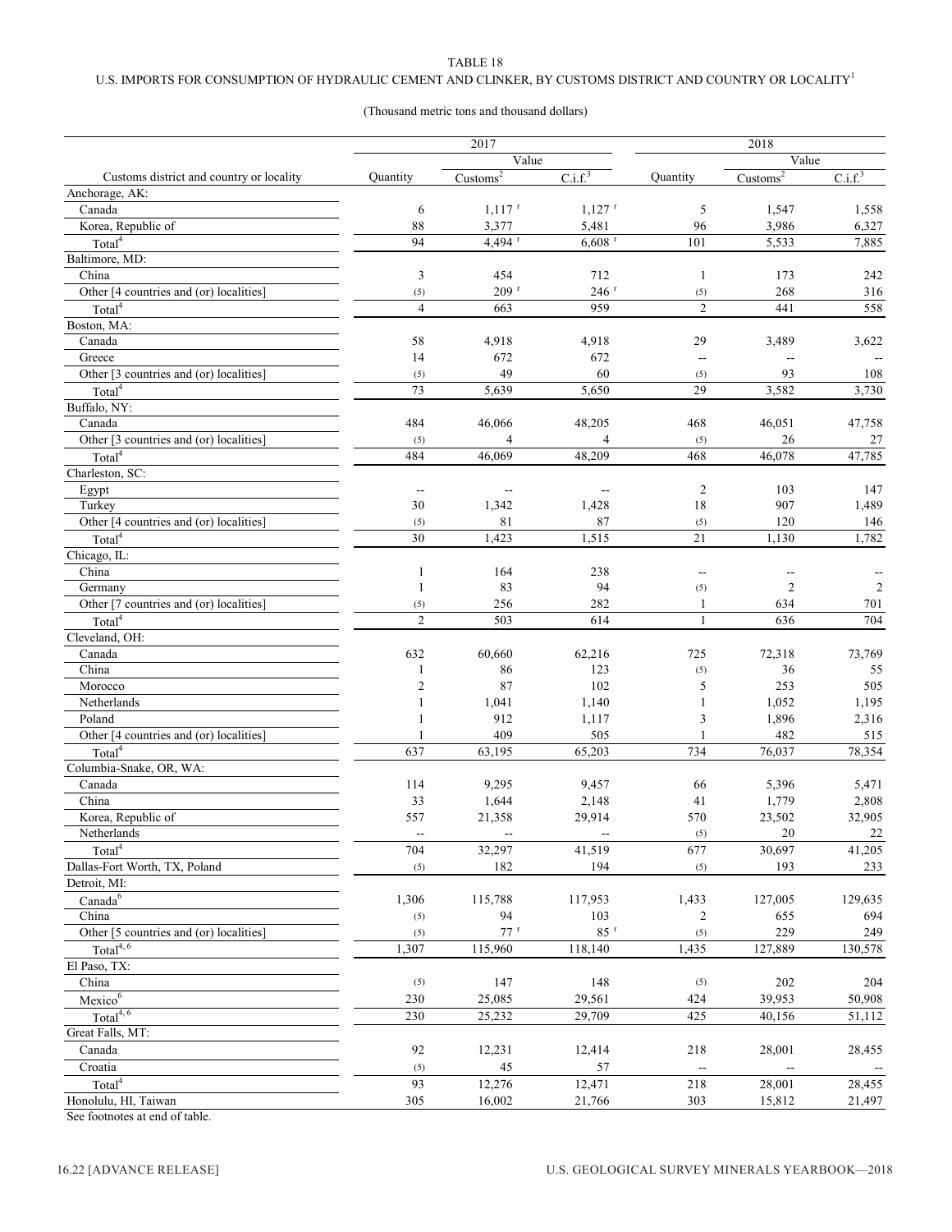TABLE 18

U.S. IMPORTS FOR CONSUMPTION OF HYDRAULIC CEMENT AND CLINKER, BY CUSTOMS DISTRICT AND COUNTRY OR LOCALITY[1]

(Thousand metric tons and thousand dollars)

| Customs district and country or locality | 2017 | | | 2018 | | |
|---|---|---|---|---|---|---|
| | | Value | | | Value | |
| | Quantity | Customs[2] | C.i.f.[3] | Quantity | Customs[2] | C.i.f.[3] |
| Anchorage, AK: | | | | | | |
| Canada | 6 | 1,117 r | 1,127 r | 5 | 1,547 | 1,558 |
| Korea, Republic of | 88 | 3,377 | 5,481 | 96 | 3,986 | 6,327 |
| Total[4] | 94 | 4,494 r | 6,608 r | 101 | 5,533 | 7,885 |
| Baltimore, MD: | | | | | | |
| China | 3 | 454 | 712 | 1 | 173 | 242 |
| Other [4 countries and (or) localities] | (5) | 209 r | 246 r | (5) | 268 | 316 |
| Total[4] | 4 | 663 | 959 | 2 | 441 | 558 |
| Boston, MA: | | | | | | |
| Canada | 58 | 4,918 | 4,918 | 29 | 3,489 | 3,622 |
| Greece | 14 | 672 | 672 | -- | -- | -- |
| Other [3 countries and (or) localities] | (5) | 49 | 60 | (5) | 93 | 108 |
| Total[4] | 73 | 5,639 | 5,650 | 29 | 3,582 | 3,730 |
| Buffalo, NY: | | | | | | |
| Canada | 484 | 46,066 | 48,205 | 468 | 46,051 | 47,758 |
| Other [3 countries and (or) localities] | (5) | 4 | 4 | (5) | 26 | 27 |
| Total[4] | 484 | 46,069 | 48,209 | 468 | 46,078 | 47,785 |
| Charleston, SC: | | | | | | |
| Egypt | -- | -- | -- | 2 | 103 | 147 |
| Turkey | 30 | 1,342 | 1,428 | 18 | 907 | 1,489 |
| Other [4 countries and (or) localities] | (5) | 81 | 87 | (5) | 120 | 146 |
| Total[4] | 30 | 1,423 | 1,515 | 21 | 1,130 | 1,782 |
| Chicago, IL: | | | | | | |
| China | 1 | 164 | 238 | -- | -- | -- |
| Germany | 1 | 83 | 94 | (5) | 2 | 2 |
| Other [7 countries and (or) localities] | (5) | 256 | 282 | 1 | 634 | 701 |
| Total[4] | 2 | 503 | 614 | 1 | 636 | 704 |
| Cleveland, OH: | | | | | | |
| Canada | 632 | 60,660 | 62,216 | 725 | 72,318 | 73,769 |
| China | 1 | 86 | 123 | (5) | 36 | 55 |
| Morocco | 2 | 87 | 102 | 5 | 253 | 505 |
| Netherlands | 1 | 1,041 | 1,140 | 1 | 1,052 | 1,195 |
| Poland | 1 | 912 | 1,117 | 3 | 1,896 | 2,316 |
| Other [4 countries and (or) localities] | 1 | 409 | 505 | 1 | 482 | 515 |
| Total[4] | 637 | 63,195 | 65,203 | 734 | 76,037 | 78,354 |
| Columbia-Snake, OR, WA: | | | | | | |
| Canada | 114 | 9,295 | 9,457 | 66 | 5,396 | 5,471 |
| China | 33 | 1,644 | 2,148 | 41 | 1,779 | 2,808 |
| Korea, Republic of | 557 | 21,358 | 29,914 | 570 | 23,502 | 32,905 |
| Netherlands | -- | -- | -- | (5) | 20 | 22 |
| Total[4] | 704 | 32,297 | 41,519 | 677 | 30,697 | 41,205 |
| Dallas-Fort Worth, TX, Poland | (5) | 182 | 194 | (5) | 193 | 233 |
| Detroit, MI: | | | | | | |
| Canada[6] | 1,306 | 115,788 | 117,953 | 1,433 | 127,005 | 129,635 |
| China | (5) | 94 | 103 | 2 | 655 | 694 |
| Other [5 countries and (or) localities] | (5) | 77 r | 85 r | (5) | 229 | 249 |
| Total[4, 6] | 1,307 | 115,960 | 118,140 | 1,435 | 127,889 | 130,578 |
| El Paso, TX: | | | | | | |
| China | (5) | 147 | 148 | (5) | 202 | 204 |
| Mexico[6] | 230 | 25,085 | 29,561 | 424 | 39,953 | 50,908 |
| Total[4, 6] | 230 | 25,232 | 29,709 | 425 | 40,156 | 51,112 |
| Great Falls, MT: | | | | | | |
| Canada | 92 | 12,231 | 12,414 | 218 | 28,001 | 28,455 |
| Croatia | (5) | 45 | 57 | -- | -- | -- |
| Total[4] | 93 | 12,276 | 12,471 | 218 | 28,001 | 28,455 |
| Honolulu, HI, Taiwan | 305 | 16,002 | 21,766 | 303 | 15,812 | 21,497 |

See footnotes at end of table.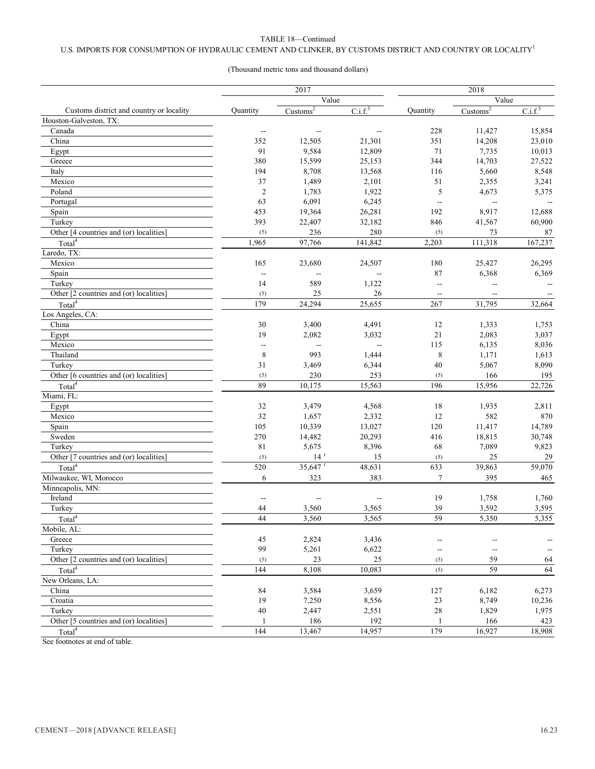TABLE 18—Continued

U.S. IMPORTS FOR CONSUMPTION OF HYDRAULIC CEMENT AND CLINKER, BY CUSTOMS DISTRICT AND COUNTRY OR LOCALITY[1]

(Thousand metric tons and thousand dollars)

| | 2017 | | | 2018 | | |
|---|---|---|---|---|---|---|
| | | Value | | | Value | |
| Customs district and country or locality | Quantity | Customs[2] | C.i.f.[3] | Quantity | Customs[2] | C.i.f.[3] |
| Houston-Galveston, TX: | | | | | | |
| Canada | -- | -- | -- | 228 | 11,427 | 15,854 |
| China | 352 | 12,505 | 21,301 | 351 | 14,208 | 23,010 |
| Egypt | 91 | 9,584 | 12,809 | 71 | 7,735 | 10,013 |
| Greece | 380 | 15,599 | 25,153 | 344 | 14,703 | 27,522 |
| Italy | 194 | 8,708 | 13,568 | 116 | 5,660 | 8,548 |
| Mexico | 37 | 1,489 | 2,101 | 51 | 2,355 | 3,241 |
| Poland | 2 | 1,783 | 1,922 | 5 | 4,673 | 5,375 |
| Portugal | 63 | 6,091 | 6,245 | -- | -- | -- |
| Spain | 453 | 19,364 | 26,281 | 192 | 8,917 | 12,688 |
| Turkey | 393 | 22,407 | 32,182 | 846 | 41,567 | 60,900 |
| Other [4 countries and (or) localities] | (5) | 236 | 280 | (5) | 73 | 87 |
| Total[4] | 1,965 | 97,766 | 141,842 | 2,203 | 111,318 | 167,237 |
| Laredo, TX: | | | | | | |
| Mexico | 165 | 23,680 | 24,507 | 180 | 25,427 | 26,295 |
| Spain | -- | -- | -- | 87 | 6,368 | 6,369 |
| Turkey | 14 | 589 | 1,122 | -- | -- | -- |
| Other [2 countries and (or) localities] | (5) | 25 | 26 | -- | -- | -- |
| Total[4] | 179 | 24,294 | 25,655 | 267 | 31,795 | 32,664 |
| Los Angeles, CA: | | | | | | |
| China | 30 | 3,400 | 4,491 | 12 | 1,333 | 1,753 |
| Egypt | 19 | 2,082 | 3,032 | 21 | 2,083 | 3,037 |
| Mexico | -- | -- | -- | 115 | 6,135 | 8,036 |
| Thailand | 8 | 993 | 1,444 | 8 | 1,171 | 1,613 |
| Turkey | 31 | 3,469 | 6,344 | 40 | 5,067 | 8,090 |
| Other [6 countries and (or) localities] | (5) | 230 | 253 | (5) | 166 | 195 |
| Total[4] | 89 | 10,175 | 15,563 | 196 | 15,956 | 22,726 |
| Miami, FL: | | | | | | |
| Egypt | 32 | 3,479 | 4,568 | 18 | 1,935 | 2,811 |
| Mexico | 32 | 1,657 | 2,332 | 12 | 582 | 870 |
| Spain | 105 | 10,339 | 13,027 | 120 | 11,417 | 14,789 |
| Sweden | 270 | 14,482 | 20,293 | 416 | 18,815 | 30,748 |
| Turkey | 81 | 5,675 | 8,396 | 68 | 7,089 | 9,823 |
| Other [7 countries and (or) localities] | (5) | 14 r | 15 | (5) | 25 | 29 |
| Total[4] | 520 | 35,647 r | 48,631 | 633 | 39,863 | 59,070 |
| Milwaukee, WI, Morocco | 6 | 323 | 383 | 7 | 395 | 465 |
| Minneapolis, MN: | | | | | | |
| Ireland | -- | -- | -- | 19 | 1,758 | 1,760 |
| Turkey | 44 | 3,560 | 3,565 | 39 | 3,592 | 3,595 |
| Total[4] | 44 | 3,560 | 3,565 | 59 | 5,350 | 5,355 |
| Mobile, AL: | | | | | | |
| Greece | 45 | 2,824 | 3,436 | -- | -- | -- |
| Turkey | 99 | 5,261 | 6,622 | -- | -- | -- |
| Other [2 countries and (or) localities] | (5) | 23 | 25 | (5) | 59 | 64 |
| Total[4] | 144 | 8,108 | 10,083 | (5) | 59 | 64 |
| New Orleans, LA: | | | | | | |
| China | 84 | 3,584 | 3,659 | 127 | 6,182 | 6,273 |
| Croatia | 19 | 7,250 | 8,556 | 23 | 8,749 | 10,236 |
| Turkey | 40 | 2,447 | 2,551 | 28 | 1,829 | 1,975 |
| Other [5 countries and (or) localities] | 1 | 186 | 192 | 1 | 166 | 423 |
| Total[4] | 144 | 13,467 | 14,957 | 179 | 16,927 | 18,908 |

See footnotes at end of table.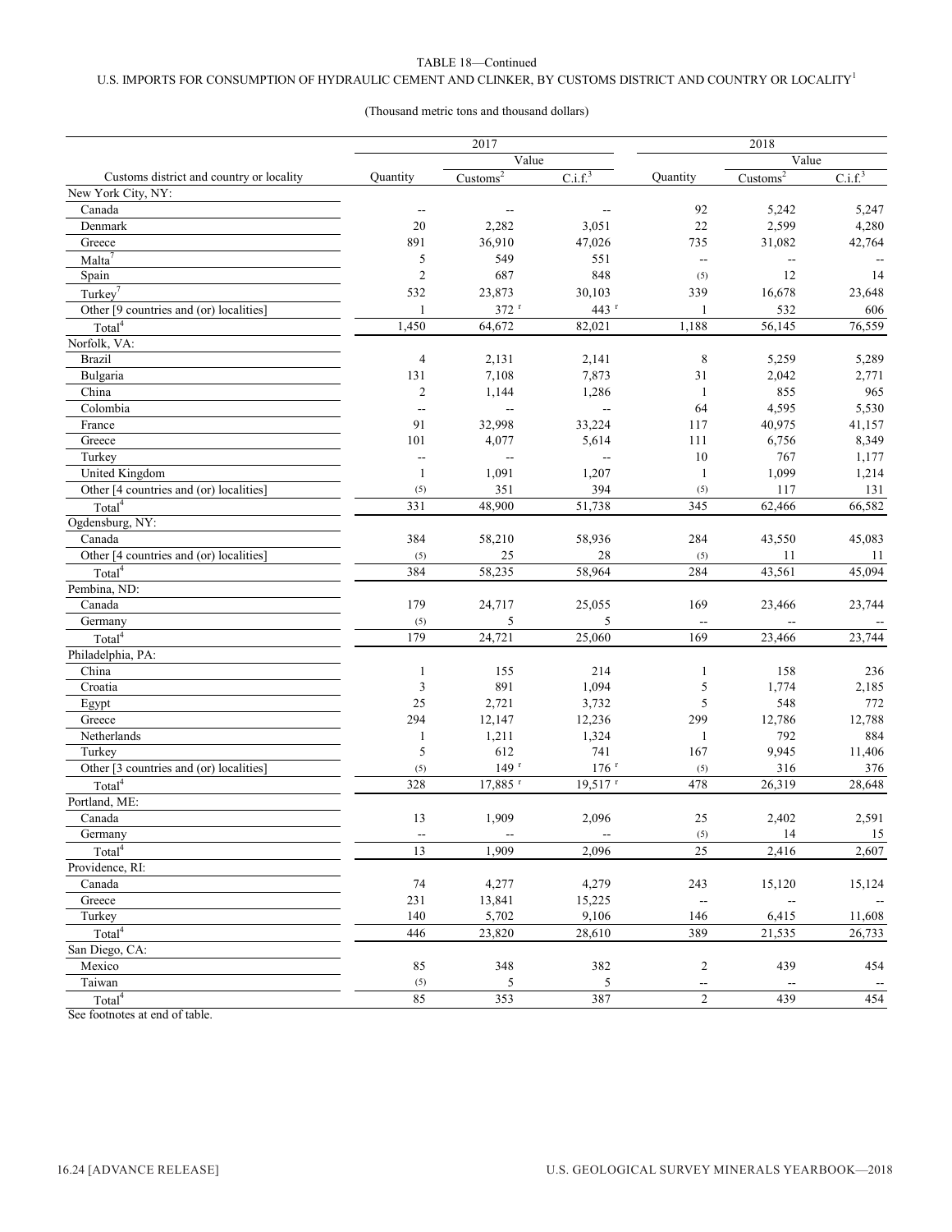TABLE 18—Continued

U.S. IMPORTS FOR CONSUMPTION OF HYDRAULIC CEMENT AND CLINKER, BY CUSTOMS DISTRICT AND COUNTRY OR LOCALITY[1]

(Thousand metric tons and thousand dollars)

| | 2017 | | | 2018 | | |
|---|---|---|---|---|---|---|
| | | Value | | | Value | |
| Customs district and country or locality | Quantity | Customs[2] | C.i.f.[3] | Quantity | Customs[2] | C.i.f.[3] |
| New York City, NY: | | | | | | |
| Canada | -- | -- | -- | 92 | 5,242 | 5,247 |
| Denmark | 20 | 2,282 | 3,051 | 22 | 2,599 | 4,280 |
| Greece | 891 | 36,910 | 47,026 | 735 | 31,082 | 42,764 |
| Malta[7] | 5 | 549 | 551 | -- | -- | -- |
| Spain | 2 | 687 | 848 | (5) | 12 | 14 |
| Turkey[7] | 532 | 23,873 | 30,103 | 339 | 16,678 | 23,648 |
| Other [9 countries and (or) localities] | 1 | 372 r | 443 r | 1 | 532 | 606 |
| Total[4] | 1,450 | 64,672 | 82,021 | 1,188 | 56,145 | 76,559 |
| Norfolk, VA: | | | | | | |
| Brazil | 4 | 2,131 | 2,141 | 8 | 5,259 | 5,289 |
| Bulgaria | 131 | 7,108 | 7,873 | 31 | 2,042 | 2,771 |
| China | 2 | 1,144 | 1,286 | 1 | 855 | 965 |
| Colombia | -- | -- | -- | 64 | 4,595 | 5,530 |
| France | 91 | 32,998 | 33,224 | 117 | 40,975 | 41,157 |
| Greece | 101 | 4,077 | 5,614 | 111 | 6,756 | 8,349 |
| Turkey | -- | -- | -- | 10 | 767 | 1,177 |
| United Kingdom | 1 | 1,091 | 1,207 | 1 | 1,099 | 1,214 |
| Other [4 countries and (or) localities] | (5) | 351 | 394 | (5) | 117 | 131 |
| Total[4] | 331 | 48,900 | 51,738 | 345 | 62,466 | 66,582 |
| Ogdensburg, NY: | | | | | | |
| Canada | 384 | 58,210 | 58,936 | 284 | 43,550 | 45,083 |
| Other [4 countries and (or) localities] | (5) | 25 | 28 | (5) | 11 | 11 |
| Total[4] | 384 | 58,235 | 58,964 | 284 | 43,561 | 45,094 |
| Pembina, ND: | | | | | | |
| Canada | 179 | 24,717 | 25,055 | 169 | 23,466 | 23,744 |
| Germany | (5) | 5 | 5 | -- | -- | -- |
| Total[4] | 179 | 24,721 | 25,060 | 169 | 23,466 | 23,744 |
| Philadelphia, PA: | | | | | | |
| China | 1 | 155 | 214 | 1 | 158 | 236 |
| Croatia | 3 | 891 | 1,094 | 5 | 1,774 | 2,185 |
| Egypt | 25 | 2,721 | 3,732 | 5 | 548 | 772 |
| Greece | 294 | 12,147 | 12,236 | 299 | 12,786 | 12,788 |
| Netherlands | 1 | 1,211 | 1,324 | 1 | 792 | 884 |
| Turkey | 5 | 612 | 741 | 167 | 9,945 | 11,406 |
| Other [3 countries and (or) localities] | (5) | 149 r | 176 r | (5) | 316 | 376 |
| Total[4] | 328 | 17,885 r | 19,517 r | 478 | 26,319 | 28,648 |
| Portland, ME: | | | | | | |
| Canada | 13 | 1,909 | 2,096 | 25 | 2,402 | 2,591 |
| Germany | -- | -- | -- | (5) | 14 | 15 |
| Total[4] | 13 | 1,909 | 2,096 | 25 | 2,416 | 2,607 |
| Providence, RI: | | | | | | |
| Canada | 74 | 4,277 | 4,279 | 243 | 15,120 | 15,124 |
| Greece | 231 | 13,841 | 15,225 | -- | -- | -- |
| Turkey | 140 | 5,702 | 9,106 | 146 | 6,415 | 11,608 |
| Total[4] | 446 | 23,820 | 28,610 | 389 | 21,535 | 26,733 |
| San Diego, CA: | | | | | | |
| Mexico | 85 | 348 | 382 | 2 | 439 | 454 |
| Taiwan | (5) | 5 | 5 | -- | -- | -- |
| Total[4] | 85 | 353 | 387 | 2 | 439 | 454 |

See footnotes at end of table.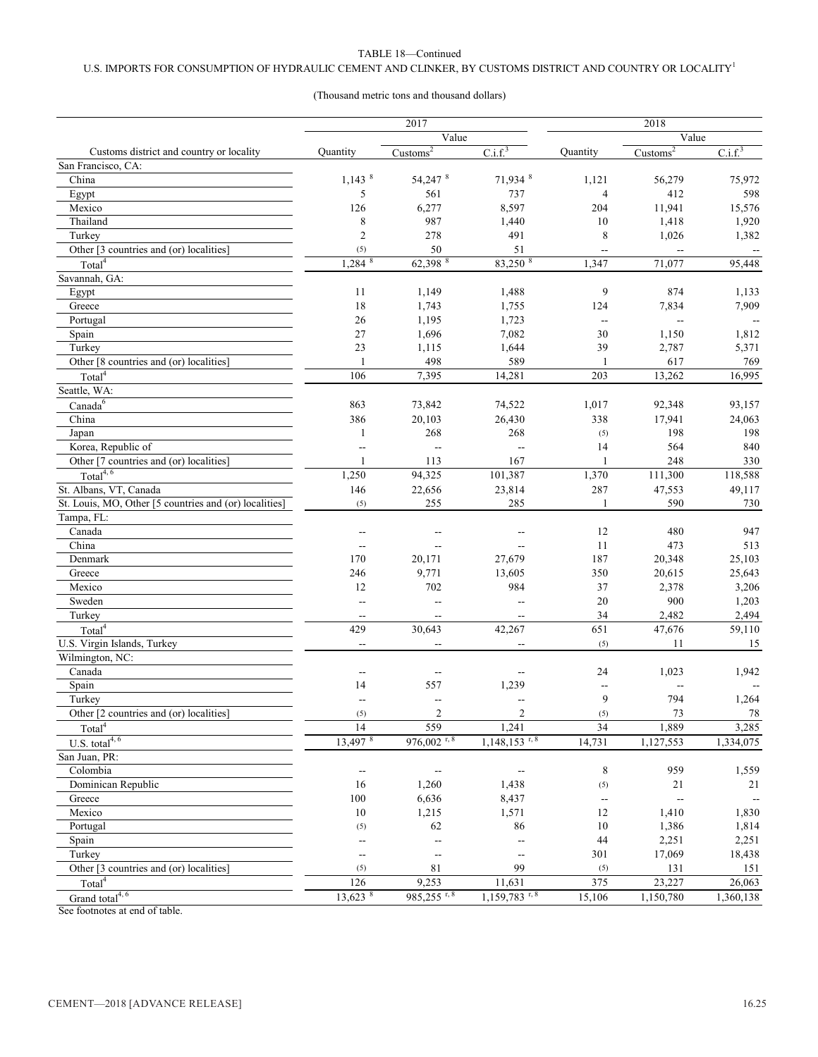TABLE 18—Continued

U.S. IMPORTS FOR CONSUMPTION OF HYDRAULIC CEMENT AND CLINKER, BY CUSTOMS DISTRICT AND COUNTRY OR LOCALITY[1]

(Thousand metric tons and thousand dollars)

| | 2017 | | | 2018 | | |
|---|---|---|---|---|---|---|
| | | Value | | | Value | |
| Customs district and country or locality | Quantity | Customs[2] | C.i.f.[3] | Quantity | Customs[2] | C.i.f.[3] |
| San Francisco, CA: | | | | | | |
| China | 1,143 [8] | 54,247 [8] | 71,934 [8] | 1,121 | 56,279 | 75,972 |
| Egypt | 5 | 561 | 737 | 4 | 412 | 598 |
| Mexico | 126 | 6,277 | 8,597 | 204 | 11,941 | 15,576 |
| Thailand | 8 | 987 | 1,440 | 10 | 1,418 | 1,920 |
| Turkey | 2 | 278 | 491 | 8 | 1,026 | 1,382 |
| Other [3 countries and (or) localities] | (5) | 50 | 51 | -- | -- | -- |
| Total[4] | 1,284 [8] | 62,398 [8] | 83,250 [8] | 1,347 | 71,077 | 95,448 |
| Savannah, GA: | | | | | | |
| Egypt | 11 | 1,149 | 1,488 | 9 | 874 | 1,133 |
| Greece | 18 | 1,743 | 1,755 | 124 | 7,834 | 7,909 |
| Portugal | 26 | 1,195 | 1,723 | -- | -- | -- |
| Spain | 27 | 1,696 | 7,082 | 30 | 1,150 | 1,812 |
| Turkey | 23 | 1,115 | 1,644 | 39 | 2,787 | 5,371 |
| Other [8 countries and (or) localities] | 1 | 498 | 589 | 1 | 617 | 769 |
| Total[4] | 106 | 7,395 | 14,281 | 203 | 13,262 | 16,995 |
| Seattle, WA: | | | | | | |
| Canada[6] | 863 | 73,842 | 74,522 | 1,017 | 92,348 | 93,157 |
| China | 386 | 20,103 | 26,430 | 338 | 17,941 | 24,063 |
| Japan | 1 | 268 | 268 | (5) | 198 | 198 |
| Korea, Republic of | -- | -- | -- | 14 | 564 | 840 |
| Other [7 countries and (or) localities] | 1 | 113 | 167 | 1 | 248 | 330 |
| Total[4, 6] | 1,250 | 94,325 | 101,387 | 1,370 | 111,300 | 118,588 |
| St. Albans, VT, Canada | 146 | 22,656 | 23,814 | 287 | 47,553 | 49,117 |
| St. Louis, MO, Other [5 countries and (or) localities] | (5) | 255 | 285 | 1 | 590 | 730 |
| Tampa, FL: | | | | | | |
| Canada | -- | -- | -- | 12 | 480 | 947 |
| China | -- | -- | -- | 11 | 473 | 513 |
| Denmark | 170 | 20,171 | 27,679 | 187 | 20,348 | 25,103 |
| Greece | 246 | 9,771 | 13,605 | 350 | 20,615 | 25,643 |
| Mexico | 12 | 702 | 984 | 37 | 2,378 | 3,206 |
| Sweden | -- | -- | -- | 20 | 900 | 1,203 |
| Turkey | -- | -- | -- | 34 | 2,482 | 2,494 |
| Total[4] | 429 | 30,643 | 42,267 | 651 | 47,676 | 59,110 |
| U.S. Virgin Islands, Turkey | -- | -- | -- | (5) | 11 | 15 |
| Wilmington, NC: | | | | | | |
| Canada | -- | -- | -- | 24 | 1,023 | 1,942 |
| Spain | 14 | 557 | 1,239 | -- | -- | -- |
| Turkey | -- | -- | -- | 9 | 794 | 1,264 |
| Other [2 countries and (or) localities] | (5) | 2 | 2 | (5) | 73 | 78 |
| Total[4] | 14 | 559 | 1,241 | 34 | 1,889 | 3,285 |
| U.S. total[4, 6] | 13,497 [8] | 976,002 [r, 8] | 1,148,153 [r, 8] | 14,731 | 1,127,553 | 1,334,075 |
| San Juan, PR: | | | | | | |
| Colombia | -- | -- | -- | 8 | 959 | 1,559 |
| Dominican Republic | 16 | 1,260 | 1,438 | (5) | 21 | 21 |
| Greece | 100 | 6,636 | 8,437 | -- | -- | -- |
| Mexico | 10 | 1,215 | 1,571 | 12 | 1,410 | 1,830 |
| Portugal | (5) | 62 | 86 | 10 | 1,386 | 1,814 |
| Spain | -- | -- | -- | 44 | 2,251 | 2,251 |
| Turkey | -- | -- | -- | 301 | 17,069 | 18,438 |
| Other [3 countries and (or) localities] | (5) | 81 | 99 | (5) | 131 | 151 |
| Total[4] | 126 | 9,253 | 11,631 | 375 | 23,227 | 26,063 |
| Grand total[4, 6] | 13,623 [8] | 985,255 [r, 8] | 1,159,783 [r, 8] | 15,106 | 1,150,780 | 1,360,138 |

See footnotes at end of table.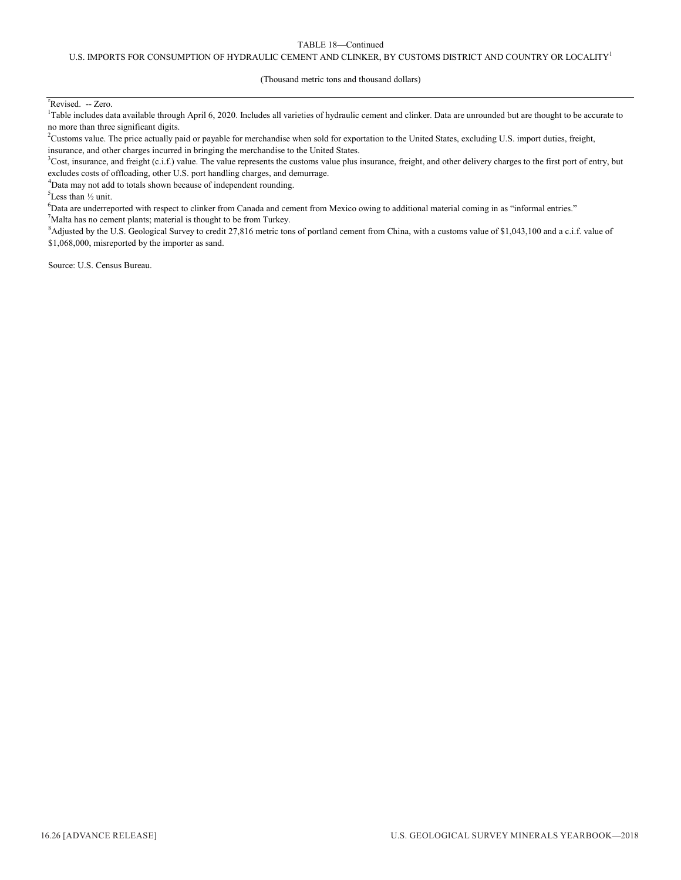TABLE 18—Continued

U.S. IMPORTS FOR CONSUMPTION OF HYDRAULIC CEMENT AND CLINKER, BY CUSTOMS DISTRICT AND COUNTRY OR LOCALITY[1]

(Thousand metric tons and thousand dollars)

[r]Revised. -- Zero.

[1]Table includes data available through April 6, 2020. Includes all varieties of hydraulic cement and clinker. Data are unrounded but are thought to be accurate to no more than three significant digits.

[2]Customs value. The price actually paid or payable for merchandise when sold for exportation to the United States, excluding U.S. import duties, freight, insurance, and other charges incurred in bringing the merchandise to the United States.

[3]Cost, insurance, and freight (c.i.f.) value. The value represents the customs value plus insurance, freight, and other delivery charges to the first port of entry, but excludes costs of offloading, other U.S. port handling charges, and demurrage.

[4]Data may not add to totals shown because of independent rounding.

[5]Less than ½ unit.

[6]Data are underreported with respect to clinker from Canada and cement from Mexico owing to additional material coming in as "informal entries."

[7]Malta has no cement plants; material is thought to be from Turkey.

[8]Adjusted by the U.S. Geological Survey to credit 27,816 metric tons of portland cement from China, with a customs value of $1,043,100 and a c.i.f. value of $1,068,000, misreported by the importer as sand.

Source: U.S. Census Bureau.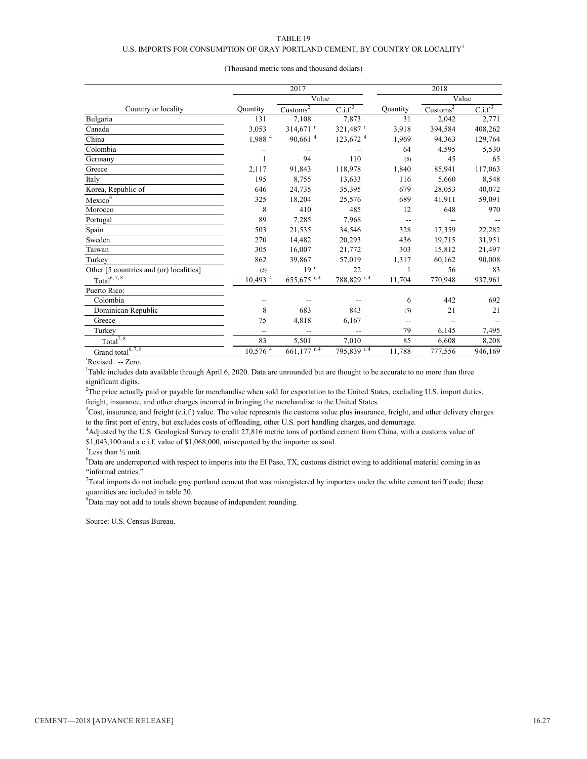TABLE 19

U.S. IMPORTS FOR CONSUMPTION OF GRAY PORTLAND CEMENT, BY COUNTRY OR LOCALITY[1]

(Thousand metric tons and thousand dollars)

| | 2017 | | | 2018 | | |
|---|---|---|---|---|---|---|
| | | Value | | | Value | |
| Country or locality | Quantity | Customs[2] | C.i.f.[3] | Quantity | Customs[2] | C.i.f.[3] |
| Bulgaria | 131 | 7,108 | 7,873 | 31 | 2,042 | 2,771 |
| Canada | 3,053 | 314,671 r | 321,487 r | 3,918 | 394,584 | 408,262 |
| China | 1,988 [4] | 90,661 [4] | 123,672 [4] | 1,969 | 94,363 | 129,764 |
| Colombia | -- | -- | -- | 64 | 4,595 | 5,530 |
| Germany | 1 | 94 | 110 | (5) | 45 | 65 |
| Greece | 2,117 | 91,843 | 118,978 | 1,840 | 85,941 | 117,063 |
| Italy | 195 | 8,755 | 13,633 | 116 | 5,660 | 8,548 |
| Korea, Republic of | 646 | 24,735 | 35,395 | 679 | 28,053 | 40,072 |
| Mexico[6] | 325 | 18,204 | 25,576 | 689 | 41,911 | 59,091 |
| Morocco | 8 | 410 | 485 | 12 | 648 | 970 |
| Portugal | 89 | 7,285 | 7,968 | -- | -- | -- |
| Spain | 503 | 21,535 | 34,546 | 328 | 17,359 | 22,282 |
| Sweden | 270 | 14,482 | 20,293 | 436 | 19,715 | 31,951 |
| Taiwan | 305 | 16,007 | 21,772 | 303 | 15,812 | 21,497 |
| Turkey | 862 | 39,867 | 57,019 | 1,317 | 60,162 | 90,008 |
| Other [5 countries and (or) localities] | (5) | 19 r | 22 | 1 | 56 | 83 |
| Total[6, 7, 8] | 10,493 [4] | 655,675 r, 4 | 788,829 r, 4 | 11,704 | 770,948 | 937,961 |
| Puerto Rico: | | | | | | |
| Colombia | -- | -- | -- | 6 | 442 | 692 |
| Dominican Republic | 8 | 683 | 843 | (5) | 21 | 21 |
| Greece | 75 | 4,818 | 6,167 | -- | -- | -- |
| Turkey | -- | -- | -- | 79 | 6,145 | 7,495 |
| Total[7, 8] | 83 | 5,501 | 7,010 | 85 | 6,608 | 8,208 |
| Grand total[6, 7, 8] | 10,576 [4] | 661,177 r, 4 | 795,839 r, 4 | 11,788 | 777,556 | 946,169 |

r Revised. -- Zero.

[1] Table includes data available through April 6, 2020. Data are unrounded but are thought to be accurate to no more than three significant digits.

[2] The price actually paid or payable for merchandise when sold for exportation to the United States, excluding U.S. import duties, freight, insurance, and other charges incurred in bringing the merchandise to the United States.

[3] Cost, insurance, and freight (c.i.f.) value. The value represents the customs value plus insurance, freight, and other delivery charges to the first port of entry, but excludes costs of offloading, other U.S. port handling charges, and demurrage.

[4] Adjusted by the U.S. Geological Survey to credit 27,816 metric tons of portland cement from China, with a customs value of $1,043,100 and a c.i.f. value of $1,068,000, misreported by the importer as sand.

[5] Less than ½ unit.

[6] Data are underreported with respect to imports into the El Paso, TX, customs district owing to additional material coming in as "informal entries."

[7] Total imports do not include gray portland cement that was misregistered by importers under the white cement tariff code; these quantities are included in table 20.

[8] Data may not add to totals shown because of independent rounding.

Source: U.S. Census Bureau.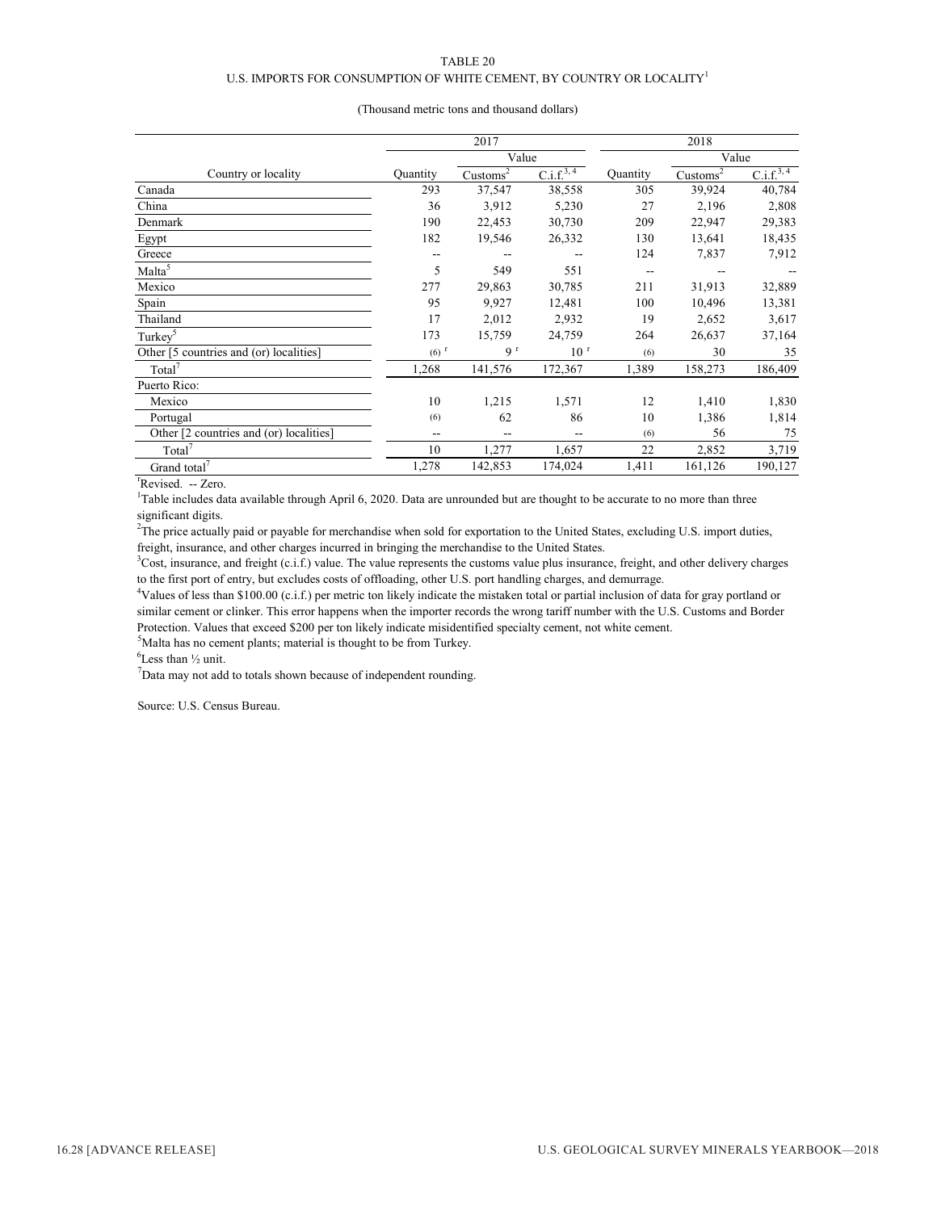TABLE 20
U.S. IMPORTS FOR CONSUMPTION OF WHITE CEMENT, BY COUNTRY OR LOCALITY[1]

(Thousand metric tons and thousand dollars)

| | 2017 | | | 2018 | | |
|---|---|---|---|---|---|---|
| | | Value | | | Value | |
| Country or locality | Quantity | Customs[2] | C.i.f.[3, 4] | Quantity | Customs[2] | C.i.f.[3, 4] |
| Canada | 293 | 37,547 | 38,558 | 305 | 39,924 | 40,784 |
| China | 36 | 3,912 | 5,230 | 27 | 2,196 | 2,808 |
| Denmark | 190 | 22,453 | 30,730 | 209 | 22,947 | 29,383 |
| Egypt | 182 | 19,546 | 26,332 | 130 | 13,641 | 18,435 |
| Greece | -- | -- | -- | 124 | 7,837 | 7,912 |
| Malta[5] | 5 | 549 | 551 | -- | -- | -- |
| Mexico | 277 | 29,863 | 30,785 | 211 | 31,913 | 32,889 |
| Spain | 95 | 9,927 | 12,481 | 100 | 10,496 | 13,381 |
| Thailand | 17 | 2,012 | 2,932 | 19 | 2,652 | 3,617 |
| Turkey[5] | 173 | 15,759 | 24,759 | 264 | 26,637 | 37,164 |
| Other [5 countries and (or) localities] | (6) r | 9 r | 10 r | (6) | 30 | 35 |
| Total[7] | 1,268 | 141,576 | 172,367 | 1,389 | 158,273 | 186,409 |
| Puerto Rico: | | | | | | |
| Mexico | 10 | 1,215 | 1,571 | 12 | 1,410 | 1,830 |
| Portugal | (6) | 62 | 86 | 10 | 1,386 | 1,814 |
| Other [2 countries and (or) localities] | -- | -- | -- | (6) | 56 | 75 |
| Total[7] | 10 | 1,277 | 1,657 | 22 | 2,852 | 3,719 |
| Grand total[7] | 1,278 | 142,853 | 174,024 | 1,411 | 161,126 | 190,127 |

[r]Revised. -- Zero.

[1]Table includes data available through April 6, 2020. Data are unrounded but are thought to be accurate to no more than three significant digits.

[2]The price actually paid or payable for merchandise when sold for exportation to the United States, excluding U.S. import duties, freight, insurance, and other charges incurred in bringing the merchandise to the United States.

[3]Cost, insurance, and freight (c.i.f.) value. The value represents the customs value plus insurance, freight, and other delivery charges to the first port of entry, but excludes costs of offloading, other U.S. port handling charges, and demurrage.

[4]Values of less than $100.00 (c.i.f.) per metric ton likely indicate the mistaken total or partial inclusion of data for gray portland or similar cement or clinker. This error happens when the importer records the wrong tariff number with the U.S. Customs and Border Protection. Values that exceed $200 per ton likely indicate misidentified specialty cement, not white cement.

[5]Malta has no cement plants; material is thought to be from Turkey.

[6]Less than ½ unit.

[7]Data may not add to totals shown because of independent rounding.

Source: U.S. Census Bureau.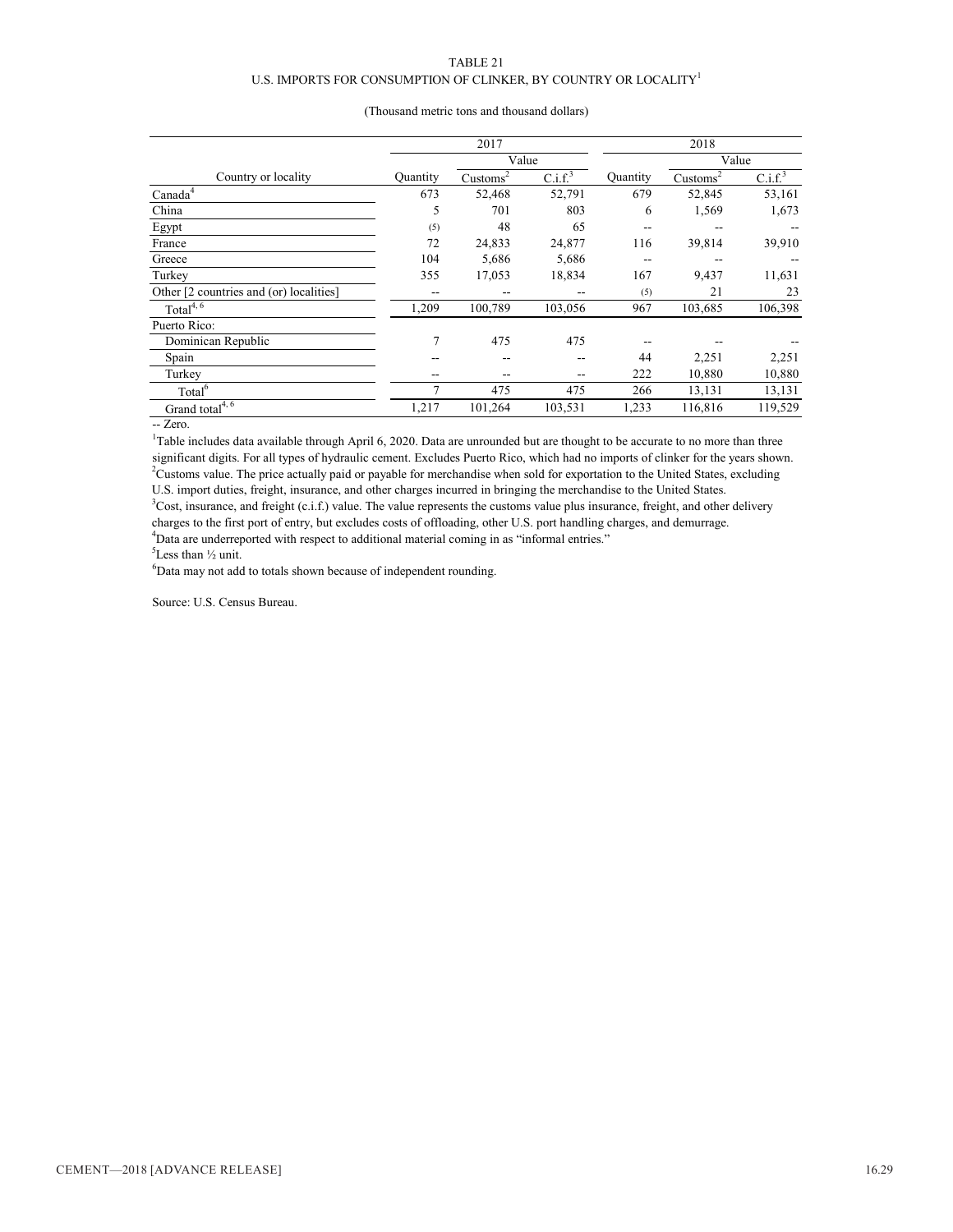TABLE 21

U.S. IMPORTS FOR CONSUMPTION OF CLINKER, BY COUNTRY OR LOCALITY[1]

(Thousand metric tons and thousand dollars)

| | 2017 | | | 2018 | | |
|---|---|---|---|---|---|---|
| | | Value | | | Value | |
| Country or locality | Quantity | Customs[2] | C.i.f.[3] | Quantity | Customs[2] | C.i.f.[3] |
| Canada[4] | 673 | 52,468 | 52,791 | 679 | 52,845 | 53,161 |
| China | 5 | 701 | 803 | 6 | 1,569 | 1,673 |
| Egypt | (5) | 48 | 65 | -- | -- | -- |
| France | 72 | 24,833 | 24,877 | 116 | 39,814 | 39,910 |
| Greece | 104 | 5,686 | 5,686 | -- | -- | -- |
| Turkey | 355 | 17,053 | 18,834 | 167 | 9,437 | 11,631 |
| Other [2 countries and (or) localities] | -- | -- | -- | (5) | 21 | 23 |
| Total[4, 6] | 1,209 | 100,789 | 103,056 | 967 | 103,685 | 106,398 |
| Puerto Rico: | | | | | | |
| Dominican Republic | 7 | 475 | 475 | -- | -- | -- |
| Spain | -- | -- | -- | 44 | 2,251 | 2,251 |
| Turkey | -- | -- | -- | 222 | 10,880 | 10,880 |
| Total[6] | 7 | 475 | 475 | 266 | 13,131 | 13,131 |
| Grand total[4, 6] | 1,217 | 101,264 | 103,531 | 1,233 | 116,816 | 119,529 |

-- Zero.

[1]Table includes data available through April 6, 2020. Data are unrounded but are thought to be accurate to no more than three significant digits. For all types of hydraulic cement. Excludes Puerto Rico, which had no imports of clinker for the years shown.

[2]Customs value. The price actually paid or payable for merchandise when sold for exportation to the United States, excluding U.S. import duties, freight, insurance, and other charges incurred in bringing the merchandise to the United States.

[3]Cost, insurance, and freight (c.i.f.) value. The value represents the customs value plus insurance, freight, and other delivery charges to the first port of entry, but excludes costs of offloading, other U.S. port handling charges, and demurrage.

[4]Data are underreported with respect to additional material coming in as "informal entries."

[5]Less than ½ unit.

[6]Data may not add to totals shown because of independent rounding.

Source: U.S. Census Bureau.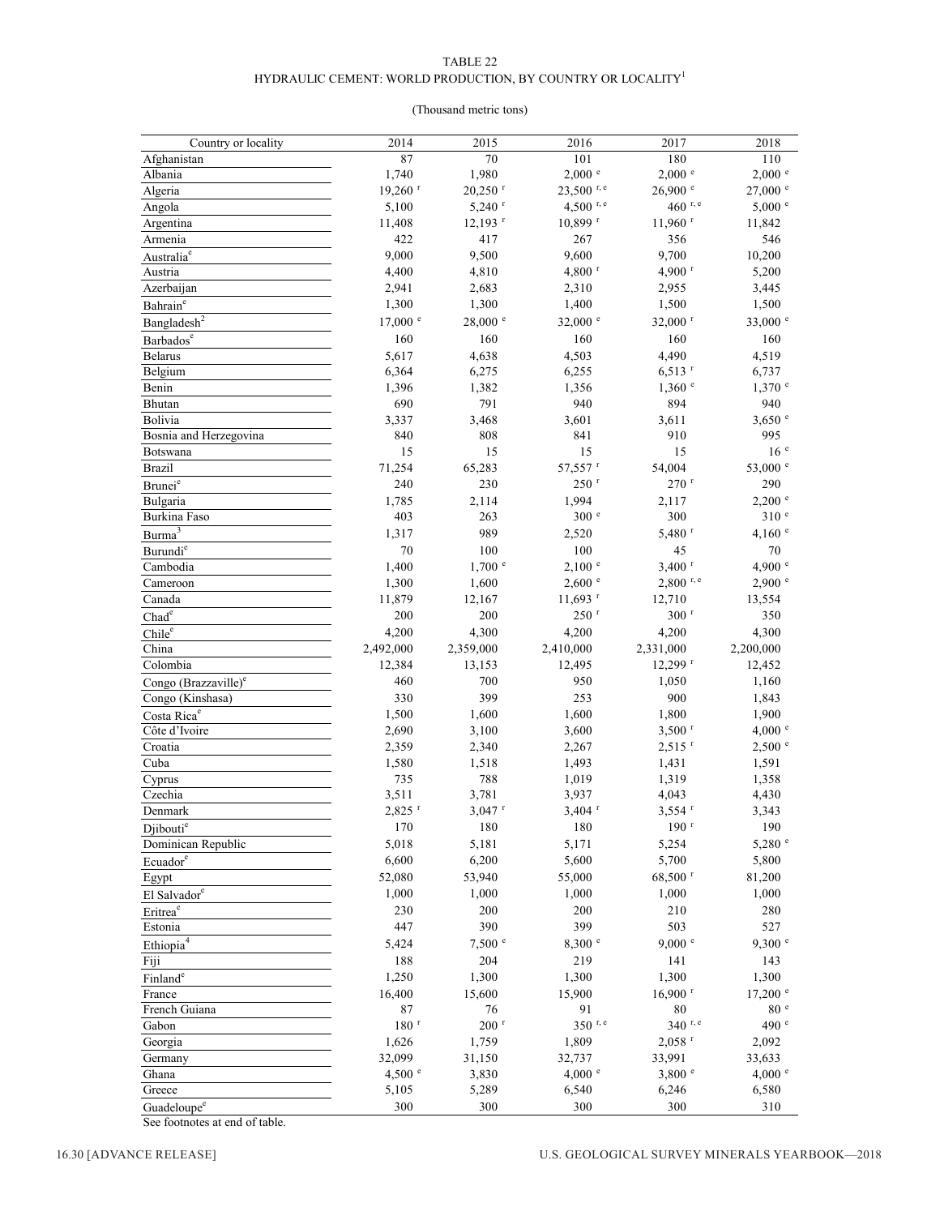TABLE 22
HYDRAULIC CEMENT: WORLD PRODUCTION, BY COUNTRY OR LOCALITY[1]

(Thousand metric tons)

| Country or locality | 2014 | 2015 | 2016 | 2017 | 2018 |
|---|---|---|---|---|---|
| Afghanistan | 87 | 70 | 101 | 180 | 110 |
| Albania | 1,740 | 1,980 | 2,000 e | 2,000 e | 2,000 e |
| Algeria | 19,260 r | 20,250 r | 23,500 r, e | 26,900 e | 27,000 e |
| Angola | 5,100 | 5,240 r | 4,500 r, e | 460 r, e | 5,000 e |
| Argentina | 11,408 | 12,193 r | 10,899 r | 11,960 r | 11,842 |
| Armenia | 422 | 417 | 267 | 356 | 546 |
| Australia[e] | 9,000 | 9,500 | 9,600 | 9,700 | 10,200 |
| Austria | 4,400 | 4,810 | 4,800 r | 4,900 r | 5,200 |
| Azerbaijan | 2,941 | 2,683 | 2,310 | 2,955 | 3,445 |
| Bahrain[e] | 1,300 | 1,300 | 1,400 | 1,500 | 1,500 |
| Bangladesh[2] | 17,000 e | 28,000 e | 32,000 e | 32,000 r | 33,000 e |
| Barbados[e] | 160 | 160 | 160 | 160 | 160 |
| Belarus | 5,617 | 4,638 | 4,503 | 4,490 | 4,519 |
| Belgium | 6,364 | 6,275 | 6,255 | 6,513 r | 6,737 |
| Benin | 1,396 | 1,382 | 1,356 | 1,360 e | 1,370 e |
| Bhutan | 690 | 791 | 940 | 894 | 940 |
| Bolivia | 3,337 | 3,468 | 3,601 | 3,611 | 3,650 e |
| Bosnia and Herzegovina | 840 | 808 | 841 | 910 | 995 |
| Botswana | 15 | 15 | 15 | 15 | 16 e |
| Brazil | 71,254 | 65,283 | 57,557 r | 54,004 | 53,000 e |
| Brunei[e] | 240 | 230 | 250 r | 270 r | 290 |
| Bulgaria | 1,785 | 2,114 | 1,994 | 2,117 | 2,200 e |
| Burkina Faso | 403 | 263 | 300 e | 300 | 310 e |
| Burma[3] | 1,317 | 989 | 2,520 | 5,480 r | 4,160 e |
| Burundi[e] | 70 | 100 | 100 | 45 | 70 |
| Cambodia | 1,400 | 1,700 e | 2,100 e | 3,400 r | 4,900 e |
| Cameroon | 1,300 | 1,600 | 2,600 e | 2,800 r, e | 2,900 e |
| Canada | 11,879 | 12,167 | 11,693 r | 12,710 | 13,554 |
| Chad[e] | 200 | 200 | 250 r | 300 r | 350 |
| Chile[e] | 4,200 | 4,300 | 4,200 | 4,200 | 4,300 |
| China | 2,492,000 | 2,359,000 | 2,410,000 | 2,331,000 | 2,200,000 |
| Colombia | 12,384 | 13,153 | 12,495 | 12,299 r | 12,452 |
| Congo (Brazzaville)[e] | 460 | 700 | 950 | 1,050 | 1,160 |
| Congo (Kinshasa) | 330 | 399 | 253 | 900 | 1,843 |
| Costa Rica[e] | 1,500 | 1,600 | 1,600 | 1,800 | 1,900 |
| Côte d'Ivoire | 2,690 | 3,100 | 3,600 | 3,500 r | 4,000 e |
| Croatia | 2,359 | 2,340 | 2,267 | 2,515 r | 2,500 e |
| Cuba | 1,580 | 1,518 | 1,493 | 1,431 | 1,591 |
| Cyprus | 735 | 788 | 1,019 | 1,319 | 1,358 |
| Czechia | 3,511 | 3,781 | 3,937 | 4,043 | 4,430 |
| Denmark | 2,825 r | 3,047 r | 3,404 r | 3,554 r | 3,343 |
| Djibouti[e] | 170 | 180 | 180 | 190 r | 190 |
| Dominican Republic | 5,018 | 5,181 | 5,171 | 5,254 | 5,280 e |
| Ecuador[e] | 6,600 | 6,200 | 5,600 | 5,700 | 5,800 |
| Egypt | 52,080 | 53,940 | 55,000 | 68,500 r | 81,200 |
| El Salvador[e] | 1,000 | 1,000 | 1,000 | 1,000 | 1,000 |
| Eritrea[e] | 230 | 200 | 200 | 210 | 280 |
| Estonia | 447 | 390 | 399 | 503 | 527 |
| Ethiopia[4] | 5,424 | 7,500 e | 8,300 e | 9,000 e | 9,300 e |
| Fiji | 188 | 204 | 219 | 141 | 143 |
| Finland[e] | 1,250 | 1,300 | 1,300 | 1,300 | 1,300 |
| France | 16,400 | 15,600 | 15,900 | 16,900 r | 17,200 e |
| French Guiana | 87 | 76 | 91 | 80 | 80 e |
| Gabon | 180 r | 200 r | 350 r, e | 340 r, e | 490 e |
| Georgia | 1,626 | 1,759 | 1,809 | 2,058 r | 2,092 |
| Germany | 32,099 | 31,150 | 32,737 | 33,991 | 33,633 |
| Ghana | 4,500 e | 3,830 | 4,000 e | 3,800 e | 4,000 e |
| Greece | 5,105 | 5,289 | 6,540 | 6,246 | 6,580 |
| Guadeloupe[e] | 300 | 300 | 300 | 300 | 310 |

See footnotes at end of table.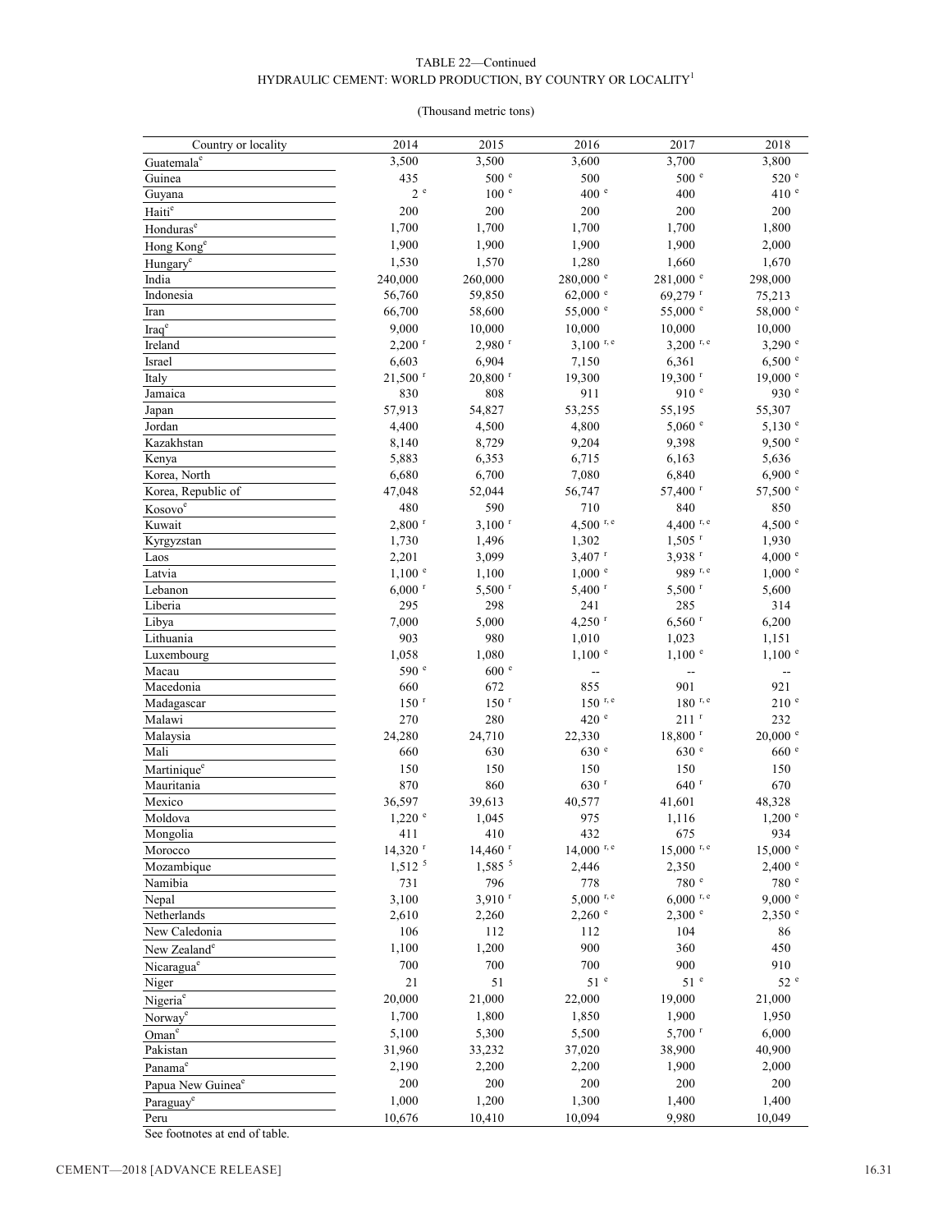TABLE 22—Continued
HYDRAULIC CEMENT: WORLD PRODUCTION, BY COUNTRY OR LOCALITY[1]

(Thousand metric tons)

| Country or locality | 2014 | 2015 | 2016 | 2017 | 2018 |
|---|---|---|---|---|---|
| Guatemala[e] | 3,500 | 3,500 | 3,600 | 3,700 | 3,800 |
| Guinea | 435 | 500 [e] | 500 | 500 [e] | 520 [e] |
| Guyana | 2 [e] | 100 [e] | 400 [e] | 400 | 410 [e] |
| Haiti[e] | 200 | 200 | 200 | 200 | 200 |
| Honduras[e] | 1,700 | 1,700 | 1,700 | 1,700 | 1,800 |
| Hong Kong[e] | 1,900 | 1,900 | 1,900 | 1,900 | 2,000 |
| Hungary[e] | 1,530 | 1,570 | 1,280 | 1,660 | 1,670 |
| India | 240,000 | 260,000 | 280,000 [e] | 281,000 [e] | 298,000 |
| Indonesia | 56,760 | 59,850 | 62,000 [e] | 69,279 [r] | 75,213 |
| Iran | 66,700 | 58,600 | 55,000 [e] | 55,000 [e] | 58,000 [e] |
| Iraq[e] | 9,000 | 10,000 | 10,000 | 10,000 | 10,000 |
| Ireland | 2,200 [r] | 2,980 [r] | 3,100 [r, e] | 3,200 [r, e] | 3,290 [e] |
| Israel | 6,603 | 6,904 | 7,150 | 6,361 | 6,500 [e] |
| Italy | 21,500 [r] | 20,800 [r] | 19,300 | 19,300 [r] | 19,000 [e] |
| Jamaica | 830 | 808 | 911 | 910 [e] | 930 [e] |
| Japan | 57,913 | 54,827 | 53,255 | 55,195 | 55,307 |
| Jordan | 4,400 | 4,500 | 4,800 | 5,060 [e] | 5,130 [e] |
| Kazakhstan | 8,140 | 8,729 | 9,204 | 9,398 | 9,500 [e] |
| Kenya | 5,883 | 6,353 | 6,715 | 6,163 | 5,636 |
| Korea, North | 6,680 | 6,700 | 7,080 | 6,840 | 6,900 [e] |
| Korea, Republic of | 47,048 | 52,044 | 56,747 | 57,400 [r] | 57,500 [e] |
| Kosovo[e] | 480 | 590 | 710 | 840 | 850 |
| Kuwait | 2,800 [r] | 3,100 [r] | 4,500 [r, e] | 4,400 [r, e] | 4,500 [e] |
| Kyrgyzstan | 1,730 | 1,496 | 1,302 | 1,505 [r] | 1,930 |
| Laos | 2,201 | 3,099 | 3,407 [r] | 3,938 [r] | 4,000 [e] |
| Latvia | 1,100 [e] | 1,100 | 1,000 [e] | 989 [r, e] | 1,000 [e] |
| Lebanon | 6,000 [r] | 5,500 [r] | 5,400 [r] | 5,500 [r] | 5,600 |
| Liberia | 295 | 298 | 241 | 285 | 314 |
| Libya | 7,000 | 5,000 | 4,250 [r] | 6,560 [r] | 6,200 |
| Lithuania | 903 | 980 | 1,010 | 1,023 | 1,151 |
| Luxembourg | 1,058 | 1,080 | 1,100 [e] | 1,100 [e] | 1,100 [e] |
| Macau | 590 [e] | 600 [e] | -- | -- | -- |
| Macedonia | 660 | 672 | 855 | 901 | 921 |
| Madagascar | 150 [r] | 150 [r] | 150 [r, e] | 180 [r, e] | 210 [e] |
| Malawi | 270 | 280 | 420 [e] | 211 [r] | 232 |
| Malaysia | 24,280 | 24,710 | 22,330 | 18,800 [r] | 20,000 [e] |
| Mali | 660 | 630 | 630 [e] | 630 [e] | 660 [e] |
| Martinique[e] | 150 | 150 | 150 | 150 | 150 |
| Mauritania | 870 | 860 | 630 [r] | 640 [r] | 670 |
| Mexico | 36,597 | 39,613 | 40,577 | 41,601 | 48,328 |
| Moldova | 1,220 [e] | 1,045 | 975 | 1,116 | 1,200 [e] |
| Mongolia | 411 | 410 | 432 | 675 | 934 |
| Morocco | 14,320 [r] | 14,460 [r] | 14,000 [r, e] | 15,000 [r, e] | 15,000 [e] |
| Mozambique | 1,512 [5] | 1,585 [5] | 2,446 | 2,350 | 2,400 [e] |
| Namibia | 731 | 796 | 778 | 780 [e] | 780 [e] |
| Nepal | 3,100 | 3,910 [r] | 5,000 [r, e] | 6,000 [r, e] | 9,000 [e] |
| Netherlands | 2,610 | 2,260 | 2,260 [e] | 2,300 [e] | 2,350 [e] |
| New Caledonia | 106 | 112 | 112 | 104 | 86 |
| New Zealand[e] | 1,100 | 1,200 | 900 | 360 | 450 |
| Nicaragua[e] | 700 | 700 | 700 | 900 | 910 |
| Niger | 21 | 51 | 51 [e] | 51 [e] | 52 [e] |
| Nigeria[e] | 20,000 | 21,000 | 22,000 | 19,000 | 21,000 |
| Norway[e] | 1,700 | 1,800 | 1,850 | 1,900 | 1,950 |
| Oman[e] | 5,100 | 5,300 | 5,500 | 5,700 [r] | 6,000 |
| Pakistan | 31,960 | 33,232 | 37,020 | 38,900 | 40,900 |
| Panama[e] | 2,190 | 2,200 | 2,200 | 1,900 | 2,000 |
| Papua New Guinea[e] | 200 | 200 | 200 | 200 | 200 |
| Paraguay[e] | 1,000 | 1,200 | 1,300 | 1,400 | 1,400 |
| Peru | 10,676 | 10,410 | 10,094 | 9,980 | 10,049 |

See footnotes at end of table.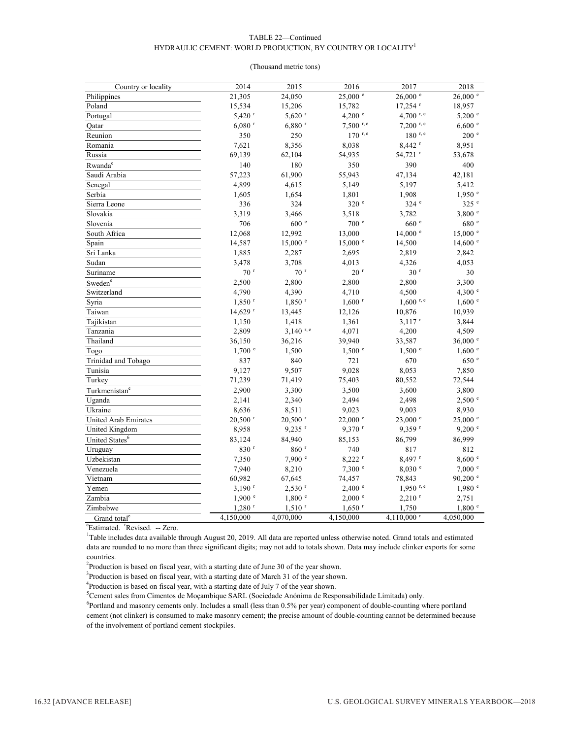TABLE 22—Continued
HYDRAULIC CEMENT: WORLD PRODUCTION, BY COUNTRY OR LOCALITY[1]

(Thousand metric tons)

| Country or locality | 2014 | 2015 | 2016 | 2017 | 2018 |
|---|---|---|---|---|---|
| Philippines | 21,305 | 24,050 | 25,000 e | 26,000 e | 26,000 e |
| Poland | 15,534 | 15,206 | 15,782 | 17,254 r | 18,957 |
| Portugal | 5,420 r | 5,620 r | 4,200 e | 4,700 r, e | 5,200 e |
| Qatar | 6,080 r | 6,880 r | 7,500 r, e | 7,200 r, e | 6,600 e |
| Reunion | 350 | 250 | 170 r, e | 180 r, e | 200 e |
| Romania | 7,621 | 8,356 | 8,038 | 8,442 r | 8,951 |
| Russia | 69,139 | 62,104 | 54,935 | 54,721 r | 53,678 |
| Rwanda[e] | 140 | 180 | 350 | 390 | 400 |
| Saudi Arabia | 57,223 | 61,900 | 55,943 | 47,134 | 42,181 |
| Senegal | 4,899 | 4,615 | 5,149 | 5,197 | 5,412 |
| Serbia | 1,605 | 1,654 | 1,801 | 1,908 | 1,950 e |
| Sierra Leone | 336 | 324 | 320 e | 324 e | 325 e |
| Slovakia | 3,319 | 3,466 | 3,518 | 3,782 | 3,800 e |
| Slovenia | 706 | 600 e | 700 e | 660 e | 680 e |
| South Africa | 12,068 | 12,992 | 13,000 | 14,000 e | 15,000 e |
| Spain | 14,587 | 15,000 e | 15,000 e | 14,500 | 14,600 e |
| Sri Lanka | 1,885 | 2,287 | 2,695 | 2,819 | 2,842 |
| Sudan | 3,478 | 3,708 | 4,013 | 4,326 | 4,053 |
| Suriname | 70 r | 70 r | 20 r | 30 r | 30 |
| Sweden[e] | 2,500 | 2,800 | 2,800 | 2,800 | 3,300 |
| Switzerland | 4,790 | 4,390 | 4,710 | 4,500 | 4,300 e |
| Syria | 1,850 r | 1,850 r | 1,600 r | 1,600 r, e | 1,600 e |
| Taiwan | 14,629 r | 13,445 | 12,126 | 10,876 | 10,939 |
| Tajikistan | 1,150 | 1,418 | 1,361 | 3,117 r | 3,844 |
| Tanzania | 2,809 | 3,140 r, e | 4,071 | 4,200 | 4,509 |
| Thailand | 36,150 | 36,216 | 39,940 | 33,587 | 36,000 e |
| Togo | 1,700 e | 1,500 | 1,500 e | 1,500 e | 1,600 e |
| Trinidad and Tobago | 837 | 840 | 721 | 670 | 650 e |
| Tunisia | 9,127 | 9,507 | 9,028 | 8,053 | 7,850 |
| Turkey | 71,239 | 71,419 | 75,403 | 80,552 | 72,544 |
| Turkmenistan[e] | 2,900 | 3,300 | 3,500 | 3,600 | 3,800 |
| Uganda | 2,141 | 2,340 | 2,494 | 2,498 | 2,500 e |
| Ukraine | 8,636 | 8,511 | 9,023 | 9,003 | 8,930 |
| United Arab Emirates | 20,500 r | 20,500 r | 22,000 e | 23,000 e | 25,000 e |
| United Kingdom | 8,958 | 9,235 r | 9,370 r | 9,359 r | 9,200 e |
| United States[6] | 83,124 | 84,940 | 85,153 | 86,799 | 86,999 |
| Uruguay | 830 r | 860 r | 740 | 817 | 812 |
| Uzbekistan | 7,350 | 7,900 e | 8,222 r | 8,497 r | 8,600 e |
| Venezuela | 7,940 | 8,210 | 7,300 e | 8,030 e | 7,000 e |
| Vietnam | 60,982 | 67,645 | 74,457 | 78,843 | 90,200 e |
| Yemen | 3,190 r | 2,530 r | 2,400 e | 1,950 r, e | 1,980 e |
| Zambia | 1,900 e | 1,800 e | 2,000 e | 2,210 r | 2,751 |
| Zimbabwe | 1,280 r | 1,510 r | 1,650 r | 1,750 | 1,800 e |
| Grand total[e] | 4,150,000 | 4,070,000 | 4,150,000 | 4,110,000 r | 4,050,000 |

[e]Estimated. [r]Revised. -- Zero.

[1]Table includes data available through August 20, 2019. All data are reported unless otherwise noted. Grand totals and estimated data are rounded to no more than three significant digits; may not add to totals shown. Data may include clinker exports for some countries.

[2]Production is based on fiscal year, with a starting date of June 30 of the year shown.

[3]Production is based on fiscal year, with a starting date of March 31 of the year shown.

[4]Production is based on fiscal year, with a starting date of July 7 of the year shown.

[5]Cement sales from Cimentos de Moçambique SARL (Sociedade Anónima de Responsabilidade Limitada) only.

[6]Portland and masonry cements only. Includes a small (less than 0.5% per year) component of double-counting where portland cement (not clinker) is consumed to make masonry cement; the precise amount of double-counting cannot be determined because of the involvement of portland cement stockpiles.